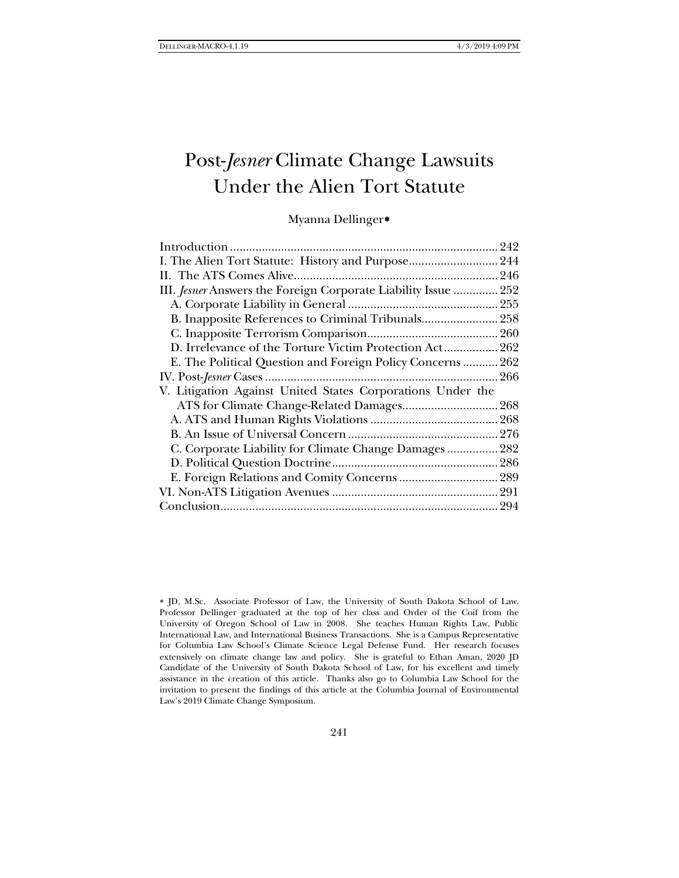# Post-*Jesner* Climate Change Lawsuits Under the Alien Tort Statute

Myanna Dellinger*

| | |
|---|---|
| Introduction | 242 |
| I. The Alien Tort Statute: History and Purpose | 244 |
| II. The ATS Comes Alive | 246 |
| III. *Jesner* Answers the Foreign Corporate Liability Issue | 252 |
| A. Corporate Liability in General | 255 |
| B. Inapposite References to Criminal Tribunals | 258 |
| C. Inapposite Terrorism Comparison | 260 |
| D. Irrelevance of the Torture Victim Protection Act | 262 |
| E. The Political Question and Foreign Policy Concerns | 262 |
| IV. Post-*Jesner* Cases | 266 |
| V. Litigation Against United States Corporations Under the ATS for Climate Change-Related Damages | 268 |
| A. ATS and Human Rights Violations | 268 |
| B. An Issue of Universal Concern | 276 |
| C. Corporate Liability for Climate Change Damages | 282 |
| D. Political Question Doctrine | 286 |
| E. Foreign Relations and Comity Concerns | 289 |
| VI. Non-ATS Litigation Avenues | 291 |
| Conclusion | 294 |

\* JD, M.Sc. Associate Professor of Law, the University of South Dakota School of Law. Professor Dellinger graduated at the top of her class and Order of the Coif from the University of Oregon School of Law in 2008. She teaches Human Rights Law, Public International Law, and International Business Transactions. She is a Campus Representative for Columbia Law School's Climate Science Legal Defense Fund. Her research focuses extensively on climate change law and policy. She is grateful to Ethan Aman, 2020 JD Candidate of the University of South Dakota School of Law, for his excellent and timely assistance in the creation of this article. Thanks also go to Columbia Law School for the invitation to present the findings of this article at the Columbia Journal of Environmental Law's 2019 Climate Change Symposium.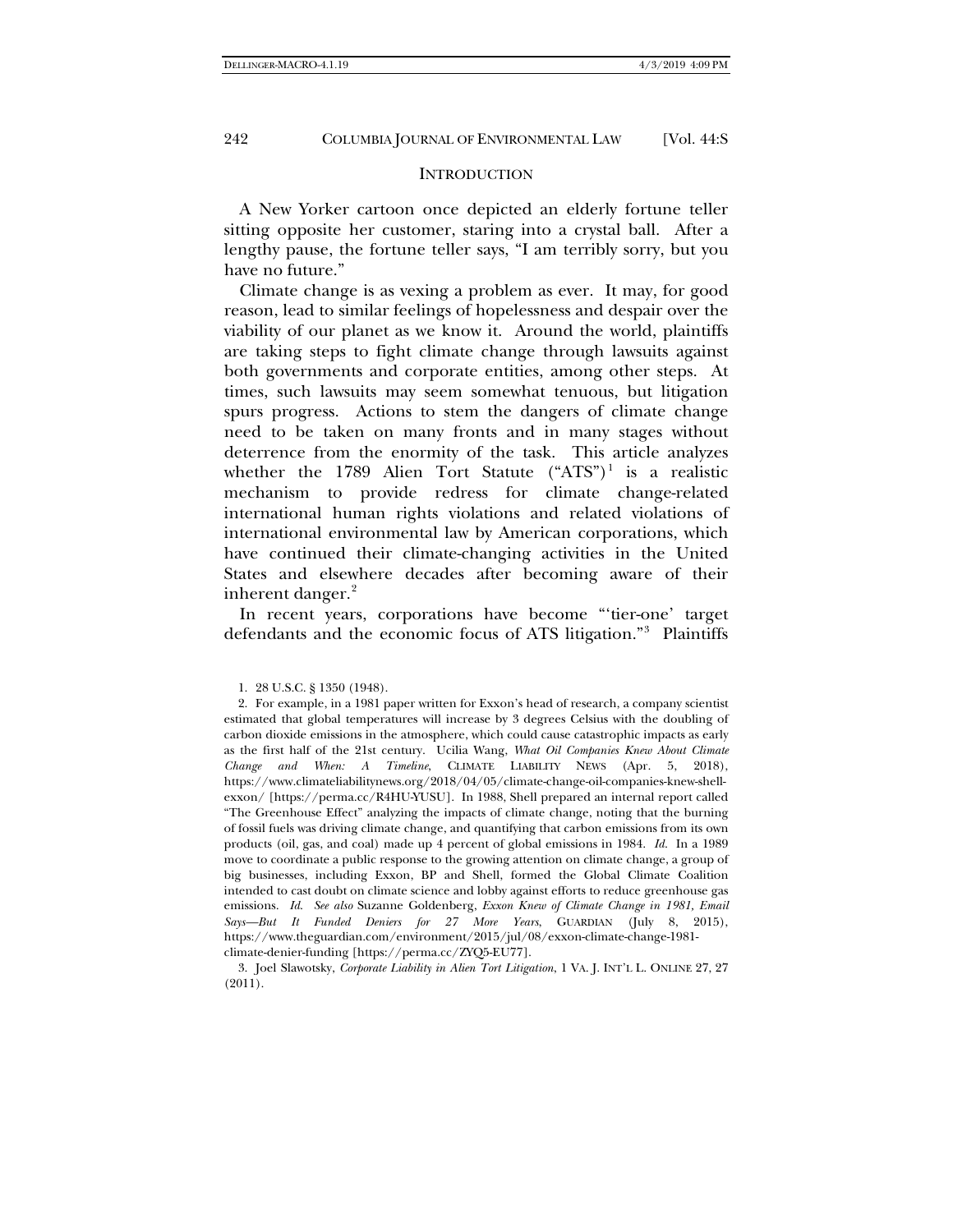## INTRODUCTION

A New Yorker cartoon once depicted an elderly fortune teller sitting opposite her customer, staring into a crystal ball. After a lengthy pause, the fortune teller says, "I am terribly sorry, but you have no future."

Climate change is as vexing a problem as ever. It may, for good reason, lead to similar feelings of hopelessness and despair over the viability of our planet as we know it. Around the world, plaintiffs are taking steps to fight climate change through lawsuits against both governments and corporate entities, among other steps. At times, such lawsuits may seem somewhat tenuous, but litigation spurs progress. Actions to stem the dangers of climate change need to be taken on many fronts and in many stages without deterrence from the enormity of the task. This article analyzes whether the 1789 Alien Tort Statute ("ATS")[1] is a realistic mechanism to provide redress for climate change-related international human rights violations and related violations of international environmental law by American corporations, which have continued their climate-changing activities in the United States and elsewhere decades after becoming aware of their inherent danger.[2]

In recent years, corporations have become "'tier-one' target defendants and the economic focus of ATS litigation."[3] Plaintiffs

1. 28 U.S.C. § 1350 (1948).

2. For example, in a 1981 paper written for Exxon's head of research, a company scientist estimated that global temperatures will increase by 3 degrees Celsius with the doubling of carbon dioxide emissions in the atmosphere, which could cause catastrophic impacts as early as the first half of the 21st century. Ucilia Wang, *What Oil Companies Knew About Climate Change and When: A Timeline*, CLIMATE LIABILITY NEWS (Apr. 5, 2018), https://www.climateliabilitynews.org/2018/04/05/climate-change-oil-companies-knew-shell-exxon/ [https://perma.cc/R4HU-YUSU]. In 1988, Shell prepared an internal report called "The Greenhouse Effect" analyzing the impacts of climate change, noting that the burning of fossil fuels was driving climate change, and quantifying that carbon emissions from its own products (oil, gas, and coal) made up 4 percent of global emissions in 1984. *Id.* In a 1989 move to coordinate a public response to the growing attention on climate change, a group of big businesses, including Exxon, BP and Shell, formed the Global Climate Coalition intended to cast doubt on climate science and lobby against efforts to reduce greenhouse gas emissions. *Id.* *See also* Suzanne Goldenberg, *Exxon Knew of Climate Change in 1981, Email Says—But It Funded Deniers for 27 More Years*, GUARDIAN (July 8, 2015), https://www.theguardian.com/environment/2015/jul/08/exxon-climate-change-1981-climate-denier-funding [https://perma.cc/ZYQ5-EU77].

3. Joel Slawotsky, *Corporate Liability in Alien Tort Litigation*, 1 VA. J. INT'L L. ONLINE 27, 27 (2011).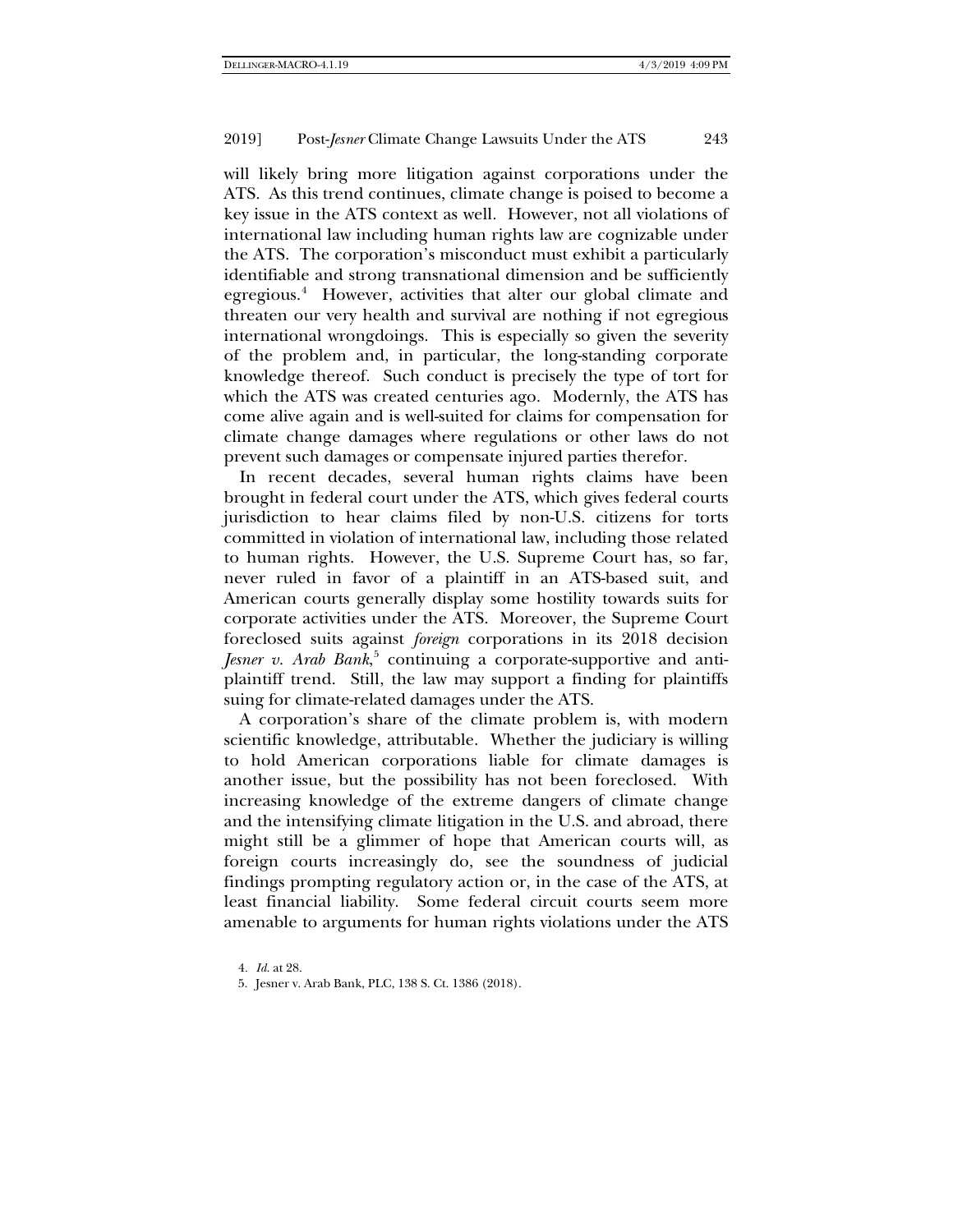will likely bring more litigation against corporations under the ATS. As this trend continues, climate change is poised to become a key issue in the ATS context as well. However, not all violations of international law including human rights law are cognizable under the ATS. The corporation's misconduct must exhibit a particularly identifiable and strong transnational dimension and be sufficiently egregious.[4] However, activities that alter our global climate and threaten our very health and survival are nothing if not egregious international wrongdoings. This is especially so given the severity of the problem and, in particular, the long-standing corporate knowledge thereof. Such conduct is precisely the type of tort for which the ATS was created centuries ago. Modernly, the ATS has come alive again and is well-suited for claims for compensation for climate change damages where regulations or other laws do not prevent such damages or compensate injured parties therefor.

In recent decades, several human rights claims have been brought in federal court under the ATS, which gives federal courts jurisdiction to hear claims filed by non-U.S. citizens for torts committed in violation of international law, including those related to human rights. However, the U.S. Supreme Court has, so far, never ruled in favor of a plaintiff in an ATS-based suit, and American courts generally display some hostility towards suits for corporate activities under the ATS. Moreover, the Supreme Court foreclosed suits against *foreign* corporations in its 2018 decision *Jesner v. Arab Bank*,[5] continuing a corporate-supportive and anti-plaintiff trend. Still, the law may support a finding for plaintiffs suing for climate-related damages under the ATS.

A corporation's share of the climate problem is, with modern scientific knowledge, attributable. Whether the judiciary is willing to hold American corporations liable for climate damages is another issue, but the possibility has not been foreclosed. With increasing knowledge of the extreme dangers of climate change and the intensifying climate litigation in the U.S. and abroad, there might still be a glimmer of hope that American courts will, as foreign courts increasingly do, see the soundness of judicial findings prompting regulatory action or, in the case of the ATS, at least financial liability. Some federal circuit courts seem more amenable to arguments for human rights violations under the ATS

4. *Id.* at 28.

5. Jesner v. Arab Bank, PLC, 138 S. Ct. 1386 (2018).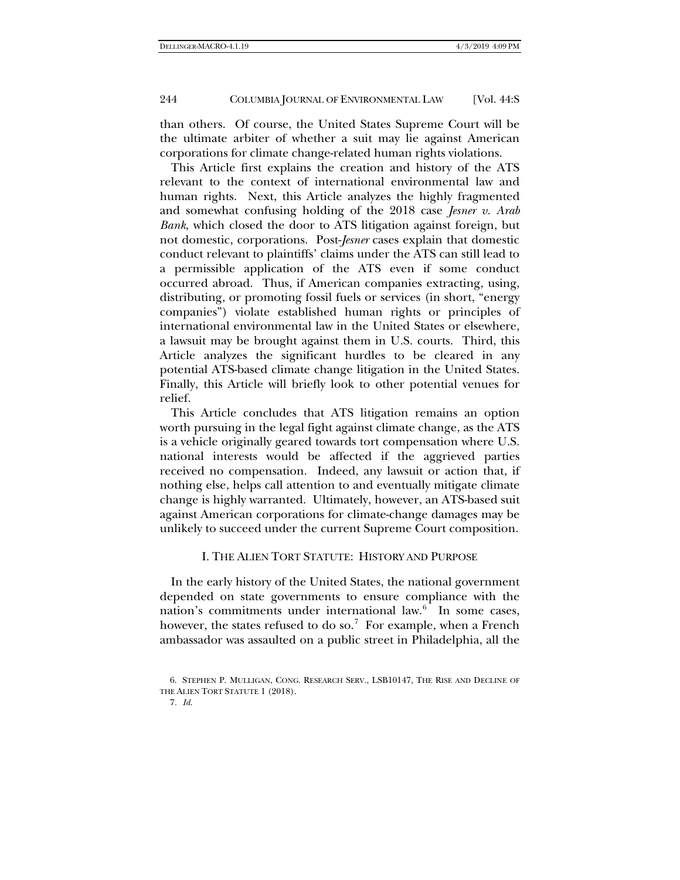than others. Of course, the United States Supreme Court will be the ultimate arbiter of whether a suit may lie against American corporations for climate change-related human rights violations.

This Article first explains the creation and history of the ATS relevant to the context of international environmental law and human rights. Next, this Article analyzes the highly fragmented and somewhat confusing holding of the 2018 case *Jesner v. Arab Bank*, which closed the door to ATS litigation against foreign, but not domestic, corporations. Post-*Jesner* cases explain that domestic conduct relevant to plaintiffs' claims under the ATS can still lead to a permissible application of the ATS even if some conduct occurred abroad. Thus, if American companies extracting, using, distributing, or promoting fossil fuels or services (in short, "energy companies") violate established human rights or principles of international environmental law in the United States or elsewhere, a lawsuit may be brought against them in U.S. courts. Third, this Article analyzes the significant hurdles to be cleared in any potential ATS-based climate change litigation in the United States. Finally, this Article will briefly look to other potential venues for relief.

This Article concludes that ATS litigation remains an option worth pursuing in the legal fight against climate change, as the ATS is a vehicle originally geared towards tort compensation where U.S. national interests would be affected if the aggrieved parties received no compensation. Indeed, any lawsuit or action that, if nothing else, helps call attention to and eventually mitigate climate change is highly warranted. Ultimately, however, an ATS-based suit against American corporations for climate-change damages may be unlikely to succeed under the current Supreme Court composition.

## I. THE ALIEN TORT STATUTE: HISTORY AND PURPOSE

In the early history of the United States, the national government depended on state governments to ensure compliance with the nation's commitments under international law.[6] In some cases, however, the states refused to do so.[7] For example, when a French ambassador was assaulted on a public street in Philadelphia, all the

6. STEPHEN P. MULLIGAN, CONG. RESEARCH SERV., LSB10147, THE RISE AND DECLINE OF THE ALIEN TORT STATUTE 1 (2018).

7. *Id.*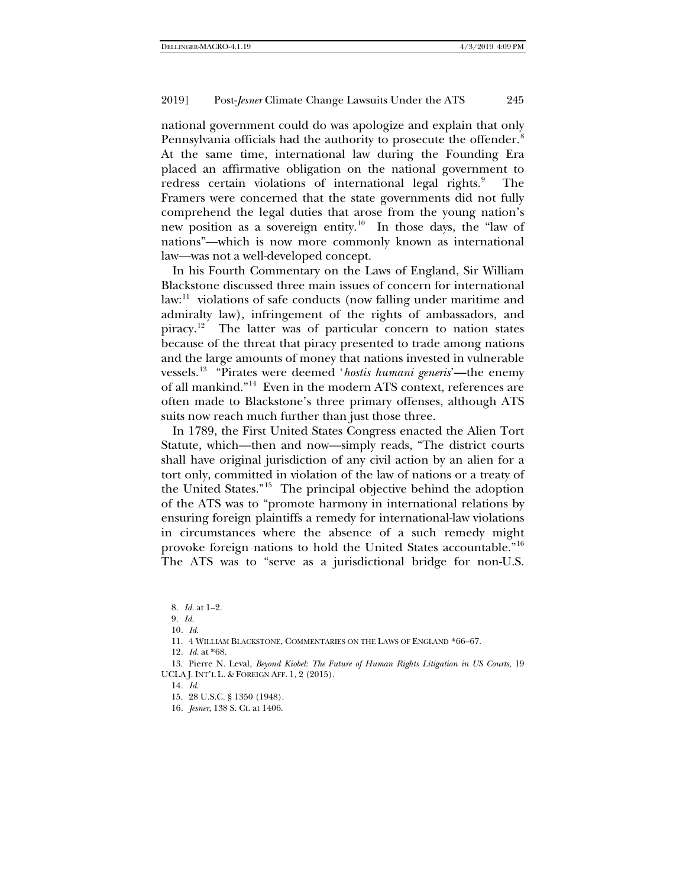national government could do was apologize and explain that only Pennsylvania officials had the authority to prosecute the offender.[8] At the same time, international law during the Founding Era placed an affirmative obligation on the national government to redress certain violations of international legal rights.[9] The Framers were concerned that the state governments did not fully comprehend the legal duties that arose from the young nation's new position as a sovereign entity.[10] In those days, the "law of nations"—which is now more commonly known as international law—was not a well-developed concept.

In his Fourth Commentary on the Laws of England, Sir William Blackstone discussed three main issues of concern for international law:[11] violations of safe conducts (now falling under maritime and admiralty law), infringement of the rights of ambassadors, and piracy.[12] The latter was of particular concern to nation states because of the threat that piracy presented to trade among nations and the large amounts of money that nations invested in vulnerable vessels.[13] "Pirates were deemed '*hostis humani generis*'—the enemy of all mankind."[14] Even in the modern ATS context, references are often made to Blackstone's three primary offenses, although ATS suits now reach much further than just those three.

In 1789, the First United States Congress enacted the Alien Tort Statute, which—then and now—simply reads, "The district courts shall have original jurisdiction of any civil action by an alien for a tort only, committed in violation of the law of nations or a treaty of the United States."[15] The principal objective behind the adoption of the ATS was to "promote harmony in international relations by ensuring foreign plaintiffs a remedy for international-law violations in circumstances where the absence of a such remedy might provoke foreign nations to hold the United States accountable."[16] The ATS was to "serve as a jurisdictional bridge for non-U.S.

8. *Id.* at 1–2.

9. *Id.*

10. *Id.*

11. 4 WILLIAM BLACKSTONE, COMMENTARIES ON THE LAWS OF ENGLAND \*66–67.

12. *Id.* at \*68.

13. Pierre N. Leval, *Beyond Kiobel: The Future of Human Rights Litigation in US Courts*, 19 UCLA J. INT'L L. & FOREIGN AFF. 1, 2 (2015).

14. *Id.*

15. 28 U.S.C. § 1350 (1948).

16. *Jesner*, 138 S. Ct. at 1406.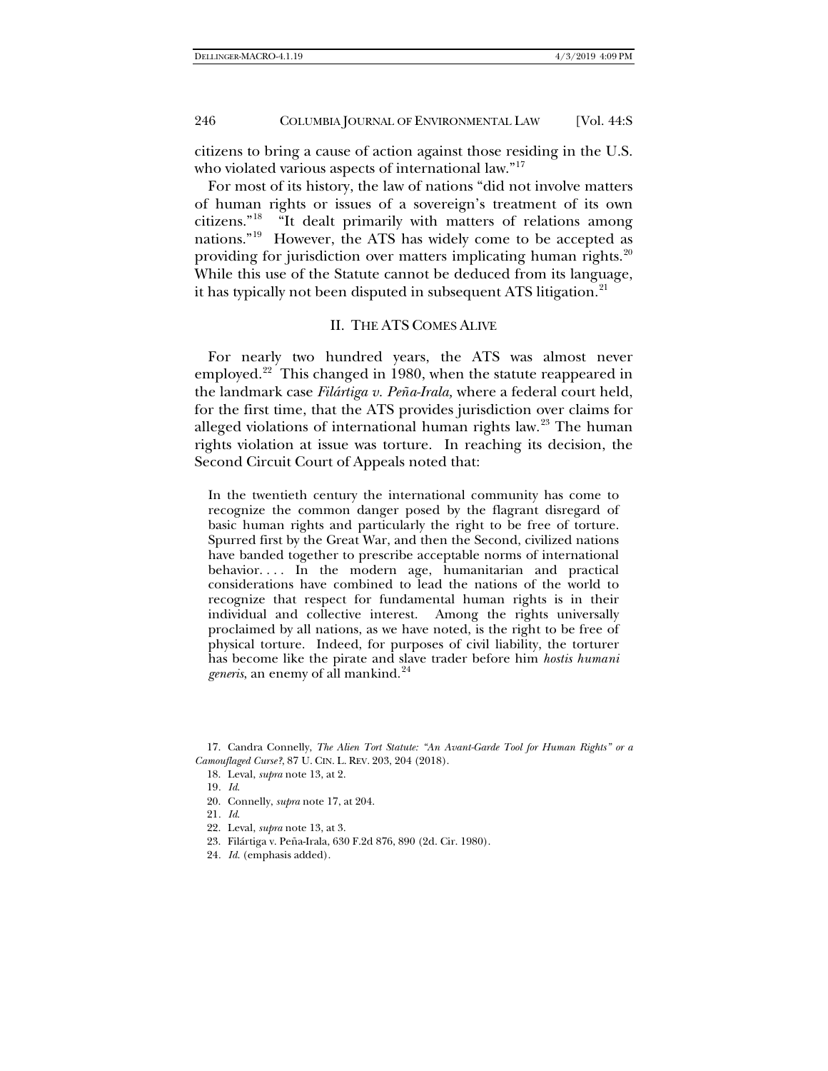citizens to bring a cause of action against those residing in the U.S. who violated various aspects of international law."[17]

For most of its history, the law of nations "did not involve matters of human rights or issues of a sovereign's treatment of its own citizens."[18] "It dealt primarily with matters of relations among nations."[19] However, the ATS has widely come to be accepted as providing for jurisdiction over matters implicating human rights.[20] While this use of the Statute cannot be deduced from its language, it has typically not been disputed in subsequent ATS litigation.[21]

## II. THE ATS COMES ALIVE

For nearly two hundred years, the ATS was almost never employed.[22] This changed in 1980, when the statute reappeared in the landmark case *Filártiga v. Peña-Irala,* where a federal court held, for the first time, that the ATS provides jurisdiction over claims for alleged violations of international human rights law.[23] The human rights violation at issue was torture. In reaching its decision, the Second Circuit Court of Appeals noted that:

> In the twentieth century the international community has come to recognize the common danger posed by the flagrant disregard of basic human rights and particularly the right to be free of torture. Spurred first by the Great War, and then the Second, civilized nations have banded together to prescribe acceptable norms of international behavior. . . . In the modern age, humanitarian and practical considerations have combined to lead the nations of the world to recognize that respect for fundamental human rights is in their individual and collective interest. Among the rights universally proclaimed by all nations, as we have noted, is the right to be free of physical torture. Indeed, for purposes of civil liability, the torturer has become like the pirate and slave trader before him *hostis humani generis*, an enemy of all mankind.[24]

17. Candra Connelly, *The Alien Tort Statute: "An Avant-Garde Tool for Human Rights" or a Camouflaged Curse?*, 87 U. CIN. L. REV. 203, 204 (2018).

18. Leval, *supra* note 13, at 2.

19. *Id.*

20. Connelly, *supra* note 17, at 204.

21. *Id.*

22. Leval, *supra* note 13, at 3.

23. Filártiga v. Peña-Irala, 630 F.2d 876, 890 (2d. Cir. 1980).

24. *Id.* (emphasis added).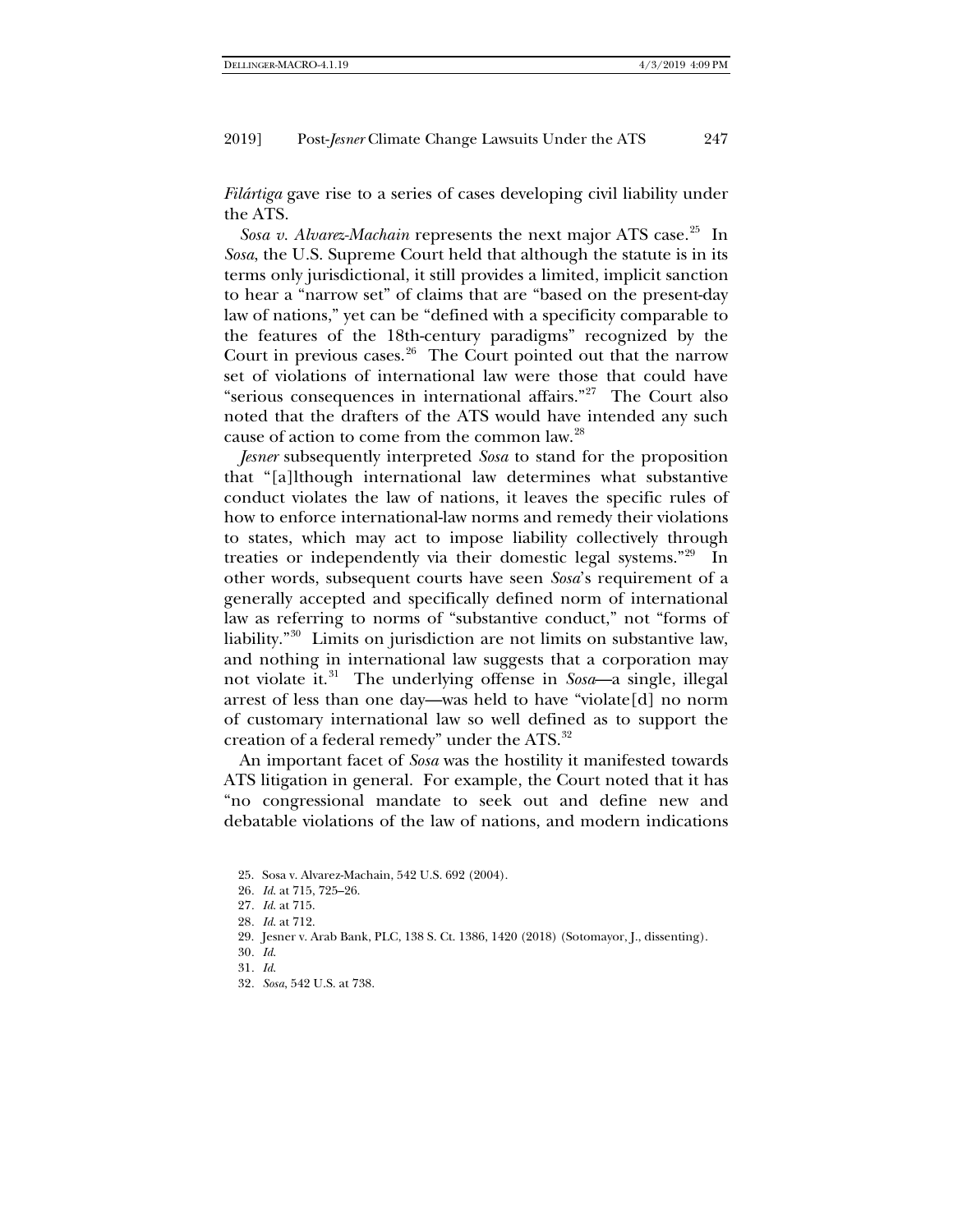*Filártiga* gave rise to a series of cases developing civil liability under the ATS.

*Sosa v. Alvarez-Machain* represents the next major ATS case.[25] In *Sosa*, the U.S. Supreme Court held that although the statute is in its terms only jurisdictional, it still provides a limited, implicit sanction to hear a "narrow set" of claims that are "based on the present-day law of nations," yet can be "defined with a specificity comparable to the features of the 18th-century paradigms" recognized by the Court in previous cases.[26] The Court pointed out that the narrow set of violations of international law were those that could have "serious consequences in international affairs."[27] The Court also noted that the drafters of the ATS would have intended any such cause of action to come from the common law.[28]

*Jesner* subsequently interpreted *Sosa* to stand for the proposition that "[a]lthough international law determines what substantive conduct violates the law of nations, it leaves the specific rules of how to enforce international-law norms and remedy their violations to states, which may act to impose liability collectively through treaties or independently via their domestic legal systems."[29] In other words, subsequent courts have seen *Sosa*'s requirement of a generally accepted and specifically defined norm of international law as referring to norms of "substantive conduct," not "forms of liability."[30] Limits on jurisdiction are not limits on substantive law, and nothing in international law suggests that a corporation may not violate it.[31] The underlying offense in *Sosa*—a single, illegal arrest of less than one day—was held to have "violate[d] no norm of customary international law so well defined as to support the creation of a federal remedy" under the ATS.[32]

An important facet of *Sosa* was the hostility it manifested towards ATS litigation in general. For example, the Court noted that it has "no congressional mandate to seek out and define new and debatable violations of the law of nations, and modern indications

25. Sosa v. Alvarez-Machain, 542 U.S. 692 (2004).

26. *Id.* at 715, 725–26.

27. *Id.* at 715.

28. *Id.* at 712.

29. Jesner v. Arab Bank, PLC, 138 S. Ct. 1386, 1420 (2018) (Sotomayor, J., dissenting).

30. *Id.*

31. *Id.*

32. *Sosa*, 542 U.S. at 738.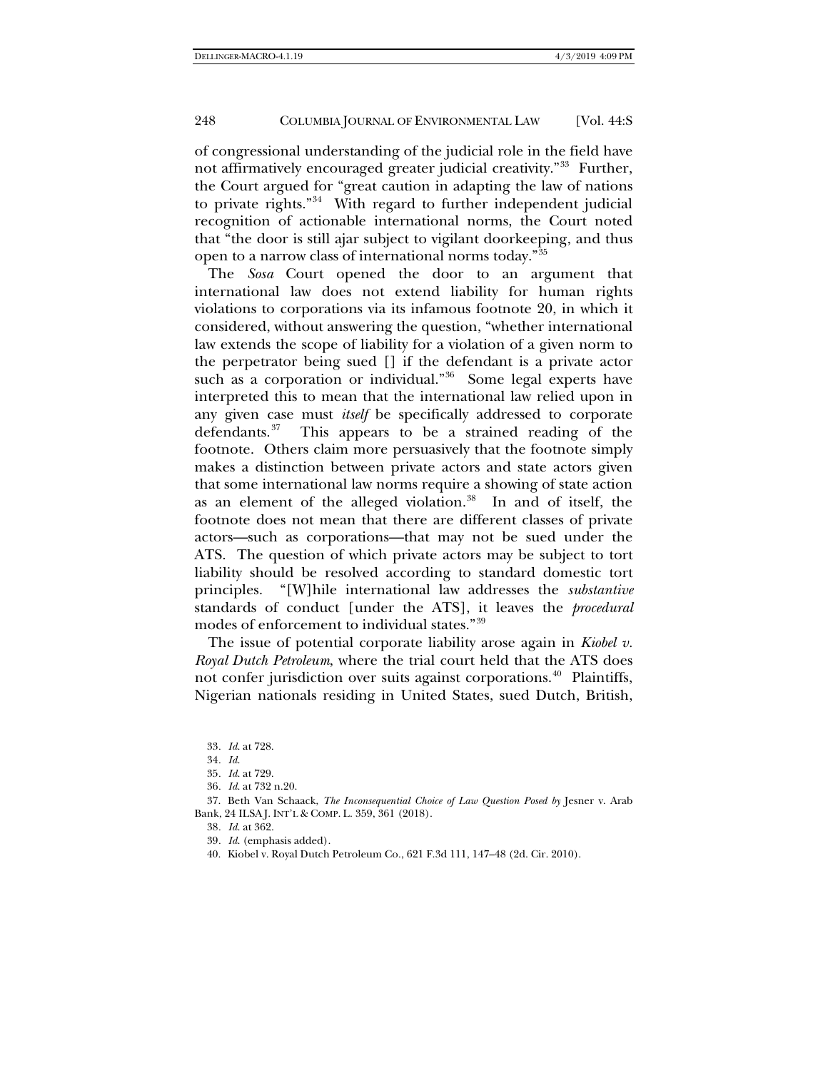of congressional understanding of the judicial role in the field have not affirmatively encouraged greater judicial creativity."[33] Further, the Court argued for "great caution in adapting the law of nations to private rights."[34] With regard to further independent judicial recognition of actionable international norms, the Court noted that "the door is still ajar subject to vigilant doorkeeping, and thus open to a narrow class of international norms today."[35]

The *Sosa* Court opened the door to an argument that international law does not extend liability for human rights violations to corporations via its infamous footnote 20, in which it considered, without answering the question, "whether international law extends the scope of liability for a violation of a given norm to the perpetrator being sued [] if the defendant is a private actor such as a corporation or individual."[36] Some legal experts have interpreted this to mean that the international law relied upon in any given case must *itself* be specifically addressed to corporate defendants.[37] This appears to be a strained reading of the footnote. Others claim more persuasively that the footnote simply makes a distinction between private actors and state actors given that some international law norms require a showing of state action as an element of the alleged violation.[38] In and of itself, the footnote does not mean that there are different classes of private actors—such as corporations—that may not be sued under the ATS. The question of which private actors may be subject to tort liability should be resolved according to standard domestic tort principles. "[W]hile international law addresses the *substantive* standards of conduct [under the ATS], it leaves the *procedural* modes of enforcement to individual states."[39]

The issue of potential corporate liability arose again in *Kiobel v. Royal Dutch Petroleum*, where the trial court held that the ATS does not confer jurisdiction over suits against corporations.[40] Plaintiffs, Nigerian nationals residing in United States, sued Dutch, British,

---

33. *Id.* at 728.

34. *Id.*

35. *Id.* at 729.

36. *Id.* at 732 n.20.

37. Beth Van Schaack, *The Inconsequential Choice of Law Question Posed by* Jesner v. Arab Bank, 24 ILSA J. INT'L & COMP. L. 359, 361 (2018).

38. *Id.* at 362.

39. *Id.* (emphasis added).

40. Kiobel v. Royal Dutch Petroleum Co., 621 F.3d 111, 147–48 (2d. Cir. 2010).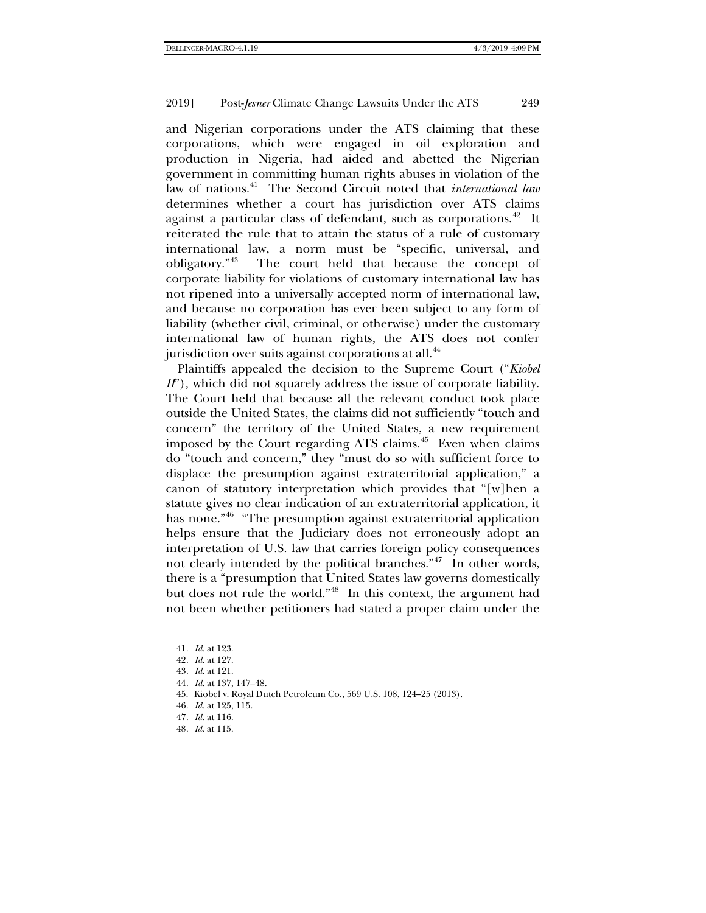and Nigerian corporations under the ATS claiming that these corporations, which were engaged in oil exploration and production in Nigeria, had aided and abetted the Nigerian government in committing human rights abuses in violation of the law of nations.[41] The Second Circuit noted that *international law* determines whether a court has jurisdiction over ATS claims against a particular class of defendant, such as corporations.[42] It reiterated the rule that to attain the status of a rule of customary international law, a norm must be "specific, universal, and obligatory."[43] The court held that because the concept of corporate liability for violations of customary international law has not ripened into a universally accepted norm of international law, and because no corporation has ever been subject to any form of liability (whether civil, criminal, or otherwise) under the customary international law of human rights, the ATS does not confer jurisdiction over suits against corporations at all.[44]

Plaintiffs appealed the decision to the Supreme Court ("*Kiobel II*"), which did not squarely address the issue of corporate liability. The Court held that because all the relevant conduct took place outside the United States, the claims did not sufficiently "touch and concern" the territory of the United States, a new requirement imposed by the Court regarding ATS claims.[45] Even when claims do "touch and concern," they "must do so with sufficient force to displace the presumption against extraterritorial application," a canon of statutory interpretation which provides that "[w]hen a statute gives no clear indication of an extraterritorial application, it has none."[46] "The presumption against extraterritorial application helps ensure that the Judiciary does not erroneously adopt an interpretation of U.S. law that carries foreign policy consequences not clearly intended by the political branches."[47] In other words, there is a "presumption that United States law governs domestically but does not rule the world."[48] In this context, the argument had not been whether petitioners had stated a proper claim under the

41. *Id.* at 123.
42. *Id.* at 127.
43. *Id.* at 121.
44. *Id.* at 137, 147–48.
45. Kiobel v. Royal Dutch Petroleum Co., 569 U.S. 108, 124–25 (2013).
46. *Id.* at 125, 115.
47. *Id.* at 116.
48. *Id.* at 115.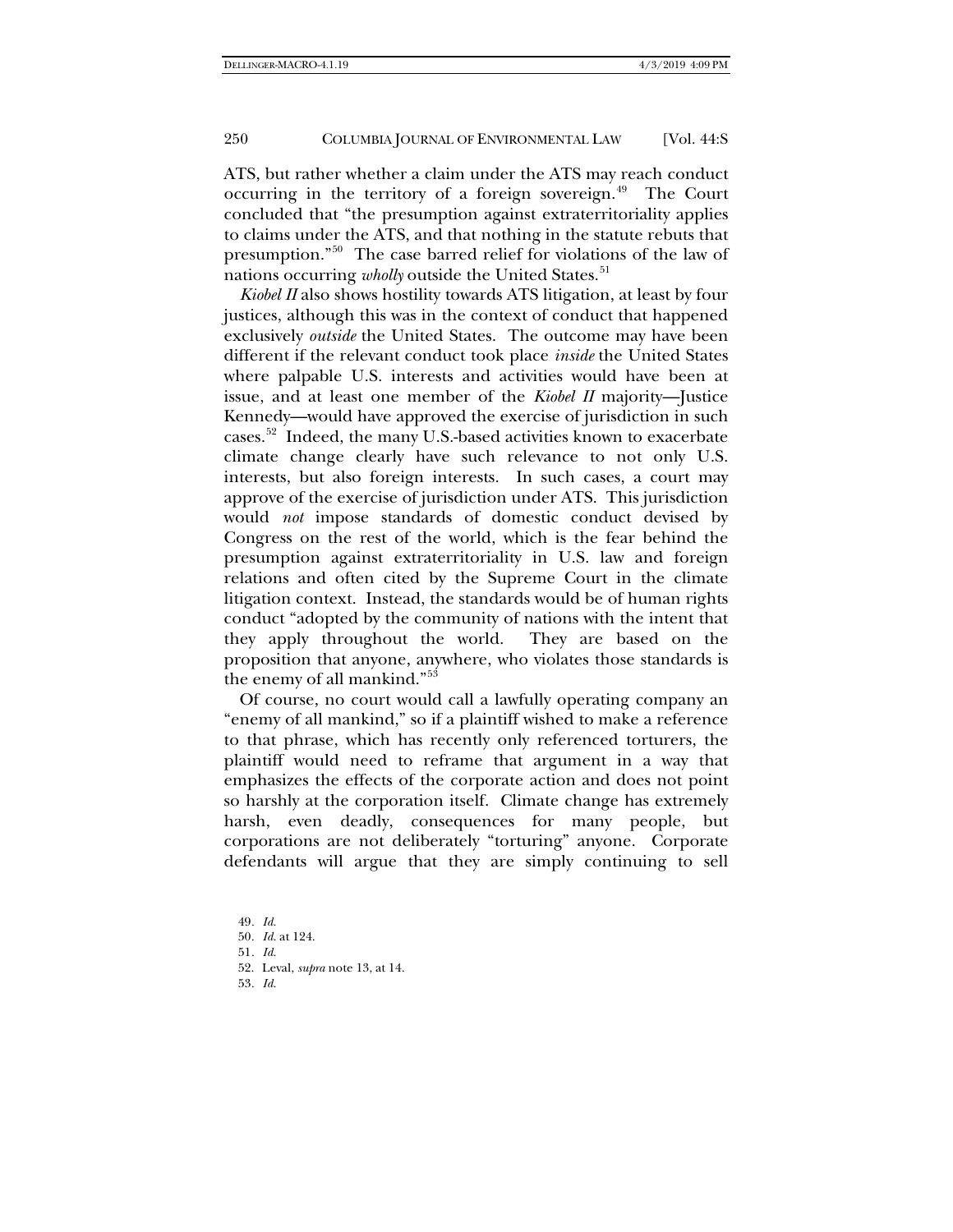ATS, but rather whether a claim under the ATS may reach conduct occurring in the territory of a foreign sovereign.[49] The Court concluded that "the presumption against extraterritoriality applies to claims under the ATS, and that nothing in the statute rebuts that presumption."[50] The case barred relief for violations of the law of nations occurring *wholly* outside the United States.[51]

*Kiobel II* also shows hostility towards ATS litigation, at least by four justices, although this was in the context of conduct that happened exclusively *outside* the United States. The outcome may have been different if the relevant conduct took place *inside* the United States where palpable U.S. interests and activities would have been at issue, and at least one member of the *Kiobel II* majority—Justice Kennedy—would have approved the exercise of jurisdiction in such cases.[52] Indeed, the many U.S.-based activities known to exacerbate climate change clearly have such relevance to not only U.S. interests, but also foreign interests. In such cases, a court may approve of the exercise of jurisdiction under ATS. This jurisdiction would *not* impose standards of domestic conduct devised by Congress on the rest of the world, which is the fear behind the presumption against extraterritoriality in U.S. law and foreign relations and often cited by the Supreme Court in the climate litigation context. Instead, the standards would be of human rights conduct "adopted by the community of nations with the intent that they apply throughout the world. They are based on the proposition that anyone, anywhere, who violates those standards is the enemy of all mankind."[53]

Of course, no court would call a lawfully operating company an "enemy of all mankind," so if a plaintiff wished to make a reference to that phrase, which has recently only referenced torturers, the plaintiff would need to reframe that argument in a way that emphasizes the effects of the corporate action and does not point so harshly at the corporation itself. Climate change has extremely harsh, even deadly, consequences for many people, but corporations are not deliberately "torturing" anyone. Corporate defendants will argue that they are simply continuing to sell

49. *Id.*
50. *Id.* at 124.
51. *Id.*
52. Leval, *supra* note 13, at 14.
53. *Id.*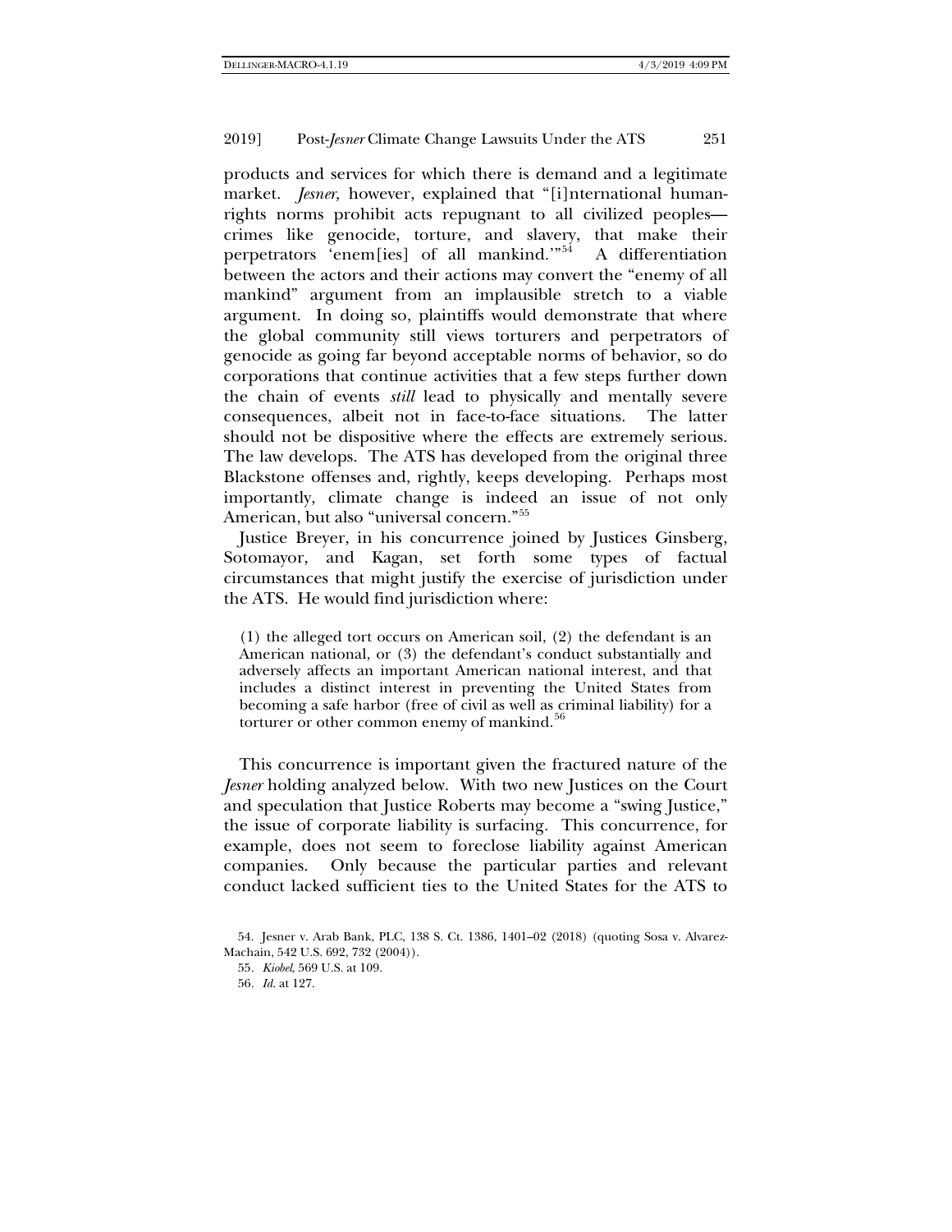products and services for which there is demand and a legitimate market. *Jesner,* however, explained that "[i]nternational human-rights norms prohibit acts repugnant to all civilized peoples—crimes like genocide, torture, and slavery, that make their perpetrators 'enem[ies] of all mankind.'"[54] A differentiation between the actors and their actions may convert the "enemy of all mankind" argument from an implausible stretch to a viable argument. In doing so, plaintiffs would demonstrate that where the global community still views torturers and perpetrators of genocide as going far beyond acceptable norms of behavior, so do corporations that continue activities that a few steps further down the chain of events *still* lead to physically and mentally severe consequences, albeit not in face-to-face situations. The latter should not be dispositive where the effects are extremely serious. The law develops. The ATS has developed from the original three Blackstone offenses and, rightly, keeps developing. Perhaps most importantly, climate change is indeed an issue of not only American, but also "universal concern."[55]

Justice Breyer, in his concurrence joined by Justices Ginsberg, Sotomayor, and Kagan, set forth some types of factual circumstances that might justify the exercise of jurisdiction under the ATS. He would find jurisdiction where:

> (1) the alleged tort occurs on American soil, (2) the defendant is an American national, or (3) the defendant's conduct substantially and adversely affects an important American national interest, and that includes a distinct interest in preventing the United States from becoming a safe harbor (free of civil as well as criminal liability) for a torturer or other common enemy of mankind.[56]

This concurrence is important given the fractured nature of the *Jesner* holding analyzed below. With two new Justices on the Court and speculation that Justice Roberts may become a "swing Justice," the issue of corporate liability is surfacing. This concurrence, for example, does not seem to foreclose liability against American companies. Only because the particular parties and relevant conduct lacked sufficient ties to the United States for the ATS to

---

54. Jesner v. Arab Bank, PLC, 138 S. Ct. 1386, 1401–02 (2018) (quoting Sosa v. Alvarez-Machain, 542 U.S. 692, 732 (2004)).

55. *Kiobel*, 569 U.S. at 109.

56. *Id.* at 127.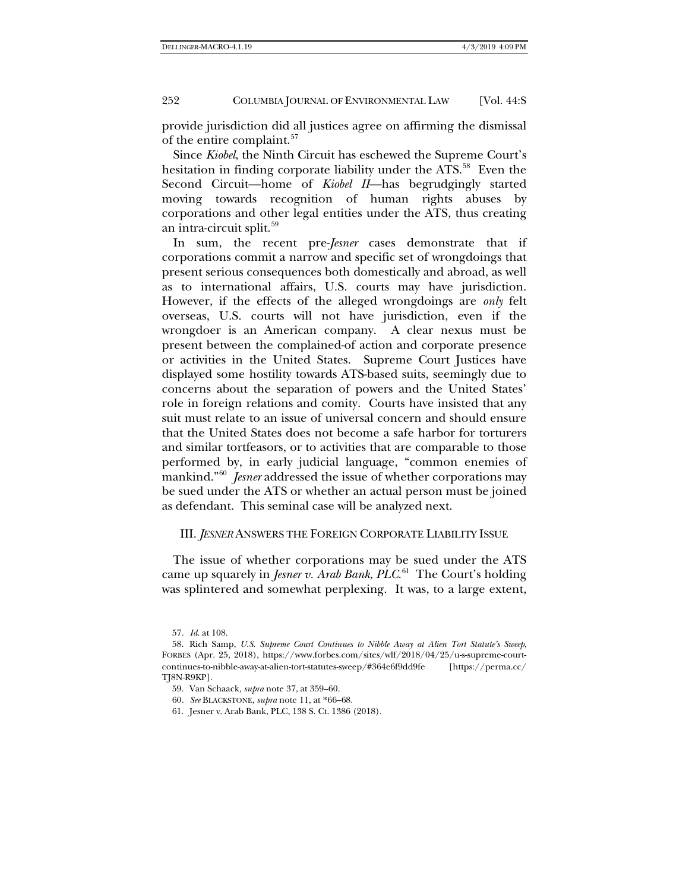provide jurisdiction did all justices agree on affirming the dismissal of the entire complaint.[57]

Since *Kiobel*, the Ninth Circuit has eschewed the Supreme Court's hesitation in finding corporate liability under the ATS.[58] Even the Second Circuit—home of *Kiobel II*—has begrudgingly started moving towards recognition of human rights abuses by corporations and other legal entities under the ATS, thus creating an intra-circuit split.[59]

In sum, the recent pre-*Jesner* cases demonstrate that if corporations commit a narrow and specific set of wrongdoings that present serious consequences both domestically and abroad, as well as to international affairs, U.S. courts may have jurisdiction. However, if the effects of the alleged wrongdoings are *only* felt overseas, U.S. courts will not have jurisdiction, even if the wrongdoer is an American company. A clear nexus must be present between the complained-of action and corporate presence or activities in the United States. Supreme Court Justices have displayed some hostility towards ATS-based suits, seemingly due to concerns about the separation of powers and the United States' role in foreign relations and comity. Courts have insisted that any suit must relate to an issue of universal concern and should ensure that the United States does not become a safe harbor for torturers and similar tortfeasors, or to activities that are comparable to those performed by, in early judicial language, "common enemies of mankind."[60] *Jesner* addressed the issue of whether corporations may be sued under the ATS or whether an actual person must be joined as defendant. This seminal case will be analyzed next.

## III. *JESNER* ANSWERS THE FOREIGN CORPORATE LIABILITY ISSUE

The issue of whether corporations may be sued under the ATS came up squarely in *Jesner v. Arab Bank, PLC*.[61] The Court's holding was splintered and somewhat perplexing. It was, to a large extent,

57. *Id.* at 108.

58. Rich Samp, *U.S. Supreme Court Continues to Nibble Away at Alien Tort Statute's Sweep*, FORBES (Apr. 25, 2018), https://www.forbes.com/sites/wlf/2018/04/25/u-s-supreme-court-continues-to-nibble-away-at-alien-tort-statutes-sweep/#364e6f9dd9fe [https://perma.cc/TJ8N-R9KP].

59. Van Schaack, *supra* note 37, at 359–60.

60. *See* BLACKSTONE, *supra* note 11, at *66–68.

61. Jesner v. Arab Bank, PLC, 138 S. Ct. 1386 (2018).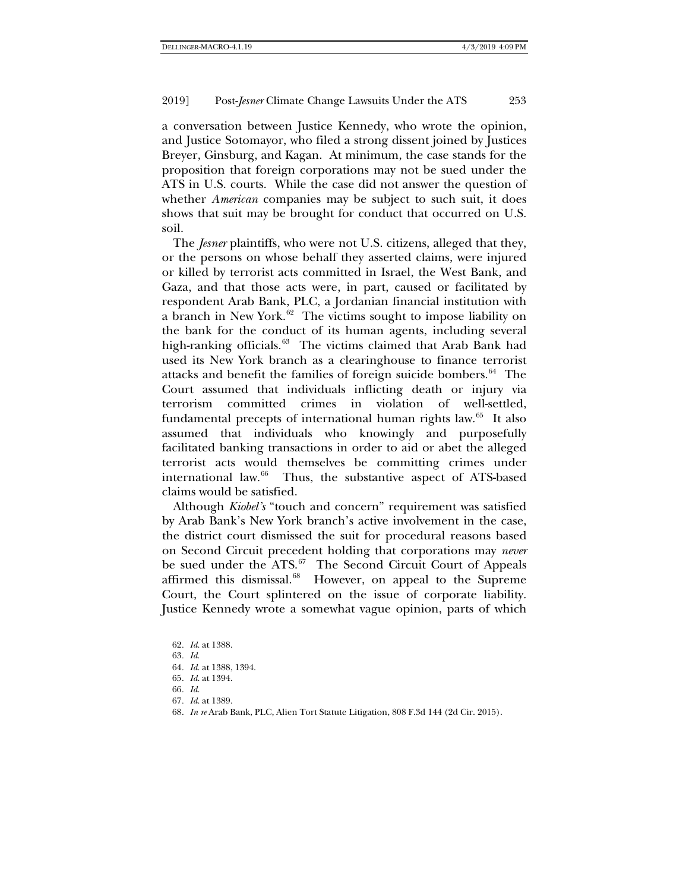a conversation between Justice Kennedy, who wrote the opinion, and Justice Sotomayor, who filed a strong dissent joined by Justices Breyer, Ginsburg, and Kagan. At minimum, the case stands for the proposition that foreign corporations may not be sued under the ATS in U.S. courts. While the case did not answer the question of whether *American* companies may be subject to such suit, it does shows that suit may be brought for conduct that occurred on U.S. soil.

The *Jesner* plaintiffs, who were not U.S. citizens, alleged that they, or the persons on whose behalf they asserted claims, were injured or killed by terrorist acts committed in Israel, the West Bank, and Gaza, and that those acts were, in part, caused or facilitated by respondent Arab Bank, PLC, a Jordanian financial institution with a branch in New York.[62] The victims sought to impose liability on the bank for the conduct of its human agents, including several high-ranking officials.[63] The victims claimed that Arab Bank had used its New York branch as a clearinghouse to finance terrorist attacks and benefit the families of foreign suicide bombers.[64] The Court assumed that individuals inflicting death or injury via terrorism committed crimes in violation of well-settled, fundamental precepts of international human rights law.[65] It also assumed that individuals who knowingly and purposefully facilitated banking transactions in order to aid or abet the alleged terrorist acts would themselves be committing crimes under international law.[66] Thus, the substantive aspect of ATS-based claims would be satisfied.

Although *Kiobel's* "touch and concern" requirement was satisfied by Arab Bank's New York branch's active involvement in the case, the district court dismissed the suit for procedural reasons based on Second Circuit precedent holding that corporations may *never* be sued under the ATS.[67] The Second Circuit Court of Appeals affirmed this dismissal.[68] However, on appeal to the Supreme Court, the Court splintered on the issue of corporate liability. Justice Kennedy wrote a somewhat vague opinion, parts of which

62. *Id.* at 1388.
63. *Id.*
64. *Id.* at 1388, 1394.
65. *Id.* at 1394.
66. *Id.*
67. *Id.* at 1389.
68. *In re* Arab Bank, PLC, Alien Tort Statute Litigation, 808 F.3d 144 (2d Cir. 2015).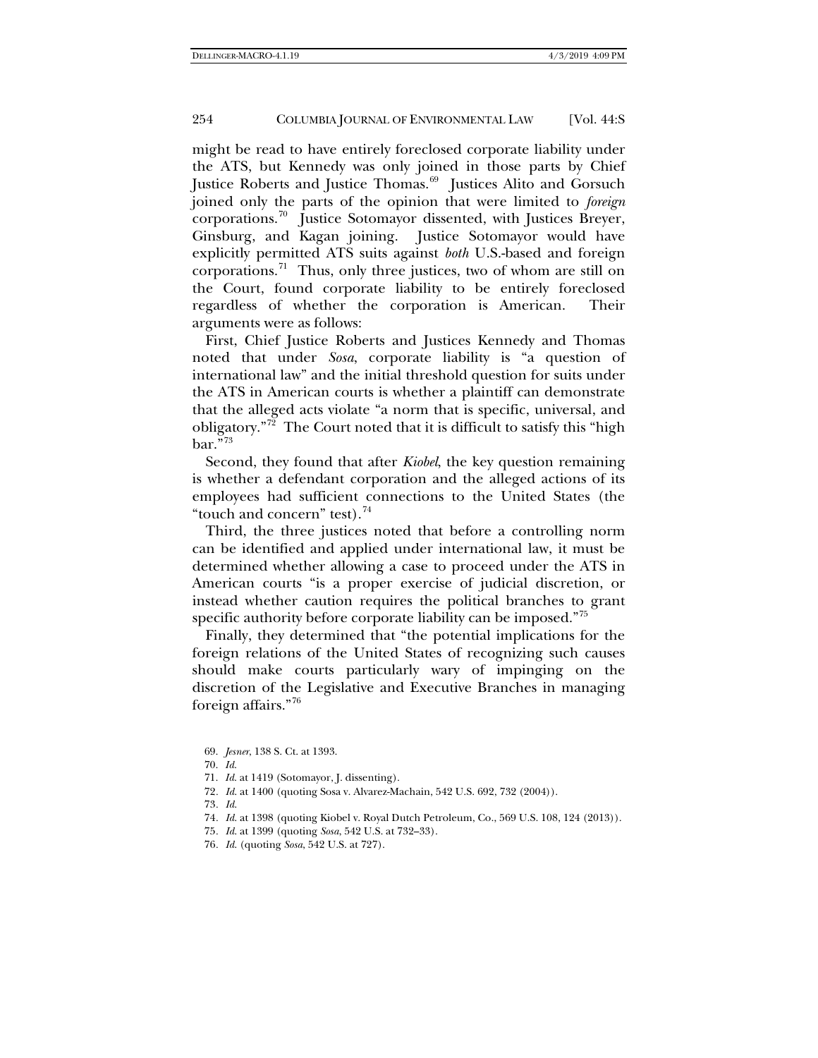might be read to have entirely foreclosed corporate liability under the ATS, but Kennedy was only joined in those parts by Chief Justice Roberts and Justice Thomas.[69] Justices Alito and Gorsuch joined only the parts of the opinion that were limited to *foreign* corporations.[70] Justice Sotomayor dissented, with Justices Breyer, Ginsburg, and Kagan joining. Justice Sotomayor would have explicitly permitted ATS suits against *both* U.S.-based and foreign corporations.[71] Thus, only three justices, two of whom are still on the Court, found corporate liability to be entirely foreclosed regardless of whether the corporation is American. Their arguments were as follows:

First, Chief Justice Roberts and Justices Kennedy and Thomas noted that under *Sosa*, corporate liability is "a question of international law" and the initial threshold question for suits under the ATS in American courts is whether a plaintiff can demonstrate that the alleged acts violate "a norm that is specific, universal, and obligatory."[72] The Court noted that it is difficult to satisfy this "high bar."[73]

Second, they found that after *Kiobel*, the key question remaining is whether a defendant corporation and the alleged actions of its employees had sufficient connections to the United States (the "touch and concern" test).[74]

Third, the three justices noted that before a controlling norm can be identified and applied under international law, it must be determined whether allowing a case to proceed under the ATS in American courts "is a proper exercise of judicial discretion, or instead whether caution requires the political branches to grant specific authority before corporate liability can be imposed."[75]

Finally, they determined that "the potential implications for the foreign relations of the United States of recognizing such causes should make courts particularly wary of impinging on the discretion of the Legislative and Executive Branches in managing foreign affairs."[76]

69. *Jesner*, 138 S. Ct. at 1393.

70. *Id.*

71. *Id.* at 1419 (Sotomayor, J. dissenting).

72. *Id.* at 1400 (quoting Sosa v. Alvarez-Machain, 542 U.S. 692, 732 (2004)).

73. *Id.*

74. *Id.* at 1398 (quoting Kiobel v. Royal Dutch Petroleum, Co., 569 U.S. 108, 124 (2013)).

75. *Id.* at 1399 (quoting *Sosa*, 542 U.S. at 732–33).

76. *Id.* (quoting *Sosa*, 542 U.S. at 727).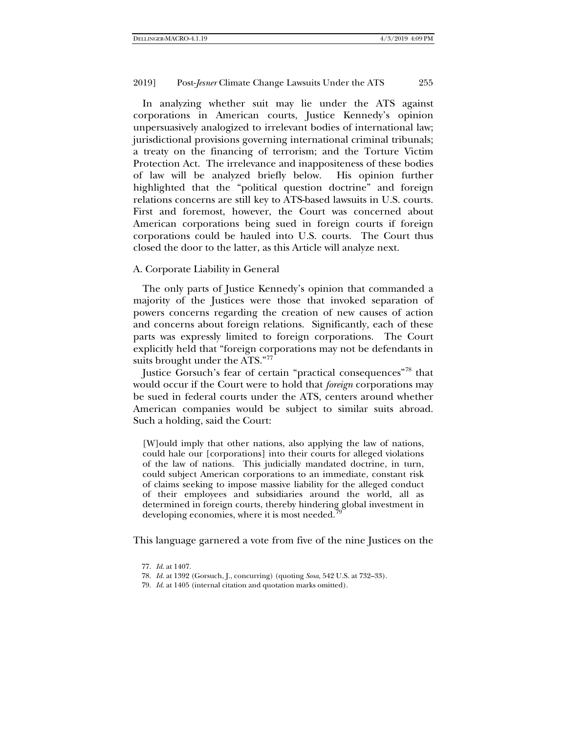In analyzing whether suit may lie under the ATS against corporations in American courts, Justice Kennedy's opinion unpersuasively analogized to irrelevant bodies of international law; jurisdictional provisions governing international criminal tribunals; a treaty on the financing of terrorism; and the Torture Victim Protection Act. The irrelevance and inappositeness of these bodies of law will be analyzed briefly below. His opinion further highlighted that the "political question doctrine" and foreign relations concerns are still key to ATS-based lawsuits in U.S. courts. First and foremost, however, the Court was concerned about American corporations being sued in foreign courts if foreign corporations could be hauled into U.S. courts. The Court thus closed the door to the latter, as this Article will analyze next.

### A. Corporate Liability in General

The only parts of Justice Kennedy's opinion that commanded a majority of the Justices were those that invoked separation of powers concerns regarding the creation of new causes of action and concerns about foreign relations. Significantly, each of these parts was expressly limited to foreign corporations. The Court explicitly held that "foreign corporations may not be defendants in suits brought under the ATS."[77]

Justice Gorsuch's fear of certain "practical consequences"[78] that would occur if the Court were to hold that *foreign* corporations may be sued in federal courts under the ATS, centers around whether American companies would be subject to similar suits abroad. Such a holding, said the Court:

> [W]ould imply that other nations, also applying the law of nations, could hale our [corporations] into their courts for alleged violations of the law of nations. This judicially mandated doctrine, in turn, could subject American corporations to an immediate, constant risk of claims seeking to impose massive liability for the alleged conduct of their employees and subsidiaries around the world, all as determined in foreign courts, thereby hindering global investment in developing economies, where it is most needed.[79]

This language garnered a vote from five of the nine Justices on the

77. *Id.* at 1407.

78. *Id.* at 1392 (Gorsuch, J., concurring) (quoting *Sosa*, 542 U.S. at 732–33).

79. *Id.* at 1405 (internal citation and quotation marks omitted).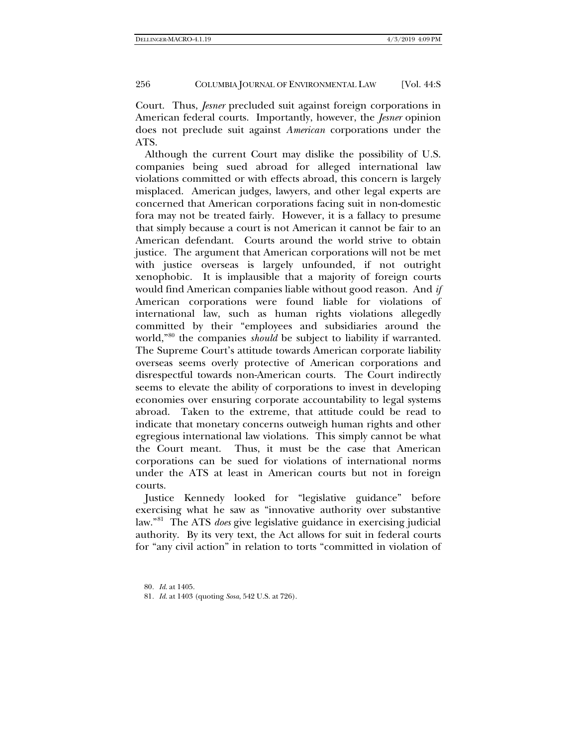Court. Thus, *Jesner* precluded suit against foreign corporations in American federal courts. Importantly, however, the *Jesner* opinion does not preclude suit against *American* corporations under the ATS.

Although the current Court may dislike the possibility of U.S. companies being sued abroad for alleged international law violations committed or with effects abroad, this concern is largely misplaced. American judges, lawyers, and other legal experts are concerned that American corporations facing suit in non-domestic fora may not be treated fairly. However, it is a fallacy to presume that simply because a court is not American it cannot be fair to an American defendant. Courts around the world strive to obtain justice. The argument that American corporations will not be met with justice overseas is largely unfounded, if not outright xenophobic. It is implausible that a majority of foreign courts would find American companies liable without good reason. And *if* American corporations were found liable for violations of international law, such as human rights violations allegedly committed by their "employees and subsidiaries around the world,"[80] the companies *should* be subject to liability if warranted. The Supreme Court's attitude towards American corporate liability overseas seems overly protective of American corporations and disrespectful towards non-American courts. The Court indirectly seems to elevate the ability of corporations to invest in developing economies over ensuring corporate accountability to legal systems abroad. Taken to the extreme, that attitude could be read to indicate that monetary concerns outweigh human rights and other egregious international law violations. This simply cannot be what the Court meant. Thus, it must be the case that American corporations can be sued for violations of international norms under the ATS at least in American courts but not in foreign courts.

Justice Kennedy looked for "legislative guidance" before exercising what he saw as "innovative authority over substantive law."[81] The ATS *does* give legislative guidance in exercising judicial authority. By its very text, the Act allows for suit in federal courts for "any civil action" in relation to torts "committed in violation of

80. *Id.* at 1405.

81. *Id.* at 1403 (quoting *Sosa*, 542 U.S. at 726).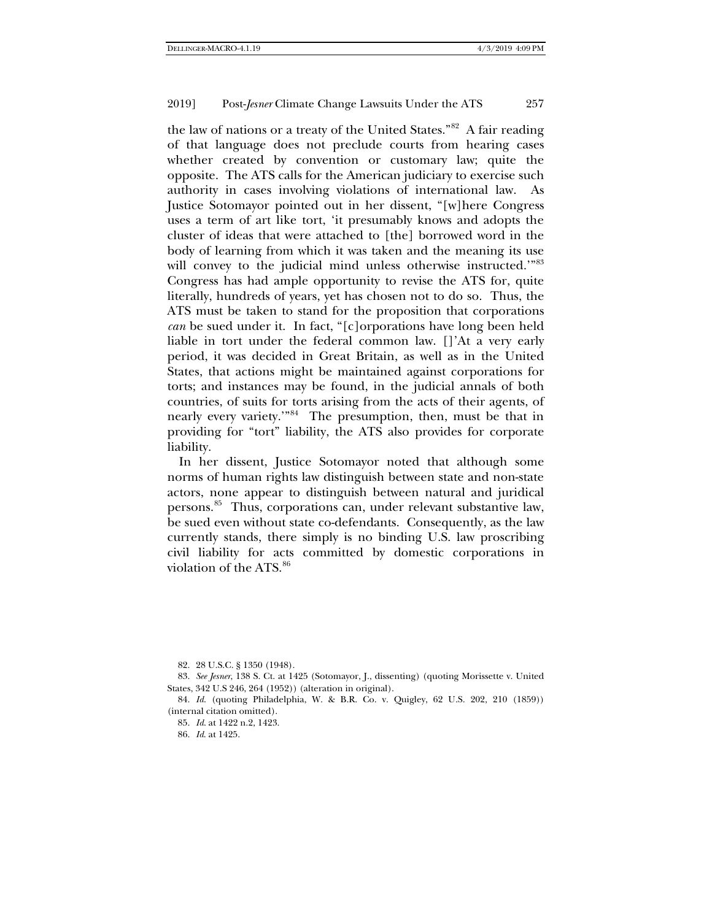the law of nations or a treaty of the United States."[82] A fair reading of that language does not preclude courts from hearing cases whether created by convention or customary law; quite the opposite. The ATS calls for the American judiciary to exercise such authority in cases involving violations of international law. As Justice Sotomayor pointed out in her dissent, "[w]here Congress uses a term of art like tort, 'it presumably knows and adopts the cluster of ideas that were attached to [the] borrowed word in the body of learning from which it was taken and the meaning its use will convey to the judicial mind unless otherwise instructed.'"[83] Congress has had ample opportunity to revise the ATS for, quite literally, hundreds of years, yet has chosen not to do so. Thus, the ATS must be taken to stand for the proposition that corporations *can* be sued under it. In fact, "[c]orporations have long been held liable in tort under the federal common law. []'At a very early period, it was decided in Great Britain, as well as in the United States, that actions might be maintained against corporations for torts; and instances may be found, in the judicial annals of both countries, of suits for torts arising from the acts of their agents, of nearly every variety.'"[84] The presumption, then, must be that in providing for "tort" liability, the ATS also provides for corporate liability.

In her dissent, Justice Sotomayor noted that although some norms of human rights law distinguish between state and non-state actors, none appear to distinguish between natural and juridical persons.[85] Thus, corporations can, under relevant substantive law, be sued even without state co-defendants. Consequently, as the law currently stands, there simply is no binding U.S. law proscribing civil liability for acts committed by domestic corporations in violation of the ATS.[86]

82. 28 U.S.C. § 1350 (1948).

83. *See Jesner*, 138 S. Ct. at 1425 (Sotomayor, J., dissenting) (quoting Morissette v. United States, 342 U.S 246, 264 (1952)) (alteration in original).

84. *Id.* (quoting Philadelphia, W. & B.R. Co. v. Quigley, 62 U.S. 202, 210 (1859)) (internal citation omitted).

85. *Id.* at 1422 n.2, 1423.

86. *Id.* at 1425.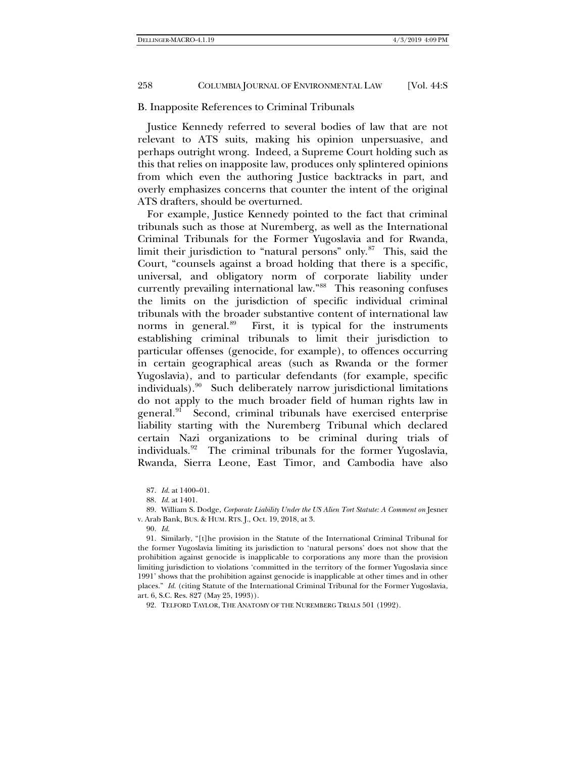## B. Inapposite References to Criminal Tribunals

Justice Kennedy referred to several bodies of law that are not relevant to ATS suits, making his opinion unpersuasive, and perhaps outright wrong. Indeed, a Supreme Court holding such as this that relies on inapposite law, produces only splintered opinions from which even the authoring Justice backtracks in part, and overly emphasizes concerns that counter the intent of the original ATS drafters, should be overturned.

For example, Justice Kennedy pointed to the fact that criminal tribunals such as those at Nuremberg, as well as the International Criminal Tribunals for the Former Yugoslavia and for Rwanda, limit their jurisdiction to "natural persons" only.[87] This, said the Court, "counsels against a broad holding that there is a specific, universal, and obligatory norm of corporate liability under currently prevailing international law."[88] This reasoning confuses the limits on the jurisdiction of specific individual criminal tribunals with the broader substantive content of international law norms in general.[89] First, it is typical for the instruments establishing criminal tribunals to limit their jurisdiction to particular offenses (genocide, for example), to offences occurring in certain geographical areas (such as Rwanda or the former Yugoslavia), and to particular defendants (for example, specific individuals).[90] Such deliberately narrow jurisdictional limitations do not apply to the much broader field of human rights law in general.[91] Second, criminal tribunals have exercised enterprise liability starting with the Nuremberg Tribunal which declared certain Nazi organizations to be criminal during trials of individuals.[92] The criminal tribunals for the former Yugoslavia, Rwanda, Sierra Leone, East Timor, and Cambodia have also

87. *Id.* at 1400–01.

88. *Id.* at 1401.

89. William S. Dodge, *Corporate Liability Under the US Alien Tort Statute: A Comment on* Jesner v. Arab Bank, BUS. & HUM. RTS. J., Oct. 19, 2018, at 3.

90. *Id.*

91. Similarly, "[t]he provision in the Statute of the International Criminal Tribunal for the former Yugoslavia limiting its jurisdiction to 'natural persons' does not show that the prohibition against genocide is inapplicable to corporations any more than the provision limiting jurisdiction to violations 'committed in the territory of the former Yugoslavia since 1991' shows that the prohibition against genocide is inapplicable at other times and in other places." *Id.* (citing Statute of the International Criminal Tribunal for the Former Yugoslavia, art. 6, S.C. Res. 827 (May 25, 1993)).

92. TELFORD TAYLOR, THE ANATOMY OF THE NUREMBERG TRIALS 501 (1992).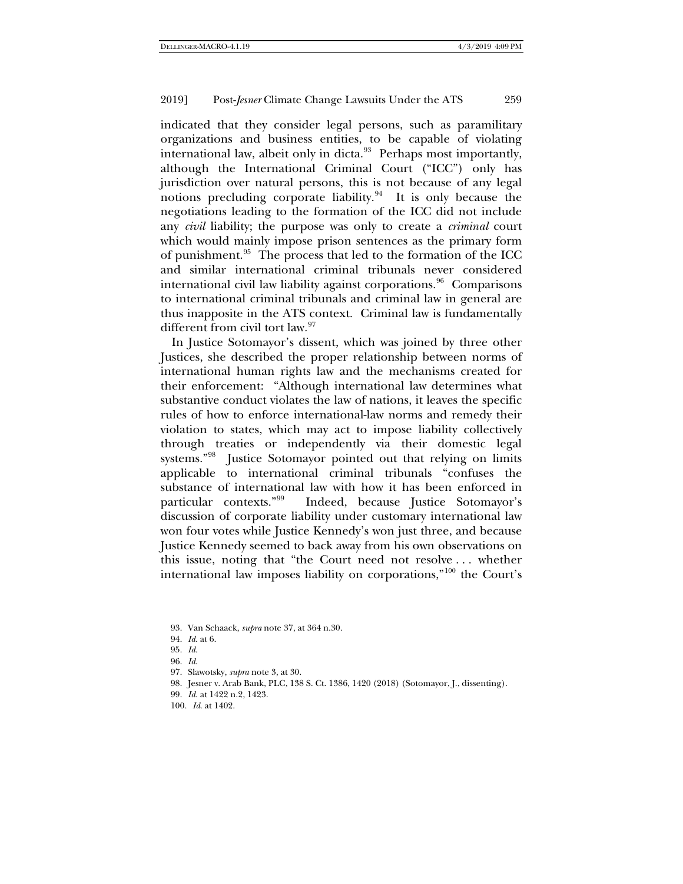indicated that they consider legal persons, such as paramilitary organizations and business entities, to be capable of violating international law, albeit only in dicta.[93] Perhaps most importantly, although the International Criminal Court ("ICC") only has jurisdiction over natural persons, this is not because of any legal notions precluding corporate liability.[94] It is only because the negotiations leading to the formation of the ICC did not include any *civil* liability; the purpose was only to create a *criminal* court which would mainly impose prison sentences as the primary form of punishment.[95] The process that led to the formation of the ICC and similar international criminal tribunals never considered international civil law liability against corporations.[96] Comparisons to international criminal tribunals and criminal law in general are thus inapposite in the ATS context. Criminal law is fundamentally different from civil tort law.[97]

In Justice Sotomayor's dissent, which was joined by three other Justices, she described the proper relationship between norms of international human rights law and the mechanisms created for their enforcement: "Although international law determines what substantive conduct violates the law of nations, it leaves the specific rules of how to enforce international-law norms and remedy their violation to states, which may act to impose liability collectively through treaties or independently via their domestic legal systems."[98] Justice Sotomayor pointed out that relying on limits applicable to international criminal tribunals "confuses the substance of international law with how it has been enforced in particular contexts."[99] Indeed, because Justice Sotomayor's discussion of corporate liability under customary international law won four votes while Justice Kennedy's won just three, and because Justice Kennedy seemed to back away from his own observations on this issue, noting that "the Court need not resolve . . . whether international law imposes liability on corporations,"[100] the Court's

93. Van Schaack, *supra* note 37, at 364 n.30.

94. *Id.* at 6.

95. *Id.*

96. *Id.*

97. Slawotsky, *supra* note 3, at 30.

98. Jesner v. Arab Bank, PLC, 138 S. Ct. 1386, 1420 (2018) (Sotomayor, J., dissenting).

99. *Id.* at 1422 n.2, 1423.

100. *Id.* at 1402.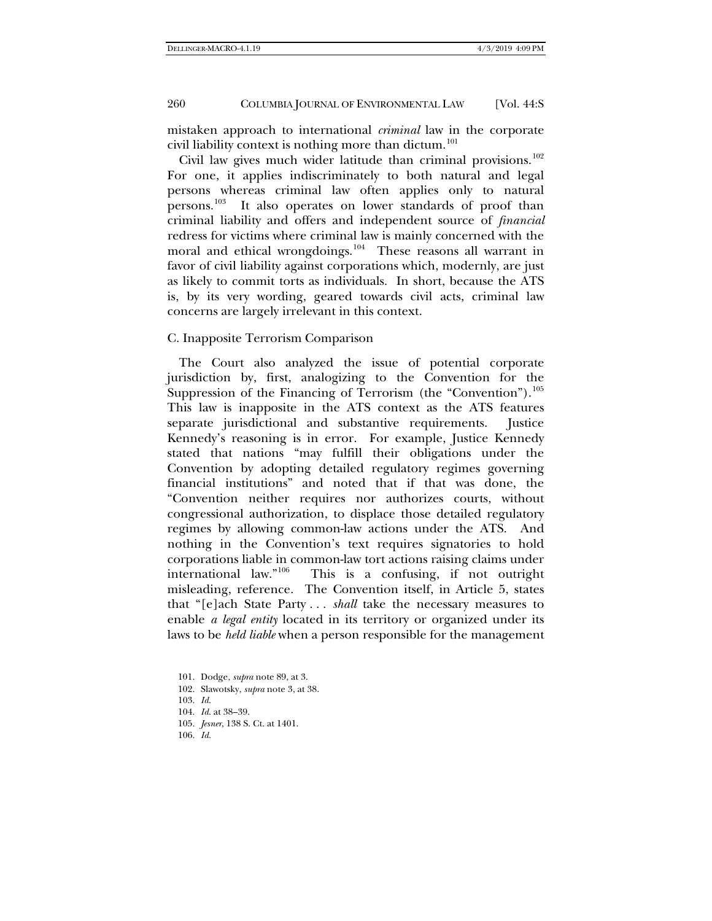mistaken approach to international *criminal* law in the corporate civil liability context is nothing more than dictum.[101]

Civil law gives much wider latitude than criminal provisions.[102] For one, it applies indiscriminately to both natural and legal persons whereas criminal law often applies only to natural persons.[103] It also operates on lower standards of proof than criminal liability and offers and independent source of *financial* redress for victims where criminal law is mainly concerned with the moral and ethical wrongdoings.[104] These reasons all warrant in favor of civil liability against corporations which, modernly, are just as likely to commit torts as individuals. In short, because the ATS is, by its very wording, geared towards civil acts, criminal law concerns are largely irrelevant in this context.

## C. Inapposite Terrorism Comparison

The Court also analyzed the issue of potential corporate jurisdiction by, first, analogizing to the Convention for the Suppression of the Financing of Terrorism (the "Convention").[105] This law is inapposite in the ATS context as the ATS features separate jurisdictional and substantive requirements. Justice Kennedy's reasoning is in error. For example, Justice Kennedy stated that nations "may fulfill their obligations under the Convention by adopting detailed regulatory regimes governing financial institutions" and noted that if that was done, the "Convention neither requires nor authorizes courts, without congressional authorization, to displace those detailed regulatory regimes by allowing common-law actions under the ATS. And nothing in the Convention's text requires signatories to hold corporations liable in common-law tort actions raising claims under international law."[106] This is a confusing, if not outright misleading, reference. The Convention itself, in Article 5, states that "[e]ach State Party . . . *shall* take the necessary measures to enable *a legal entity* located in its territory or organized under its laws to be *held liable* when a person responsible for the management

101. Dodge, *supra* note 89, at 3.
102. Slawotsky, *supra* note 3, at 38.
103. *Id.*
104. *Id.* at 38–39.
105. *Jesner*, 138 S. Ct. at 1401.
106. *Id.*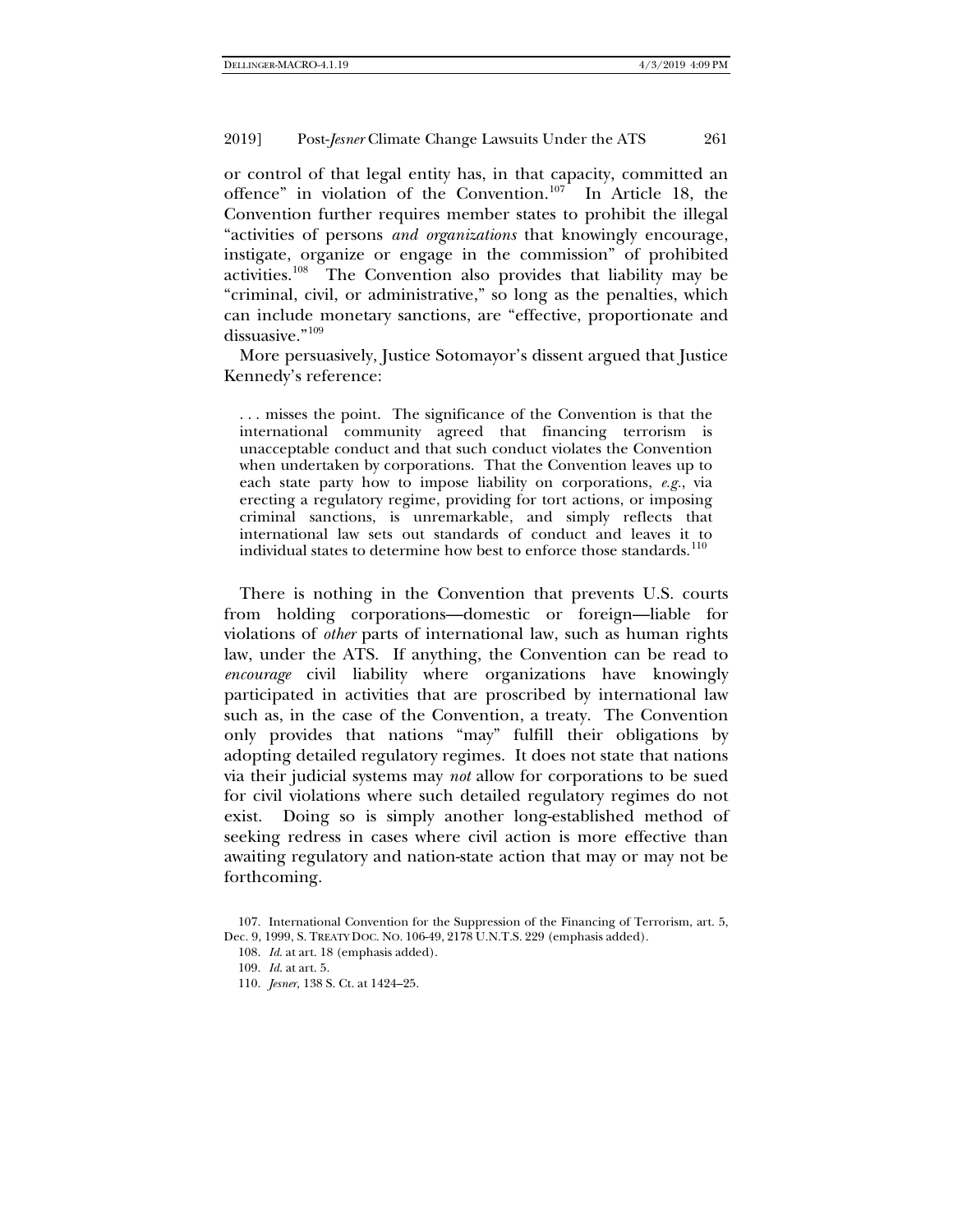or control of that legal entity has, in that capacity, committed an offence" in violation of the Convention.[107] In Article 18, the Convention further requires member states to prohibit the illegal "activities of persons *and organizations* that knowingly encourage, instigate, organize or engage in the commission" of prohibited activities.[108] The Convention also provides that liability may be "criminal, civil, or administrative," so long as the penalties, which can include monetary sanctions, are "effective, proportionate and dissuasive."[109]

More persuasively, Justice Sotomayor's dissent argued that Justice Kennedy's reference:

> . . . misses the point. The significance of the Convention is that the international community agreed that financing terrorism is unacceptable conduct and that such conduct violates the Convention when undertaken by corporations. That the Convention leaves up to each state party how to impose liability on corporations, *e.g.*, via erecting a regulatory regime, providing for tort actions, or imposing criminal sanctions, is unremarkable, and simply reflects that international law sets out standards of conduct and leaves it to individual states to determine how best to enforce those standards.[110]

There is nothing in the Convention that prevents U.S. courts from holding corporations—domestic or foreign—liable for violations of *other* parts of international law, such as human rights law, under the ATS. If anything, the Convention can be read to *encourage* civil liability where organizations have knowingly participated in activities that are proscribed by international law such as, in the case of the Convention, a treaty. The Convention only provides that nations "may" fulfill their obligations by adopting detailed regulatory regimes. It does not state that nations via their judicial systems may *not* allow for corporations to be sued for civil violations where such detailed regulatory regimes do not exist. Doing so is simply another long-established method of seeking redress in cases where civil action is more effective than awaiting regulatory and nation-state action that may or may not be forthcoming.

---

107. International Convention for the Suppression of the Financing of Terrorism, art. 5, Dec. 9, 1999, S. TREATY DOC. NO. 106-49, 2178 U.N.T.S. 229 (emphasis added).

108. *Id.* at art. 18 (emphasis added).

109. *Id.* at art. 5.

110. *Jesner*, 138 S. Ct. at 1424–25.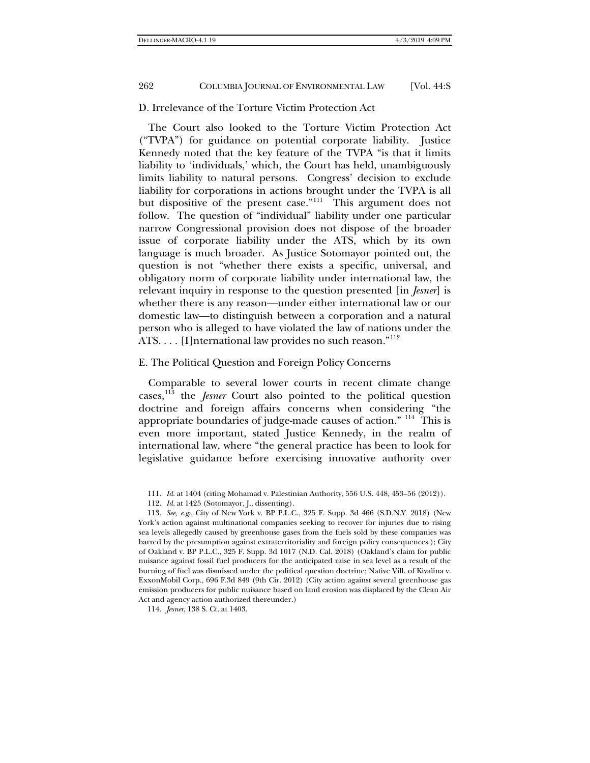### D. Irrelevance of the Torture Victim Protection Act

The Court also looked to the Torture Victim Protection Act ("TVPA") for guidance on potential corporate liability. Justice Kennedy noted that the key feature of the TVPA "is that it limits liability to 'individuals,' which, the Court has held, unambiguously limits liability to natural persons. Congress' decision to exclude liability for corporations in actions brought under the TVPA is all but dispositive of the present case."[111] This argument does not follow. The question of "individual" liability under one particular narrow Congressional provision does not dispose of the broader issue of corporate liability under the ATS, which by its own language is much broader. As Justice Sotomayor pointed out, the question is not "whether there exists a specific, universal, and obligatory norm of corporate liability under international law, the relevant inquiry in response to the question presented [in *Jesner*] is whether there is any reason—under either international law or our domestic law—to distinguish between a corporation and a natural person who is alleged to have violated the law of nations under the ATS. . . . [I]nternational law provides no such reason."[112]

### E. The Political Question and Foreign Policy Concerns

Comparable to several lower courts in recent climate change cases,[113] the *Jesner* Court also pointed to the political question doctrine and foreign affairs concerns when considering "the appropriate boundaries of judge-made causes of action."[114] This is even more important, stated Justice Kennedy, in the realm of international law, where "the general practice has been to look for legislative guidance before exercising innovative authority over

---

111. *Id.* at 1404 (citing Mohamad v. Palestinian Authority, 556 U.S. 448, 453–56 (2012)).

112. *Id.* at 1425 (Sotomayor, J., dissenting).

113. *See, e.g.*, City of New York v. BP P.L.C., 325 F. Supp. 3d 466 (S.D.N.Y. 2018) (New York's action against multinational companies seeking to recover for injuries due to rising sea levels allegedly caused by greenhouse gases from the fuels sold by these companies was barred by the presumption against extraterritoriality and foreign policy consequences.); City of Oakland v. BP P.L.C., 325 F. Supp. 3d 1017 (N.D. Cal. 2018) (Oakland's claim for public nuisance against fossil fuel producers for the anticipated raise in sea level as a result of the burning of fuel was dismissed under the political question doctrine; Native Vill. of Kivalina v. ExxonMobil Corp., 696 F.3d 849 (9th Cir. 2012) (City action against several greenhouse gas emission producers for public nuisance based on land erosion was displaced by the Clean Air Act and agency action authorized thereunder.)

114. *Jesner*, 138 S. Ct. at 1403.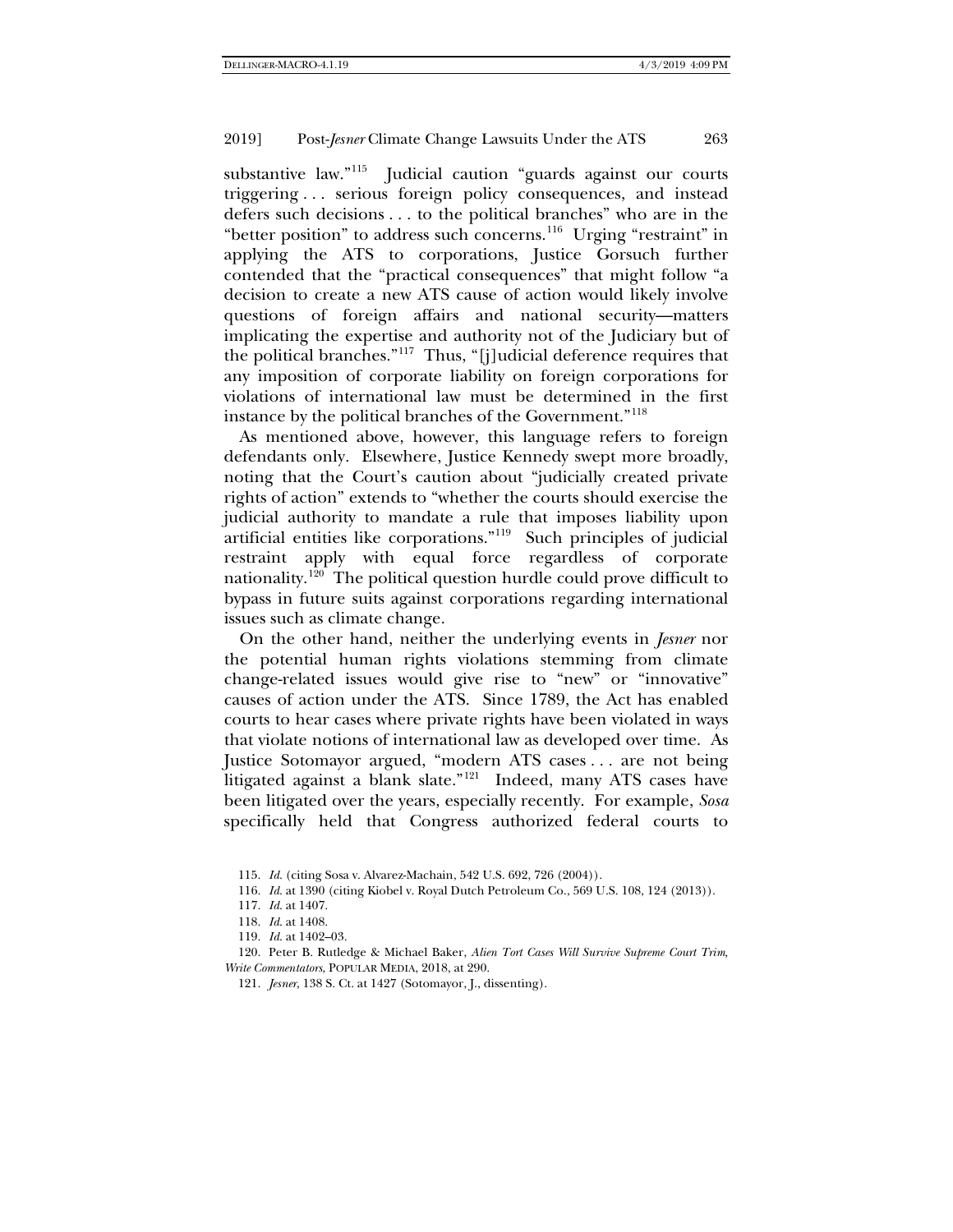substantive law."[115] Judicial caution "guards against our courts triggering . . . serious foreign policy consequences, and instead defers such decisions . . . to the political branches" who are in the "better position" to address such concerns.[116] Urging "restraint" in applying the ATS to corporations, Justice Gorsuch further contended that the "practical consequences" that might follow "a decision to create a new ATS cause of action would likely involve questions of foreign affairs and national security—matters implicating the expertise and authority not of the Judiciary but of the political branches."[117] Thus, "[j]udicial deference requires that any imposition of corporate liability on foreign corporations for violations of international law must be determined in the first instance by the political branches of the Government."[118]

As mentioned above, however, this language refers to foreign defendants only. Elsewhere, Justice Kennedy swept more broadly, noting that the Court's caution about "judicially created private rights of action" extends to "whether the courts should exercise the judicial authority to mandate a rule that imposes liability upon artificial entities like corporations."[119] Such principles of judicial restraint apply with equal force regardless of corporate nationality.[120] The political question hurdle could prove difficult to bypass in future suits against corporations regarding international issues such as climate change.

On the other hand, neither the underlying events in *Jesner* nor the potential human rights violations stemming from climate change-related issues would give rise to "new" or "innovative" causes of action under the ATS. Since 1789, the Act has enabled courts to hear cases where private rights have been violated in ways that violate notions of international law as developed over time. As Justice Sotomayor argued, "modern ATS cases . . . are not being litigated against a blank slate."[121] Indeed, many ATS cases have been litigated over the years, especially recently. For example, *Sosa* specifically held that Congress authorized federal courts to

115. *Id.* (citing Sosa v. Alvarez-Machain, 542 U.S. 692, 726 (2004)).

116. *Id.* at 1390 (citing Kiobel v. Royal Dutch Petroleum Co., 569 U.S. 108, 124 (2013)).

117. *Id.* at 1407.

118. *Id.* at 1408.

119. *Id.* at 1402–03.

120. Peter B. Rutledge & Michael Baker, *Alien Tort Cases Will Survive Supreme Court Trim, Write Commentators*, POPULAR MEDIA, 2018, at 290.

121. *Jesner*, 138 S. Ct. at 1427 (Sotomayor, J., dissenting).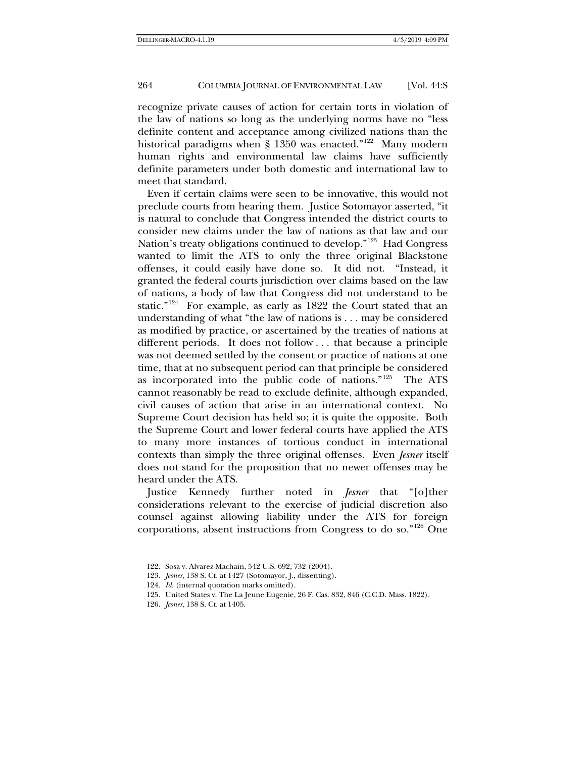recognize private causes of action for certain torts in violation of the law of nations so long as the underlying norms have no "less definite content and acceptance among civilized nations than the historical paradigms when § 1350 was enacted."[122] Many modern human rights and environmental law claims have sufficiently definite parameters under both domestic and international law to meet that standard.

Even if certain claims were seen to be innovative, this would not preclude courts from hearing them. Justice Sotomayor asserted, "it is natural to conclude that Congress intended the district courts to consider new claims under the law of nations as that law and our Nation's treaty obligations continued to develop."[123] Had Congress wanted to limit the ATS to only the three original Blackstone offenses, it could easily have done so. It did not. "Instead, it granted the federal courts jurisdiction over claims based on the law of nations, a body of law that Congress did not understand to be static."[124] For example, as early as 1822 the Court stated that an understanding of what "the law of nations is . . . may be considered as modified by practice, or ascertained by the treaties of nations at different periods. It does not follow . . . that because a principle was not deemed settled by the consent or practice of nations at one time, that at no subsequent period can that principle be considered as incorporated into the public code of nations."[125] The ATS cannot reasonably be read to exclude definite, although expanded, civil causes of action that arise in an international context. No Supreme Court decision has held so; it is quite the opposite. Both the Supreme Court and lower federal courts have applied the ATS to many more instances of tortious conduct in international contexts than simply the three original offenses. Even *Jesner* itself does not stand for the proposition that no newer offenses may be heard under the ATS.

Justice Kennedy further noted in *Jesner* that "[o]ther considerations relevant to the exercise of judicial discretion also counsel against allowing liability under the ATS for foreign corporations, absent instructions from Congress to do so."[126] One

122. Sosa v. Alvarez-Machain, 542 U.S. 692, 732 (2004).

123. *Jesner*, 138 S. Ct. at 1427 (Sotomayor, J., dissenting).

124. *Id.* (internal quotation marks omitted).

125. United States v. The La Jeune Eugenie, 26 F. Cas. 832, 846 (C.C.D. Mass. 1822).

126. *Jesner*, 138 S. Ct. at 1405.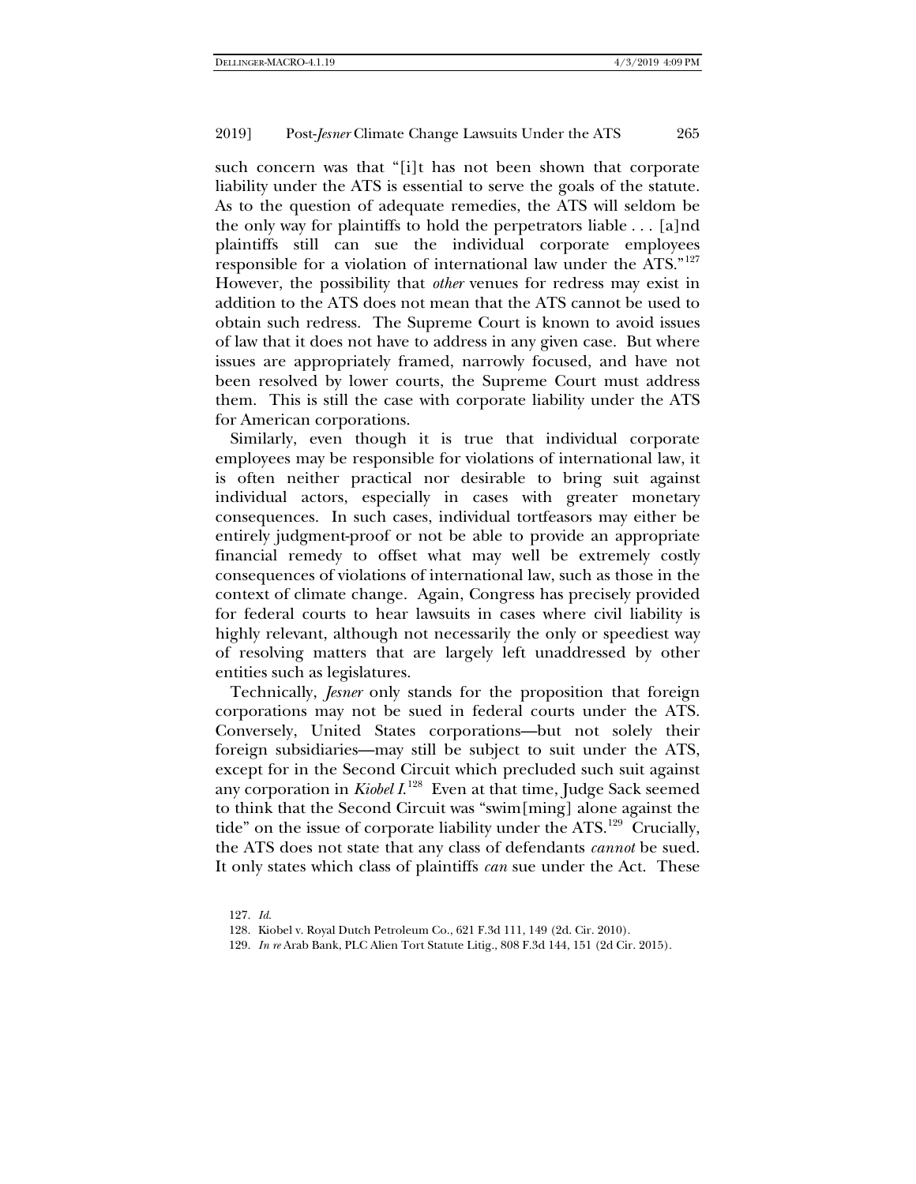such concern was that "[i]t has not been shown that corporate liability under the ATS is essential to serve the goals of the statute. As to the question of adequate remedies, the ATS will seldom be the only way for plaintiffs to hold the perpetrators liable . . . [a]nd plaintiffs still can sue the individual corporate employees responsible for a violation of international law under the ATS."[127] However, the possibility that *other* venues for redress may exist in addition to the ATS does not mean that the ATS cannot be used to obtain such redress. The Supreme Court is known to avoid issues of law that it does not have to address in any given case. But where issues are appropriately framed, narrowly focused, and have not been resolved by lower courts, the Supreme Court must address them. This is still the case with corporate liability under the ATS for American corporations.

Similarly, even though it is true that individual corporate employees may be responsible for violations of international law, it is often neither practical nor desirable to bring suit against individual actors, especially in cases with greater monetary consequences. In such cases, individual tortfeasors may either be entirely judgment-proof or not be able to provide an appropriate financial remedy to offset what may well be extremely costly consequences of violations of international law, such as those in the context of climate change. Again, Congress has precisely provided for federal courts to hear lawsuits in cases where civil liability is highly relevant, although not necessarily the only or speediest way of resolving matters that are largely left unaddressed by other entities such as legislatures.

Technically, *Jesner* only stands for the proposition that foreign corporations may not be sued in federal courts under the ATS. Conversely, United States corporations—but not solely their foreign subsidiaries—may still be subject to suit under the ATS, except for in the Second Circuit which precluded such suit against any corporation in *Kiobel I*.[128] Even at that time, Judge Sack seemed to think that the Second Circuit was "swim[ming] alone against the tide" on the issue of corporate liability under the ATS.[129] Crucially, the ATS does not state that any class of defendants *cannot* be sued. It only states which class of plaintiffs *can* sue under the Act. These

127. *Id.*

128. Kiobel v. Royal Dutch Petroleum Co., 621 F.3d 111, 149 (2d. Cir. 2010).

129. *In re* Arab Bank, PLC Alien Tort Statute Litig., 808 F.3d 144, 151 (2d Cir. 2015).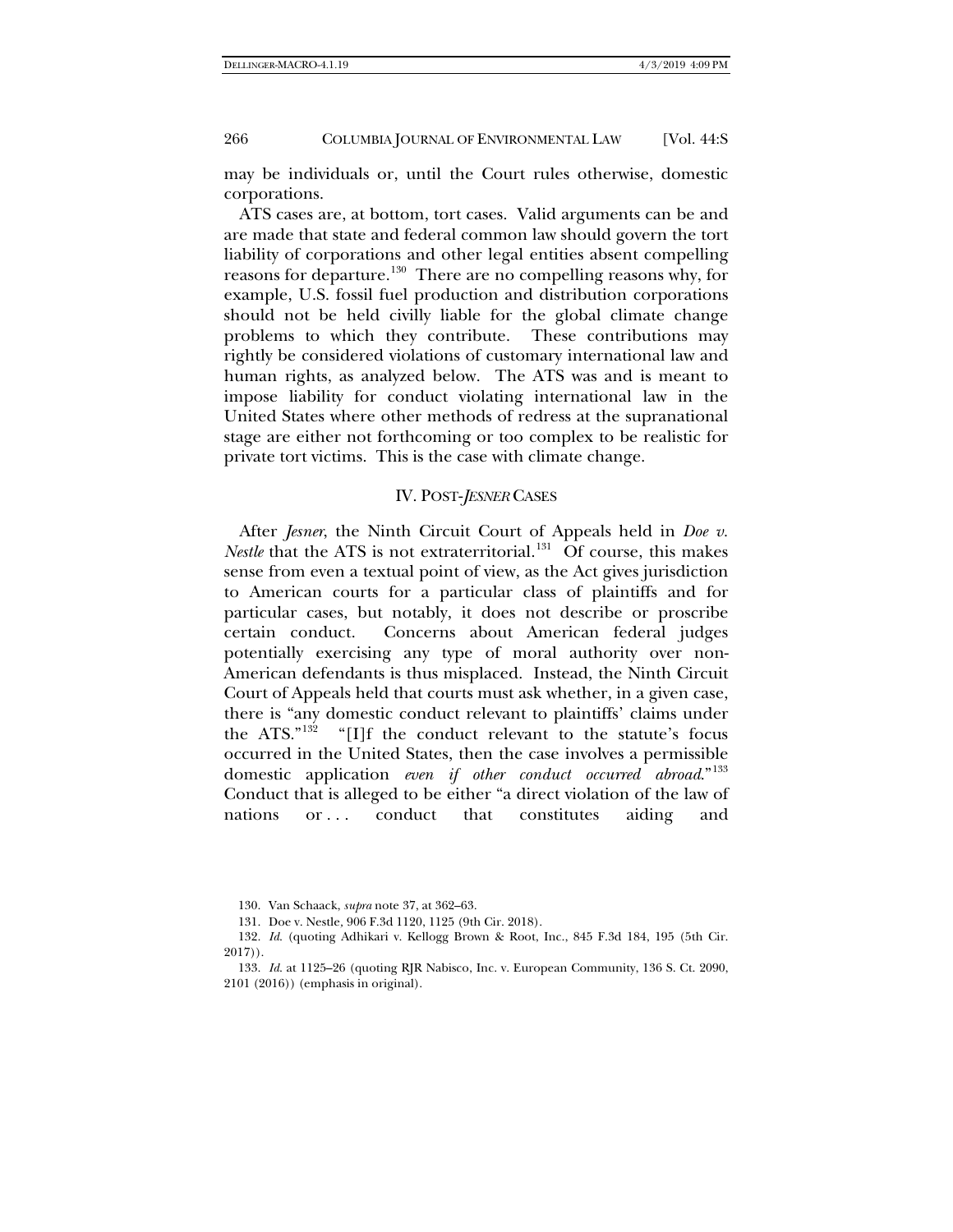may be individuals or, until the Court rules otherwise, domestic corporations.

ATS cases are, at bottom, tort cases. Valid arguments can be and are made that state and federal common law should govern the tort liability of corporations and other legal entities absent compelling reasons for departure.[130] There are no compelling reasons why, for example, U.S. fossil fuel production and distribution corporations should not be held civilly liable for the global climate change problems to which they contribute. These contributions may rightly be considered violations of customary international law and human rights, as analyzed below. The ATS was and is meant to impose liability for conduct violating international law in the United States where other methods of redress at the supranational stage are either not forthcoming or too complex to be realistic for private tort victims. This is the case with climate change.

## IV. POST-*JESNER* CASES

After *Jesner*, the Ninth Circuit Court of Appeals held in *Doe v. Nestle* that the ATS is not extraterritorial.[131] Of course, this makes sense from even a textual point of view, as the Act gives jurisdiction to American courts for a particular class of plaintiffs and for particular cases, but notably, it does not describe or proscribe certain conduct. Concerns about American federal judges potentially exercising any type of moral authority over non-American defendants is thus misplaced. Instead, the Ninth Circuit Court of Appeals held that courts must ask whether, in a given case, there is "any domestic conduct relevant to plaintiffs' claims under the ATS."[132] "[I]f the conduct relevant to the statute's focus occurred in the United States, then the case involves a permissible domestic application *even if other conduct occurred abroad*."[133] Conduct that is alleged to be either "a direct violation of the law of nations or . . . conduct that constitutes aiding and

130. Van Schaack, *supra* note 37, at 362–63.

131. Doe v. Nestle, 906 F.3d 1120, 1125 (9th Cir. 2018).

132. *Id.* (quoting Adhikari v. Kellogg Brown & Root, Inc., 845 F.3d 184, 195 (5th Cir. 2017)).

133. *Id.* at 1125–26 (quoting RJR Nabisco, Inc. v. European Community, 136 S. Ct. 2090, 2101 (2016)) (emphasis in original).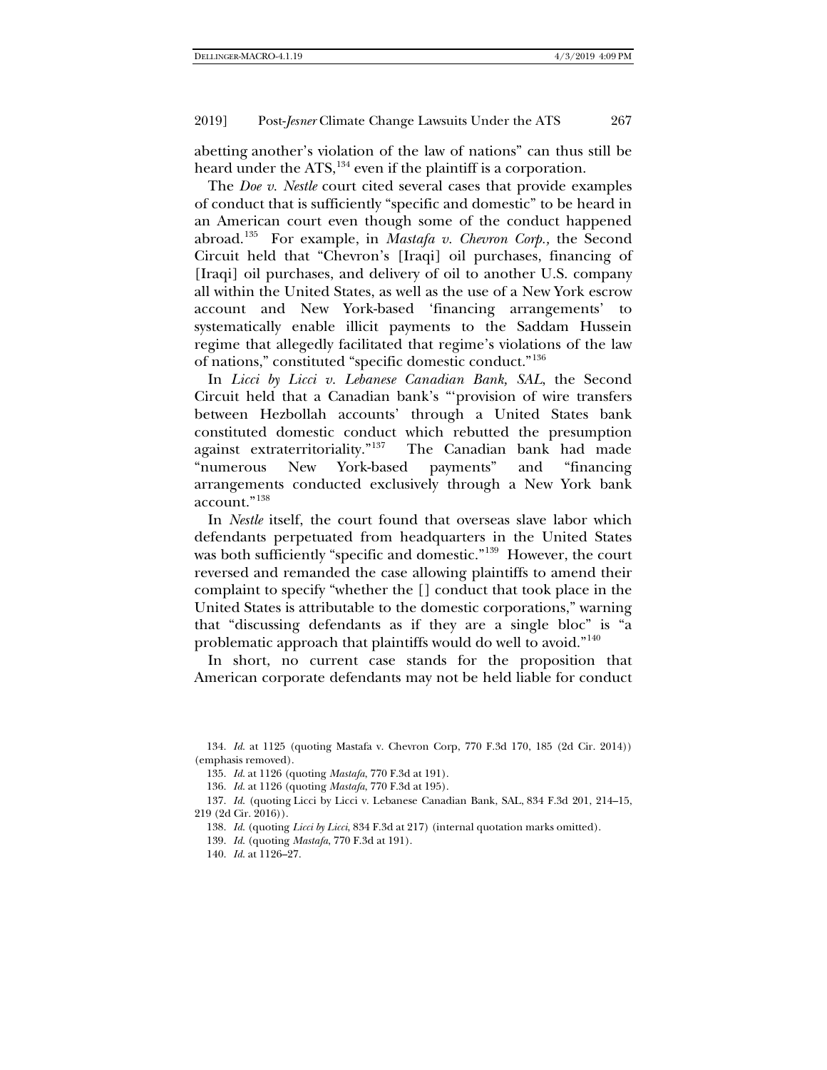abetting another's violation of the law of nations" can thus still be heard under the ATS,[134] even if the plaintiff is a corporation.

The *Doe v. Nestle* court cited several cases that provide examples of conduct that is sufficiently "specific and domestic" to be heard in an American court even though some of the conduct happened abroad.[135] For example, in *Mastafa v. Chevron Corp.,* the Second Circuit held that "Chevron's [Iraqi] oil purchases, financing of [Iraqi] oil purchases, and delivery of oil to another U.S. company all within the United States, as well as the use of a New York escrow account and New York-based 'financing arrangements' to systematically enable illicit payments to the Saddam Hussein regime that allegedly facilitated that regime's violations of the law of nations," constituted "specific domestic conduct."[136]

In *Licci by Licci v. Lebanese Canadian Bank, SAL*, the Second Circuit held that a Canadian bank's "'provision of wire transfers between Hezbollah accounts' through a United States bank constituted domestic conduct which rebutted the presumption against extraterritoriality."[137] The Canadian bank had made "numerous New York-based payments" and "financing arrangements conducted exclusively through a New York bank account."[138]

In *Nestle* itself, the court found that overseas slave labor which defendants perpetuated from headquarters in the United States was both sufficiently "specific and domestic."[139] However, the court reversed and remanded the case allowing plaintiffs to amend their complaint to specify "whether the [] conduct that took place in the United States is attributable to the domestic corporations," warning that "discussing defendants as if they are a single bloc" is "a problematic approach that plaintiffs would do well to avoid."[140]

In short, no current case stands for the proposition that American corporate defendants may not be held liable for conduct

---

134. *Id.* at 1125 (quoting Mastafa v. Chevron Corp, 770 F.3d 170, 185 (2d Cir. 2014)) (emphasis removed).

135. *Id.* at 1126 (quoting *Mastafa*, 770 F.3d at 191).

136. *Id.* at 1126 (quoting *Mastafa*, 770 F.3d at 195).

137. *Id.* (quoting Licci by Licci v. Lebanese Canadian Bank, SAL, 834 F.3d 201, 214–15, 219 (2d Cir. 2016)).

138. *Id.* (quoting *Licci by Licci*, 834 F.3d at 217) (internal quotation marks omitted).

139. *Id.* (quoting *Mastafa*, 770 F.3d at 191).

140. *Id.* at 1126–27.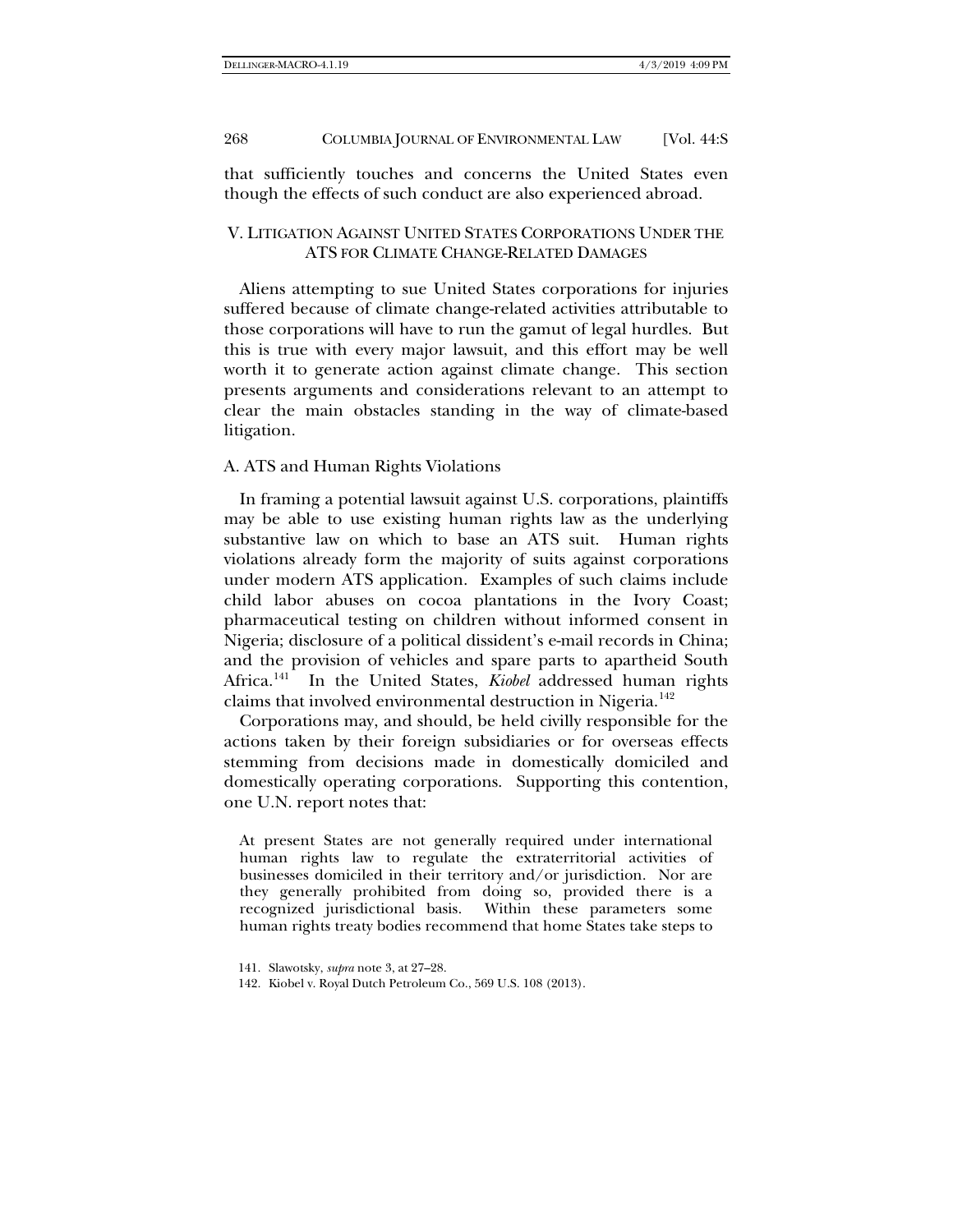that sufficiently touches and concerns the United States even though the effects of such conduct are also experienced abroad.

## V. LITIGATION AGAINST UNITED STATES CORPORATIONS UNDER THE ATS FOR CLIMATE CHANGE-RELATED DAMAGES

Aliens attempting to sue United States corporations for injuries suffered because of climate change-related activities attributable to those corporations will have to run the gamut of legal hurdles. But this is true with every major lawsuit, and this effort may be well worth it to generate action against climate change. This section presents arguments and considerations relevant to an attempt to clear the main obstacles standing in the way of climate-based litigation.

### A. ATS and Human Rights Violations

In framing a potential lawsuit against U.S. corporations, plaintiffs may be able to use existing human rights law as the underlying substantive law on which to base an ATS suit. Human rights violations already form the majority of suits against corporations under modern ATS application. Examples of such claims include child labor abuses on cocoa plantations in the Ivory Coast; pharmaceutical testing on children without informed consent in Nigeria; disclosure of a political dissident's e-mail records in China; and the provision of vehicles and spare parts to apartheid South Africa.[141] In the United States, *Kiobel* addressed human rights claims that involved environmental destruction in Nigeria.[142]

Corporations may, and should, be held civilly responsible for the actions taken by their foreign subsidiaries or for overseas effects stemming from decisions made in domestically domiciled and domestically operating corporations. Supporting this contention, one U.N. report notes that:

> At present States are not generally required under international human rights law to regulate the extraterritorial activities of businesses domiciled in their territory and/or jurisdiction. Nor are they generally prohibited from doing so, provided there is a recognized jurisdictional basis. Within these parameters some human rights treaty bodies recommend that home States take steps to

141. Slawotsky, *supra* note 3, at 27–28.

142. Kiobel v. Royal Dutch Petroleum Co., 569 U.S. 108 (2013).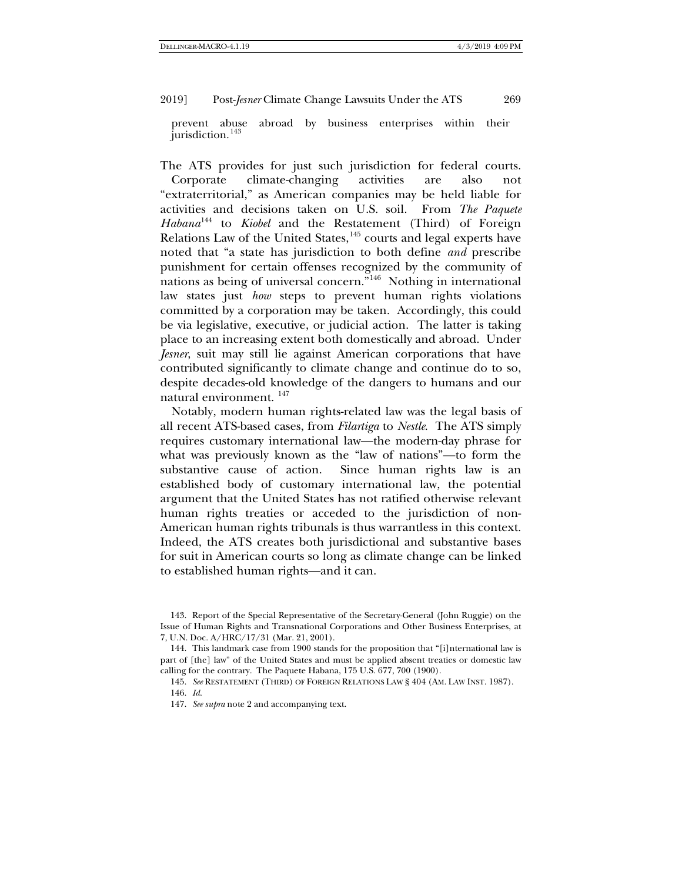prevent abuse abroad by business enterprises within their jurisdiction.[143]

The ATS provides for just such jurisdiction for federal courts. Corporate climate-changing activities are also not "extraterritorial," as American companies may be held liable for activities and decisions taken on U.S. soil. From *The Paquete Habana*[144] to *Kiobel* and the Restatement (Third) of Foreign Relations Law of the United States,[145] courts and legal experts have noted that "a state has jurisdiction to both define *and* prescribe punishment for certain offenses recognized by the community of nations as being of universal concern."[146] Nothing in international law states just *how* steps to prevent human rights violations committed by a corporation may be taken. Accordingly, this could be via legislative, executive, or judicial action. The latter is taking place to an increasing extent both domestically and abroad. Under *Jesner*, suit may still lie against American corporations that have contributed significantly to climate change and continue do to so, despite decades-old knowledge of the dangers to humans and our natural environment. [147]

Notably, modern human rights-related law was the legal basis of all recent ATS-based cases, from *Filartiga* to *Nestle*. The ATS simply requires customary international law—the modern-day phrase for what was previously known as the "law of nations"—to form the substantive cause of action. Since human rights law is an established body of customary international law, the potential argument that the United States has not ratified otherwise relevant human rights treaties or acceded to the jurisdiction of non-American human rights tribunals is thus warrantless in this context. Indeed, the ATS creates both jurisdictional and substantive bases for suit in American courts so long as climate change can be linked to established human rights—and it can.

143. Report of the Special Representative of the Secretary-General (John Ruggie) on the Issue of Human Rights and Transnational Corporations and Other Business Enterprises, at 7, U.N. Doc. A/HRC/17/31 (Mar. 21, 2001).

144. This landmark case from 1900 stands for the proposition that "[i]nternational law is part of [the] law" of the United States and must be applied absent treaties or domestic law calling for the contrary. The Paquete Habana, 175 U.S. 677, 700 (1900).

145. *See* RESTATEMENT (THIRD) OF FOREIGN RELATIONS LAW § 404 (AM. LAW INST. 1987).

146. *Id.*

147. *See supra* note 2 and accompanying text.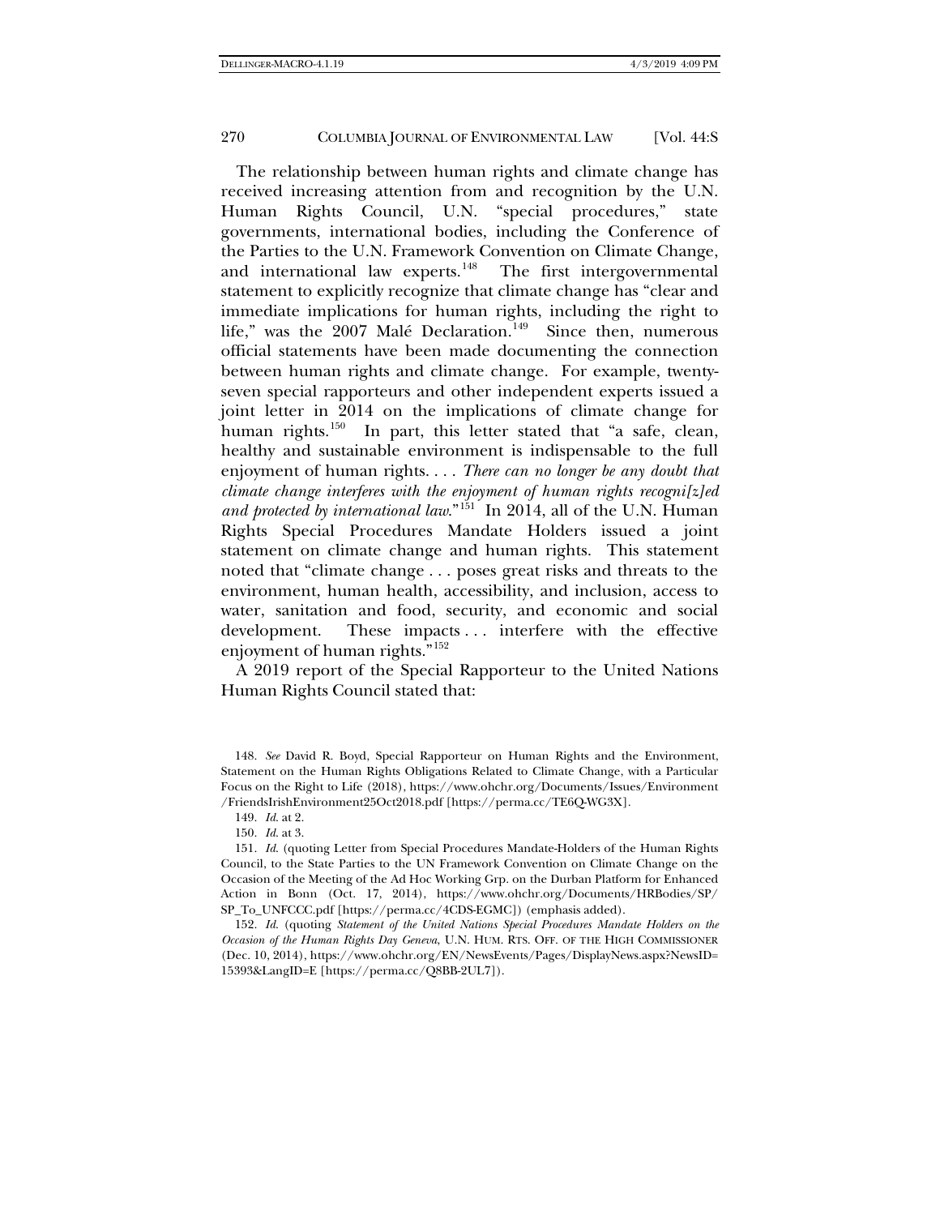The relationship between human rights and climate change has received increasing attention from and recognition by the U.N. Human Rights Council, U.N. "special procedures," state governments, international bodies, including the Conference of the Parties to the U.N. Framework Convention on Climate Change, and international law experts.[148] The first intergovernmental statement to explicitly recognize that climate change has "clear and immediate implications for human rights, including the right to life," was the 2007 Malé Declaration.[149] Since then, numerous official statements have been made documenting the connection between human rights and climate change. For example, twenty-seven special rapporteurs and other independent experts issued a joint letter in 2014 on the implications of climate change for human rights.[150] In part, this letter stated that "a safe, clean, healthy and sustainable environment is indispensable to the full enjoyment of human rights. . . . *There can no longer be any doubt that climate change interferes with the enjoyment of human rights recogni[z]ed and protected by international law*."[151] In 2014, all of the U.N. Human Rights Special Procedures Mandate Holders issued a joint statement on climate change and human rights. This statement noted that "climate change . . . poses great risks and threats to the environment, human health, accessibility, and inclusion, access to water, sanitation and food, security, and economic and social development. These impacts . . . interfere with the effective enjoyment of human rights."[152]

A 2019 report of the Special Rapporteur to the United Nations Human Rights Council stated that:

148. *See* David R. Boyd, Special Rapporteur on Human Rights and the Environment, Statement on the Human Rights Obligations Related to Climate Change, with a Particular Focus on the Right to Life (2018), https://www.ohchr.org/Documents/Issues/Environment/FriendsIrishEnvironment25Oct2018.pdf [https://perma.cc/TE6Q-WG3X].

149. *Id*. at 2.

150. *Id*. at 3.

151. *Id*. (quoting Letter from Special Procedures Mandate-Holders of the Human Rights Council, to the State Parties to the UN Framework Convention on Climate Change on the Occasion of the Meeting of the Ad Hoc Working Grp. on the Durban Platform for Enhanced Action in Bonn (Oct. 17, 2014), https://www.ohchr.org/Documents/HRBodies/SP/SP_To_UNFCCC.pdf [https://perma.cc/4CDS-EGMC]) (emphasis added).

152. *Id*. (quoting *Statement of the United Nations Special Procedures Mandate Holders on the Occasion of the Human Rights Day Geneva*, U.N. HUM. RTS. OFF. OF THE HIGH COMMISSIONER (Dec. 10, 2014), https://www.ohchr.org/EN/NewsEvents/Pages/DisplayNews.aspx?NewsID=15393&LangID=E [https://perma.cc/Q8BB-2UL7]).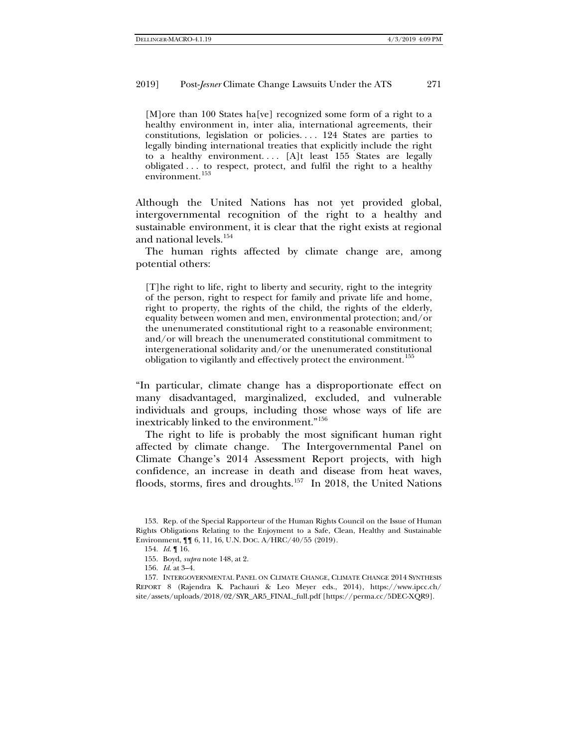> [M]ore than 100 States ha[ve] recognized some form of a right to a healthy environment in, inter alia, international agreements, their constitutions, legislation or policies. . . . 124 States are parties to legally binding international treaties that explicitly include the right to a healthy environment. . . . [A]t least 155 States are legally obligated . . . to respect, protect, and fulfil the right to a healthy environment.[153]

Although the United Nations has not yet provided global, intergovernmental recognition of the right to a healthy and sustainable environment, it is clear that the right exists at regional and national levels.[154]

The human rights affected by climate change are, among potential others:

> [T]he right to life, right to liberty and security, right to the integrity of the person, right to respect for family and private life and home, right to property, the rights of the child, the rights of the elderly, equality between women and men, environmental protection; and/or the unenumerated constitutional right to a reasonable environment; and/or will breach the unenumerated constitutional commitment to intergenerational solidarity and/or the unenumerated constitutional obligation to vigilantly and effectively protect the environment.[155]

"In particular, climate change has a disproportionate effect on many disadvantaged, marginalized, excluded, and vulnerable individuals and groups, including those whose ways of life are inextricably linked to the environment."[156]

The right to life is probably the most significant human right affected by climate change. The Intergovernmental Panel on Climate Change's 2014 Assessment Report projects, with high confidence, an increase in death and disease from heat waves, floods, storms, fires and droughts.[157] In 2018, the United Nations

---

153. Rep. of the Special Rapporteur of the Human Rights Council on the Issue of Human Rights Obligations Relating to the Enjoyment to a Safe, Clean, Healthy and Sustainable Environment, ¶¶ 6, 11, 16, U.N. DOC. A/HRC/40/55 (2019).

154. *Id.* ¶ 16.

155. Boyd, *supra* note 148, at 2.

156. *Id.* at 3–4.

157. INTERGOVERNMENTAL PANEL ON CLIMATE CHANGE, CLIMATE CHANGE 2014 SYNTHESIS REPORT 8 (Rajendra K. Pachauri & Leo Meyer eds., 2014), https://www.ipcc.ch/site/assets/uploads/2018/02/SYR_AR5_FINAL_full.pdf [https://perma.cc/5DEC-XQR9].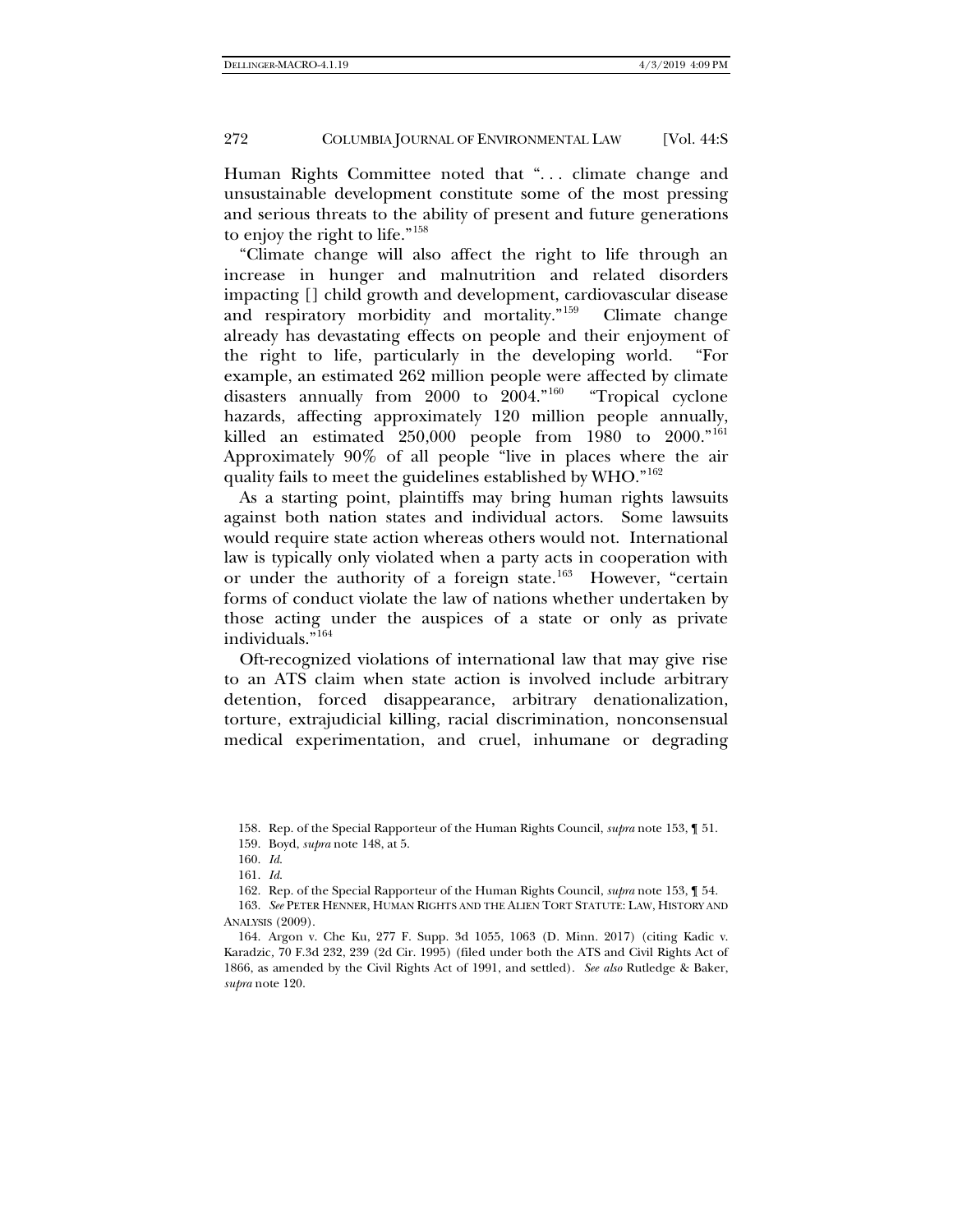Human Rights Committee noted that "... climate change and unsustainable development constitute some of the most pressing and serious threats to the ability of present and future generations to enjoy the right to life."[158]

"Climate change will also affect the right to life through an increase in hunger and malnutrition and related disorders impacting [] child growth and development, cardiovascular disease and respiratory morbidity and mortality."[159] Climate change already has devastating effects on people and their enjoyment of the right to life, particularly in the developing world. "For example, an estimated 262 million people were affected by climate disasters annually from 2000 to 2004."[160] "Tropical cyclone hazards, affecting approximately 120 million people annually, killed an estimated 250,000 people from 1980 to 2000."[161] Approximately 90% of all people "live in places where the air quality fails to meet the guidelines established by WHO."[162]

As a starting point, plaintiffs may bring human rights lawsuits against both nation states and individual actors. Some lawsuits would require state action whereas others would not. International law is typically only violated when a party acts in cooperation with or under the authority of a foreign state.[163] However, "certain forms of conduct violate the law of nations whether undertaken by those acting under the auspices of a state or only as private individuals."[164]

Oft-recognized violations of international law that may give rise to an ATS claim when state action is involved include arbitrary detention, forced disappearance, arbitrary denationalization, torture, extrajudicial killing, racial discrimination, nonconsensual medical experimentation, and cruel, inhumane or degrading

---

158. Rep. of the Special Rapporteur of the Human Rights Council, *supra* note 153, ¶ 51.

159. Boyd, *supra* note 148, at 5.

160. *Id.*

161. *Id.*

162. Rep. of the Special Rapporteur of the Human Rights Council, *supra* note 153, ¶ 54.

163. *See* PETER HENNER, HUMAN RIGHTS AND THE ALIEN TORT STATUTE: LAW, HISTORY AND ANALYSIS (2009).

164. Argon v. Che Ku, 277 F. Supp. 3d 1055, 1063 (D. Minn. 2017) (citing Kadic v. Karadzic, 70 F.3d 232, 239 (2d Cir. 1995) (filed under both the ATS and Civil Rights Act of 1866, as amended by the Civil Rights Act of 1991, and settled). *See also* Rutledge & Baker, *supra* note 120.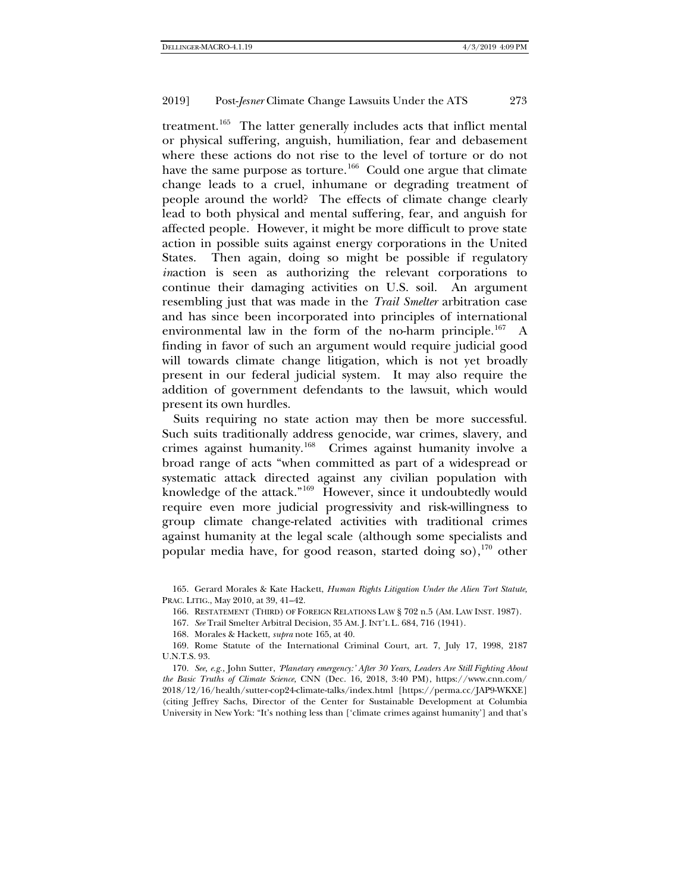treatment.[165] The latter generally includes acts that inflict mental or physical suffering, anguish, humiliation, fear and debasement where these actions do not rise to the level of torture or do not have the same purpose as torture.[166] Could one argue that climate change leads to a cruel, inhumane or degrading treatment of people around the world? The effects of climate change clearly lead to both physical and mental suffering, fear, and anguish for affected people. However, it might be more difficult to prove state action in possible suits against energy corporations in the United States. Then again, doing so might be possible if regulatory *in*action is seen as authorizing the relevant corporations to continue their damaging activities on U.S. soil. An argument resembling just that was made in the *Trail Smelter* arbitration case and has since been incorporated into principles of international environmental law in the form of the no-harm principle.[167] A finding in favor of such an argument would require judicial good will towards climate change litigation, which is not yet broadly present in our federal judicial system. It may also require the addition of government defendants to the lawsuit, which would present its own hurdles.

Suits requiring no state action may then be more successful. Such suits traditionally address genocide, war crimes, slavery, and crimes against humanity.[168] Crimes against humanity involve a broad range of acts "when committed as part of a widespread or systematic attack directed against any civilian population with knowledge of the attack."[169] However, since it undoubtedly would require even more judicial progressivity and risk-willingness to group climate change-related activities with traditional crimes against humanity at the legal scale (although some specialists and popular media have, for good reason, started doing so),[170] other

---

165. Gerard Morales & Kate Hackett, *Human Rights Litigation Under the Alien Tort Statute*, PRAC. LITIG., May 2010, at 39, 41–42.

166. RESTATEMENT (THIRD) OF FOREIGN RELATIONS LAW § 702 n.5 (AM. LAW INST. 1987).

167. *See* Trail Smelter Arbitral Decision, 35 AM. J. INT'L L. 684, 716 (1941).

168. Morales & Hackett, *supra* note 165, at 40.

169. Rome Statute of the International Criminal Court, art. 7, July 17, 1998, 2187 U.N.T.S. 93.

170. *See, e.g.*, John Sutter, *'Planetary emergency:' After 30 Years, Leaders Are Still Fighting About the Basic Truths of Climate Science*, CNN (Dec. 16, 2018, 3:40 PM), https://www.cnn.com/2018/12/16/health/sutter-cop24-climate-talks/index.html [https://perma.cc/JAP9-WKXE] (citing Jeffrey Sachs, Director of the Center for Sustainable Development at Columbia University in New York: "It's nothing less than ['climate crimes against humanity'] and that's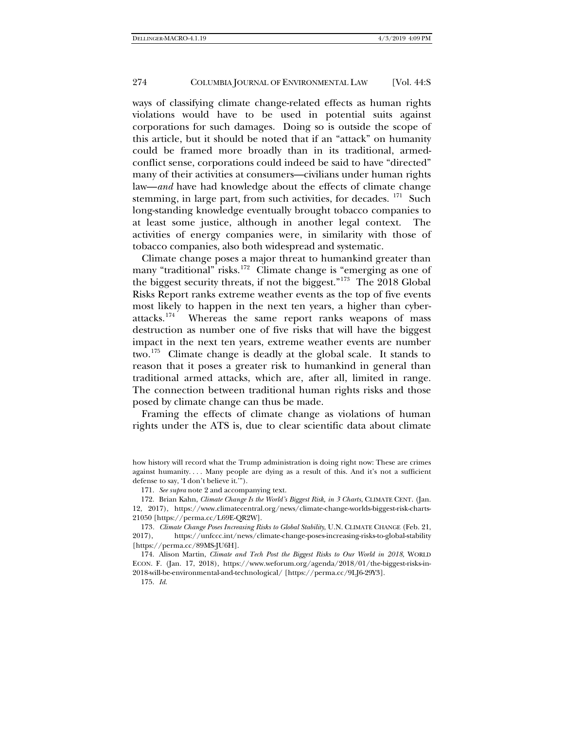ways of classifying climate change-related effects as human rights violations would have to be used in potential suits against corporations for such damages. Doing so is outside the scope of this article, but it should be noted that if an "attack" on humanity could be framed more broadly than in its traditional, armed-conflict sense, corporations could indeed be said to have "directed" many of their activities at consumers—civilians under human rights law—*and* have had knowledge about the effects of climate change stemming, in large part, from such activities, for decades. [171] Such long-standing knowledge eventually brought tobacco companies to at least some justice, although in another legal context. The activities of energy companies were, in similarity with those of tobacco companies, also both widespread and systematic.

Climate change poses a major threat to humankind greater than many "traditional" risks.[172] Climate change is "emerging as one of the biggest security threats, if not the biggest."[173] The 2018 Global Risks Report ranks extreme weather events as the top of five events most likely to happen in the next ten years, a higher than cyber-attacks.[174] Whereas the same report ranks weapons of mass destruction as number one of five risks that will have the biggest impact in the next ten years, extreme weather events are number two.[175] Climate change is deadly at the global scale. It stands to reason that it poses a greater risk to humankind in general than traditional armed attacks, which are, after all, limited in range. The connection between traditional human rights risks and those posed by climate change can thus be made.

Framing the effects of climate change as violations of human rights under the ATS is, due to clear scientific data about climate

---

how history will record what the Trump administration is doing right now: These are crimes against humanity. . . . Many people are dying as a result of this. And it's not a sufficient defense to say, 'I don't believe it.'").

171. *See supra* note 2 and accompanying text.

172. Brian Kahn, *Climate Change Is the World's Biggest Risk, in 3 Charts*, CLIMATE CENT. (Jan. 12, 2017), https://www.climatecentral.org/news/climate-change-worlds-biggest-risk-charts-21050 [https://perma.cc/L69E-QR2W].

173. *Climate Change Poses Increasing Risks to Global Stability*, U.N. CLIMATE CHANGE (Feb. 21, 2017), https://unfccc.int/news/climate-change-poses-increasing-risks-to-global-stability [https://perma.cc/89MS-JU6H].

174. Alison Martin, *Climate and Tech Post the Biggest Risks to Our World in 2018*, WORLD ECON. F. (Jan. 17, 2018), https://www.weforum.org/agenda/2018/01/the-biggest-risks-in-2018-will-be-environmental-and-technological/ [https://perma.cc/9LJ6-29Y3].

175. *Id.*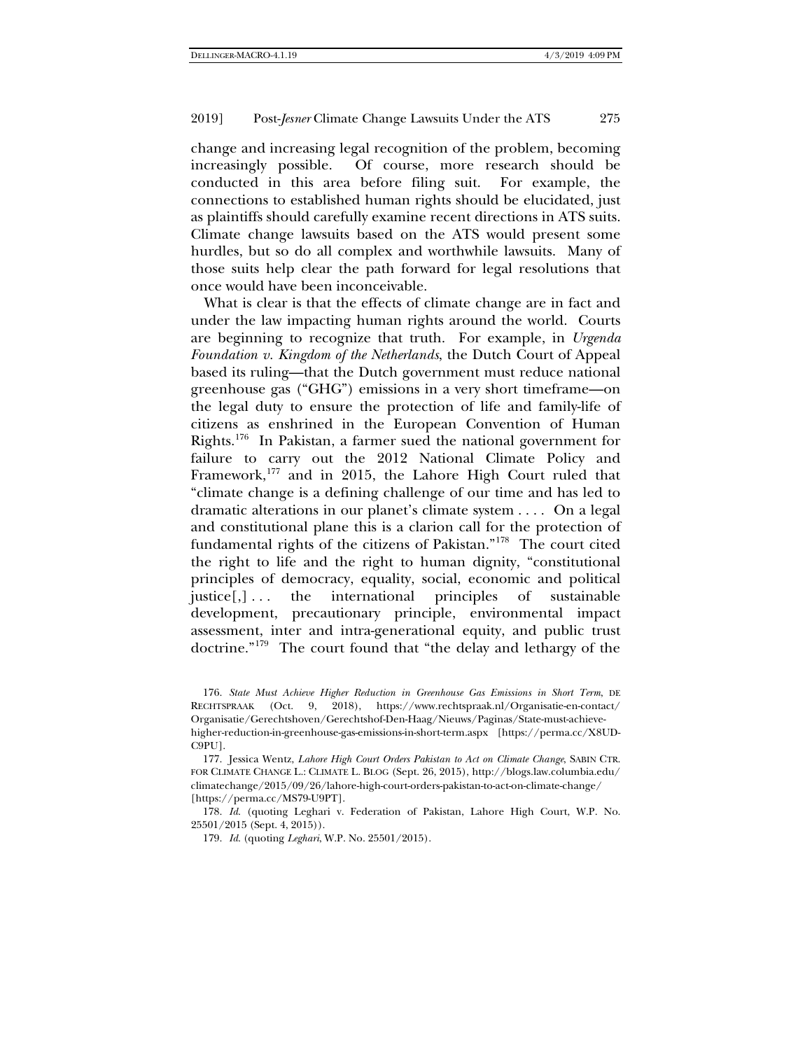change and increasing legal recognition of the problem, becoming increasingly possible. Of course, more research should be conducted in this area before filing suit. For example, the connections to established human rights should be elucidated, just as plaintiffs should carefully examine recent directions in ATS suits. Climate change lawsuits based on the ATS would present some hurdles, but so do all complex and worthwhile lawsuits. Many of those suits help clear the path forward for legal resolutions that once would have been inconceivable.

What is clear is that the effects of climate change are in fact and under the law impacting human rights around the world. Courts are beginning to recognize that truth. For example, in *Urgenda Foundation v. Kingdom of the Netherlands*, the Dutch Court of Appeal based its ruling—that the Dutch government must reduce national greenhouse gas ("GHG") emissions in a very short timeframe—on the legal duty to ensure the protection of life and family-life of citizens as enshrined in the European Convention of Human Rights.[176] In Pakistan, a farmer sued the national government for failure to carry out the 2012 National Climate Policy and Framework,[177] and in 2015, the Lahore High Court ruled that "climate change is a defining challenge of our time and has led to dramatic alterations in our planet's climate system . . . . On a legal and constitutional plane this is a clarion call for the protection of fundamental rights of the citizens of Pakistan."[178] The court cited the right to life and the right to human dignity, "constitutional principles of democracy, equality, social, economic and political justice[,] . . . the international principles of sustainable development, precautionary principle, environmental impact assessment, inter and intra-generational equity, and public trust doctrine."[179] The court found that "the delay and lethargy of the

---

176. *State Must Achieve Higher Reduction in Greenhouse Gas Emissions in Short Term*, DE RECHTSPRAAK (Oct. 9, 2018), https://www.rechtspraak.nl/Organisatie-en-contact/Organisatie/Gerechtshoven/Gerechtshof-Den-Haag/Nieuws/Paginas/State-must-achieve-higher-reduction-in-greenhouse-gas-emissions-in-short-term.aspx [https://perma.cc/X8UD-C9PU].

177. Jessica Wentz, *Lahore High Court Orders Pakistan to Act on Climate Change*, SABIN CTR. FOR CLIMATE CHANGE L.: CLIMATE L. BLOG (Sept. 26, 2015), http://blogs.law.columbia.edu/climatechange/2015/09/26/lahore-high-court-orders-pakistan-to-act-on-climate-change/ [https://perma.cc/MS79-U9PT].

178. *Id.* (quoting Leghari v. Federation of Pakistan, Lahore High Court, W.P. No. 25501/2015 (Sept. 4, 2015)).

179. *Id.* (quoting *Leghari*, W.P. No. 25501/2015).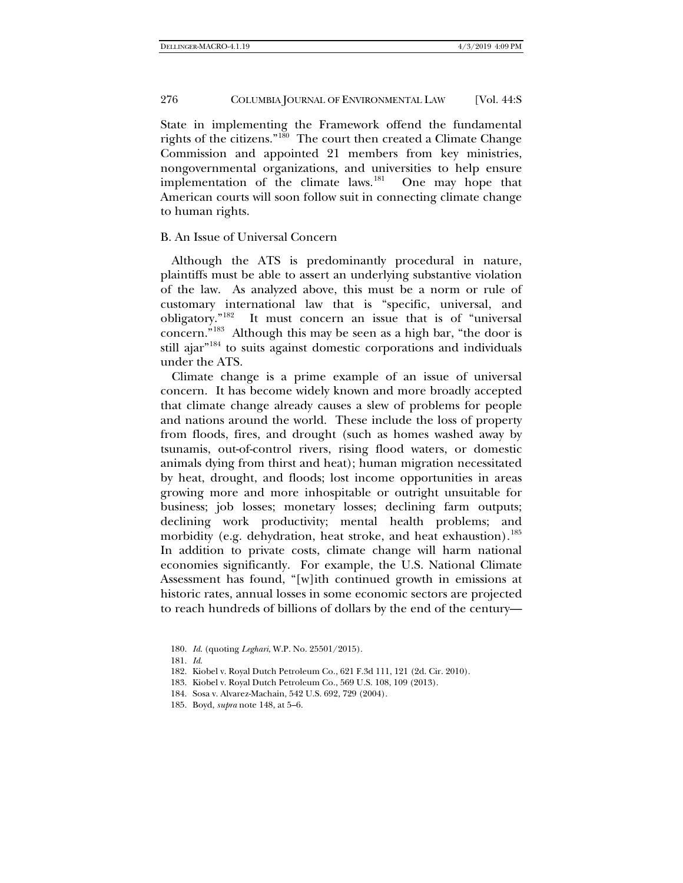State in implementing the Framework offend the fundamental rights of the citizens."[180] The court then created a Climate Change Commission and appointed 21 members from key ministries, nongovernmental organizations, and universities to help ensure implementation of the climate laws.[181] One may hope that American courts will soon follow suit in connecting climate change to human rights.

## B. An Issue of Universal Concern

Although the ATS is predominantly procedural in nature, plaintiffs must be able to assert an underlying substantive violation of the law. As analyzed above, this must be a norm or rule of customary international law that is "specific, universal, and obligatory."[182] It must concern an issue that is of "universal concern."[183] Although this may be seen as a high bar, "the door is still ajar"[184] to suits against domestic corporations and individuals under the ATS.

Climate change is a prime example of an issue of universal concern. It has become widely known and more broadly accepted that climate change already causes a slew of problems for people and nations around the world. These include the loss of property from floods, fires, and drought (such as homes washed away by tsunamis, out-of-control rivers, rising flood waters, or domestic animals dying from thirst and heat); human migration necessitated by heat, drought, and floods; lost income opportunities in areas growing more and more inhospitable or outright unsuitable for business; job losses; monetary losses; declining farm outputs; declining work productivity; mental health problems; and morbidity (e.g. dehydration, heat stroke, and heat exhaustion).[185] In addition to private costs, climate change will harm national economies significantly. For example, the U.S. National Climate Assessment has found, "[w]ith continued growth in emissions at historic rates, annual losses in some economic sectors are projected to reach hundreds of billions of dollars by the end of the century—

180. *Id.* (quoting *Leghari*, W.P. No. 25501/2015).

181. *Id.*

182. Kiobel v. Royal Dutch Petroleum Co., 621 F.3d 111, 121 (2d. Cir. 2010).

183. Kiobel v. Royal Dutch Petroleum Co., 569 U.S. 108, 109 (2013).

184. Sosa v. Alvarez-Machain, 542 U.S. 692, 729 (2004).

185. Boyd, *supra* note 148, at 5–6.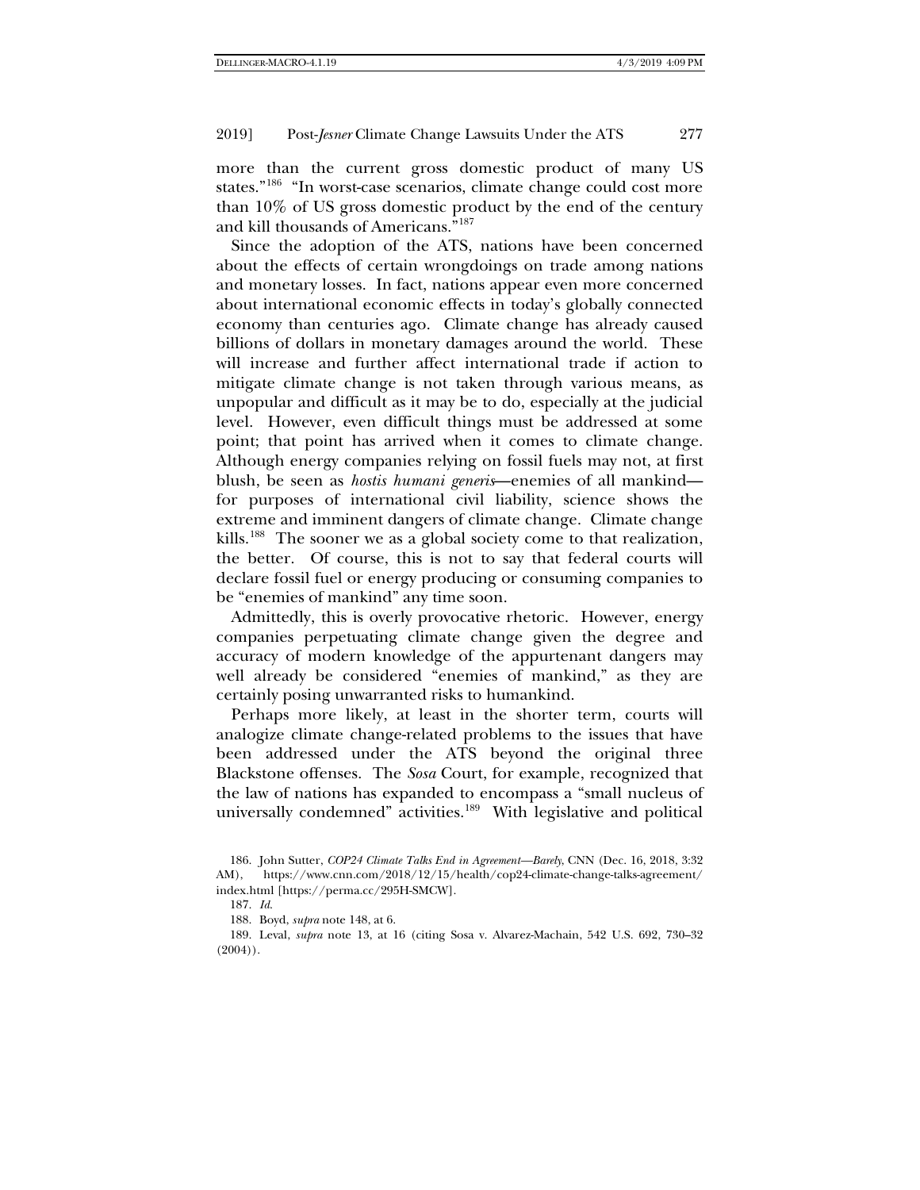more than the current gross domestic product of many US states."[186] "In worst-case scenarios, climate change could cost more than 10% of US gross domestic product by the end of the century and kill thousands of Americans."[187]

Since the adoption of the ATS, nations have been concerned about the effects of certain wrongdoings on trade among nations and monetary losses. In fact, nations appear even more concerned about international economic effects in today's globally connected economy than centuries ago. Climate change has already caused billions of dollars in monetary damages around the world. These will increase and further affect international trade if action to mitigate climate change is not taken through various means, as unpopular and difficult as it may be to do, especially at the judicial level. However, even difficult things must be addressed at some point; that point has arrived when it comes to climate change. Although energy companies relying on fossil fuels may not, at first blush, be seen as *hostis humani generis*—enemies of all mankind—for purposes of international civil liability, science shows the extreme and imminent dangers of climate change. Climate change kills.[188] The sooner we as a global society come to that realization, the better. Of course, this is not to say that federal courts will declare fossil fuel or energy producing or consuming companies to be "enemies of mankind" any time soon.

Admittedly, this is overly provocative rhetoric. However, energy companies perpetuating climate change given the degree and accuracy of modern knowledge of the appurtenant dangers may well already be considered "enemies of mankind," as they are certainly posing unwarranted risks to humankind.

Perhaps more likely, at least in the shorter term, courts will analogize climate change-related problems to the issues that have been addressed under the ATS beyond the original three Blackstone offenses. The *Sosa* Court, for example, recognized that the law of nations has expanded to encompass a "small nucleus of universally condemned" activities.[189] With legislative and political

186. John Sutter, *COP24 Climate Talks End in Agreement—Barely*, CNN (Dec. 16, 2018, 3:32 AM), https://www.cnn.com/2018/12/15/health/cop24-climate-change-talks-agreement/index.html [https://perma.cc/295H-SMCW].

187. *Id.*

188. Boyd, *supra* note 148, at 6.

189. Leval, *supra* note 13, at 16 (citing Sosa v. Alvarez-Machain, 542 U.S. 692, 730–32 (2004)).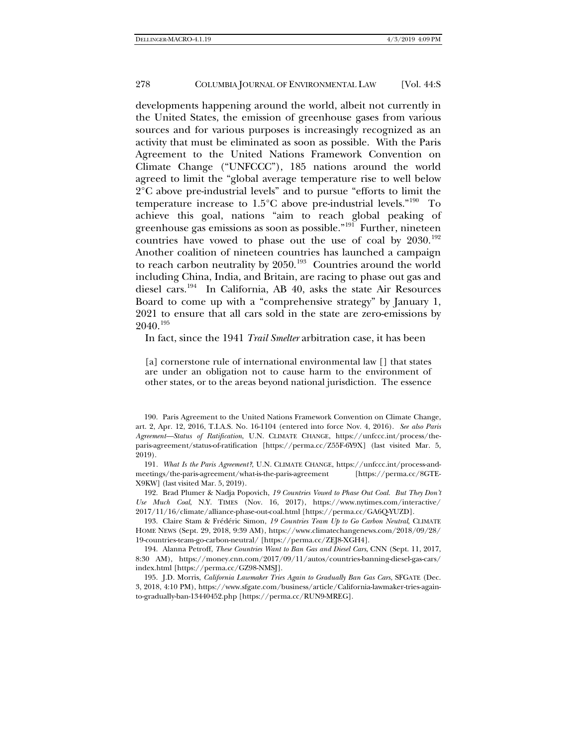developments happening around the world, albeit not currently in the United States, the emission of greenhouse gases from various sources and for various purposes is increasingly recognized as an activity that must be eliminated as soon as possible. With the Paris Agreement to the United Nations Framework Convention on Climate Change ("UNFCCC"), 185 nations around the world agreed to limit the "global average temperature rise to well below 2°C above pre-industrial levels" and to pursue "efforts to limit the temperature increase to 1.5°C above pre-industrial levels."[190] To achieve this goal, nations "aim to reach global peaking of greenhouse gas emissions as soon as possible."[191] Further, nineteen countries have vowed to phase out the use of coal by 2030.[192] Another coalition of nineteen countries has launched a campaign to reach carbon neutrality by 2050.[193] Countries around the world including China, India, and Britain, are racing to phase out gas and diesel cars.[194] In California, AB 40, asks the state Air Resources Board to come up with a "comprehensive strategy" by January 1, 2021 to ensure that all cars sold in the state are zero-emissions by 2040.[195]

In fact, since the 1941 *Trail Smelter* arbitration case, it has been

> [a] cornerstone rule of international environmental law [] that states are under an obligation not to cause harm to the environment of other states, or to the areas beyond national jurisdiction. The essence

190. Paris Agreement to the United Nations Framework Convention on Climate Change, art. 2, Apr. 12, 2016, T.I.A.S. No. 16-1104 (entered into force Nov. 4, 2016). *See also Paris Agreement—Status of Ratification*, U.N. CLIMATE CHANGE, https://unfccc.int/process/the-paris-agreement/status-of-ratification [https://perma.cc/Z55F-6Y9X] (last visited Mar. 5, 2019).

191. *What Is the Paris Agreement?*, U.N. CLIMATE CHANGE, https://unfccc.int/process-and-meetings/the-paris-agreement/what-is-the-paris-agreement [https://perma.cc/8GTE-X9KW] (last visited Mar. 5, 2019).

192. Brad Plumer & Nadja Popovich, *19 Countries Vowed to Phase Out Coal. But They Don't Use Much Coal*, N.Y. TIMES (Nov. 16, 2017), https://www.nytimes.com/interactive/2017/11/16/climate/alliance-phase-out-coal.html [https://perma.cc/GA6Q-YUZD].

193. Claire Stam & Frédéric Simon, *19 Countries Team Up to Go Carbon Neutral*, CLIMATE HOME NEWS (Sept. 29, 2018, 9:39 AM), https://www.climatechangenews.com/2018/09/28/19-countries-team-go-carbon-neutral/ [https://perma.cc/ZEJ8-XGH4].

194. Alanna Petroff, *These Countries Want to Ban Gas and Diesel Cars*, CNN (Sept. 11, 2017, 8:30 AM), https://money.cnn.com/2017/09/11/autos/countries-banning-diesel-gas-cars/index.html [https://perma.cc/GZ98-NMSJ].

195. J.D. Morris, *California Lawmaker Tries Again to Gradually Ban Gas Cars*, SFGATE (Dec. 3, 2018, 4:10 PM), https://www.sfgate.com/business/article/California-lawmaker-tries-again-to-gradually-ban-13440452.php [https://perma.cc/RUN9-MREG].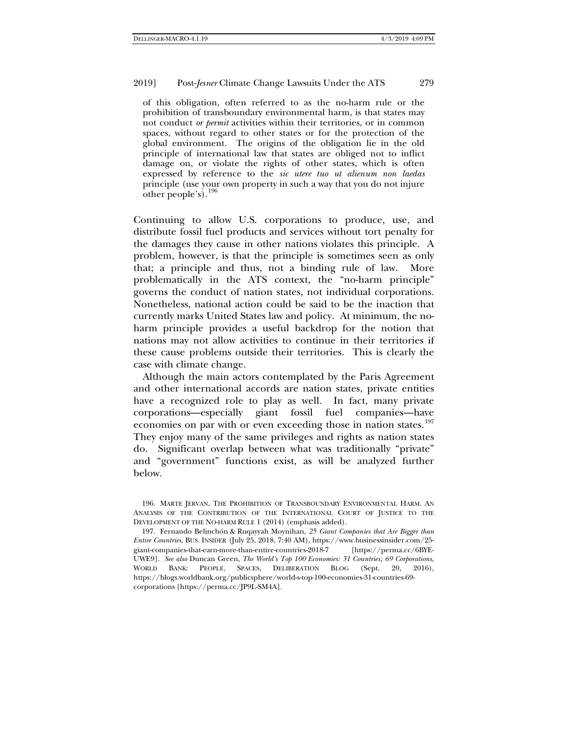> of this obligation, often referred to as the no-harm rule or the prohibition of transboundary environmental harm, is that states may not conduct *or permit* activities within their territories, or in common spaces, without regard to other states or for the protection of the global environment. The origins of the obligation lie in the old principle of international law that states are obliged not to inflict damage on, or violate the rights of other states, which is often expressed by reference to the *sic utere tuo ut alienum non laedas* principle (use your own property in such a way that you do not injure other people's).[196]

Continuing to allow U.S. corporations to produce, use, and distribute fossil fuel products and services without tort penalty for the damages they cause in other nations violates this principle. A problem, however, is that the principle is sometimes seen as only that; a principle and thus, not a binding rule of law. More problematically in the ATS context, the "no-harm principle" governs the conduct of nation states, not individual corporations. Nonetheless, national action could be said to be the inaction that currently marks United States law and policy. At minimum, the no-harm principle provides a useful backdrop for the notion that nations may not allow activities to continue in their territories if these cause problems outside their territories. This is clearly the case with climate change.

Although the main actors contemplated by the Paris Agreement and other international accords are nation states, private entities have a recognized role to play as well. In fact, many private corporations—especially giant fossil fuel companies—have economies on par with or even exceeding those in nation states.[197] They enjoy many of the same privileges and rights as nation states do. Significant overlap between what was traditionally "private" and "government" functions exist, as will be analyzed further below.

196. MARTE JERVAN, THE PROHIBITION OF TRANSBOUNDARY ENVIRONMENTAL HARM. AN ANALYSIS OF THE CONTRIBUTION OF THE INTERNATIONAL COURT OF JUSTICE TO THE DEVELOPMENT OF THE NO-HARM RULE 1 (2014) (emphasis added).

197. Fernando Belinchón & Ruqayyah Moynihan, *25 Giant Companies that Are Bigger than Entire Countries*, BUS. INSIDER (July 25, 2018, 7:40 AM), https://www.businessinsider.com/25-giant-companies-that-earn-more-than-entire-countries-2018-7 [https://perma.cc/6BYE-UWE9]. *See also* Duncan Green, *The World's Top 100 Economies: 31 Countries; 69 Corporations*, WORLD BANK: PEOPLE, SPACES, DELIBERATION BLOG (Sept. 20, 2016), https://blogs.worldbank.org/publicsphere/world-s-top-100-economies-31-countries-69-corporations [https://perma.cc/JP9L-SM4A].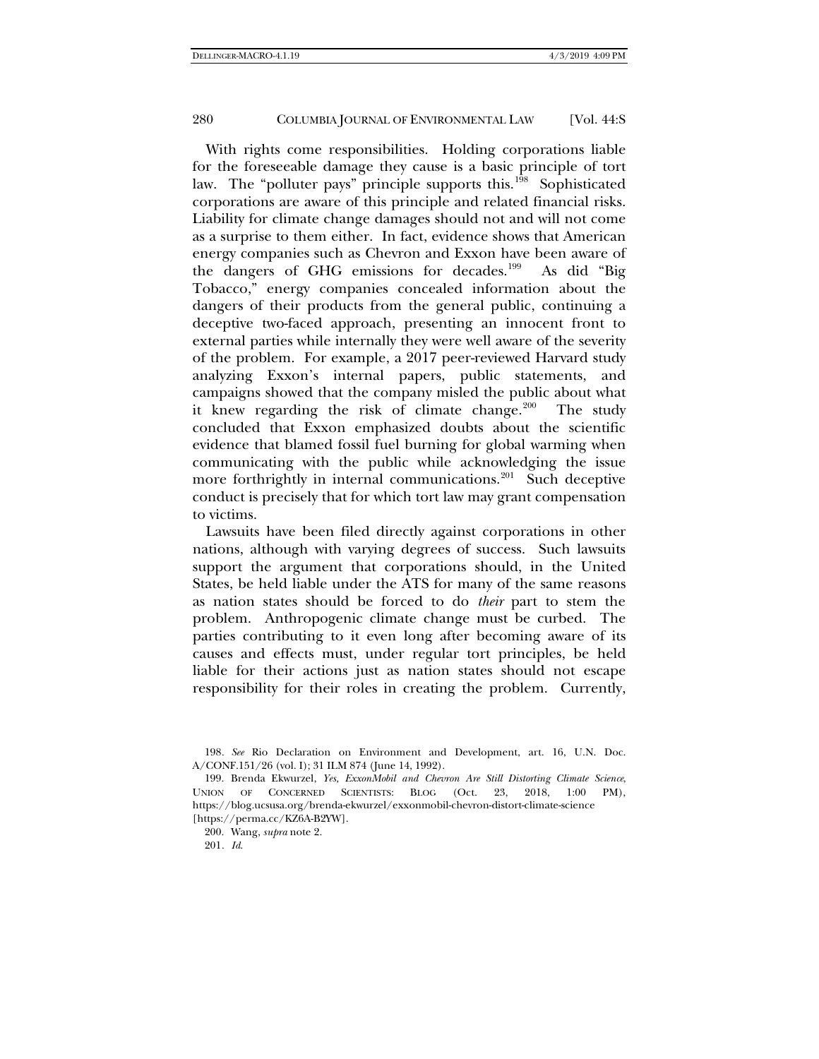With rights come responsibilities. Holding corporations liable for the foreseeable damage they cause is a basic principle of tort law. The "polluter pays" principle supports this.[198] Sophisticated corporations are aware of this principle and related financial risks. Liability for climate change damages should not and will not come as a surprise to them either. In fact, evidence shows that American energy companies such as Chevron and Exxon have been aware of the dangers of GHG emissions for decades.[199] As did "Big Tobacco," energy companies concealed information about the dangers of their products from the general public, continuing a deceptive two-faced approach, presenting an innocent front to external parties while internally they were well aware of the severity of the problem. For example, a 2017 peer-reviewed Harvard study analyzing Exxon's internal papers, public statements, and campaigns showed that the company misled the public about what it knew regarding the risk of climate change.[200] The study concluded that Exxon emphasized doubts about the scientific evidence that blamed fossil fuel burning for global warming when communicating with the public while acknowledging the issue more forthrightly in internal communications.[201] Such deceptive conduct is precisely that for which tort law may grant compensation to victims.

Lawsuits have been filed directly against corporations in other nations, although with varying degrees of success. Such lawsuits support the argument that corporations should, in the United States, be held liable under the ATS for many of the same reasons as nation states should be forced to do *their* part to stem the problem. Anthropogenic climate change must be curbed. The parties contributing to it even long after becoming aware of its causes and effects must, under regular tort principles, be held liable for their actions just as nation states should not escape responsibility for their roles in creating the problem. Currently,

198. *See* Rio Declaration on Environment and Development, art. 16, U.N. Doc. A/CONF.151/26 (vol. I); 31 ILM 874 (June 14, 1992).

199. Brenda Ekwurzel, *Yes, ExxonMobil and Chevron Are Still Distorting Climate Science*, UNION OF CONCERNED SCIENTISTS: BLOG (Oct. 23, 2018, 1:00 PM), https://blog.ucsusa.org/brenda-ekwurzel/exxonmobil-chevron-distort-climate-science [https://perma.cc/KZ6A-B2YW].

200. Wang, *supra* note 2.

201. *Id.*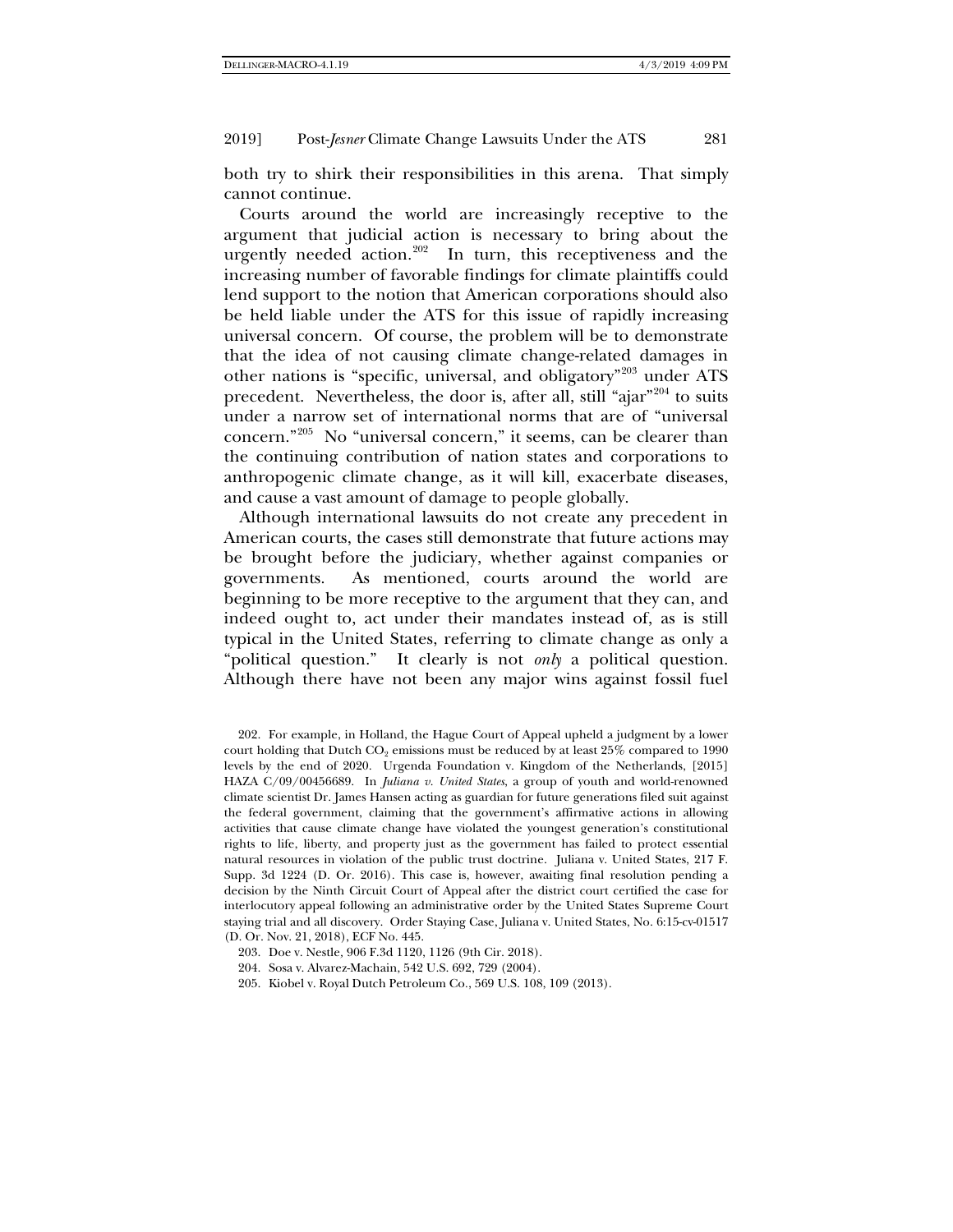both try to shirk their responsibilities in this arena. That simply cannot continue.

Courts around the world are increasingly receptive to the argument that judicial action is necessary to bring about the urgently needed action.[202] In turn, this receptiveness and the increasing number of favorable findings for climate plaintiffs could lend support to the notion that American corporations should also be held liable under the ATS for this issue of rapidly increasing universal concern. Of course, the problem will be to demonstrate that the idea of not causing climate change-related damages in other nations is "specific, universal, and obligatory"[203] under ATS precedent. Nevertheless, the door is, after all, still "ajar"[204] to suits under a narrow set of international norms that are of "universal concern."[205] No "universal concern," it seems, can be clearer than the continuing contribution of nation states and corporations to anthropogenic climate change, as it will kill, exacerbate diseases, and cause a vast amount of damage to people globally.

Although international lawsuits do not create any precedent in American courts, the cases still demonstrate that future actions may be brought before the judiciary, whether against companies or governments. As mentioned, courts around the world are beginning to be more receptive to the argument that they can, and indeed ought to, act under their mandates instead of, as is still typical in the United States, referring to climate change as only a "political question." It clearly is not *only* a political question. Although there have not been any major wins against fossil fuel

202. For example, in Holland, the Hague Court of Appeal upheld a judgment by a lower court holding that Dutch $CO_2$ emissions must be reduced by at least 25% compared to 1990 levels by the end of 2020. Urgenda Foundation v. Kingdom of the Netherlands, [2015] HAZA C/09/00456689. In *Juliana v. United States*, a group of youth and world-renowned climate scientist Dr. James Hansen acting as guardian for future generations filed suit against the federal government, claiming that the government's affirmative actions in allowing activities that cause climate change have violated the youngest generation's constitutional rights to life, liberty, and property just as the government has failed to protect essential natural resources in violation of the public trust doctrine. Juliana v. United States, 217 F. Supp. 3d 1224 (D. Or. 2016). This case is, however, awaiting final resolution pending a decision by the Ninth Circuit Court of Appeal after the district court certified the case for interlocutory appeal following an administrative order by the United States Supreme Court staying trial and all discovery. Order Staying Case, Juliana v. United States, No. 6:15-cv-01517 (D. Or. Nov. 21, 2018), ECF No. 445.

203. Doe v. Nestle, 906 F.3d 1120, 1126 (9th Cir. 2018).

204. Sosa v. Alvarez-Machain, 542 U.S. 692, 729 (2004).

205. Kiobel v. Royal Dutch Petroleum Co., 569 U.S. 108, 109 (2013).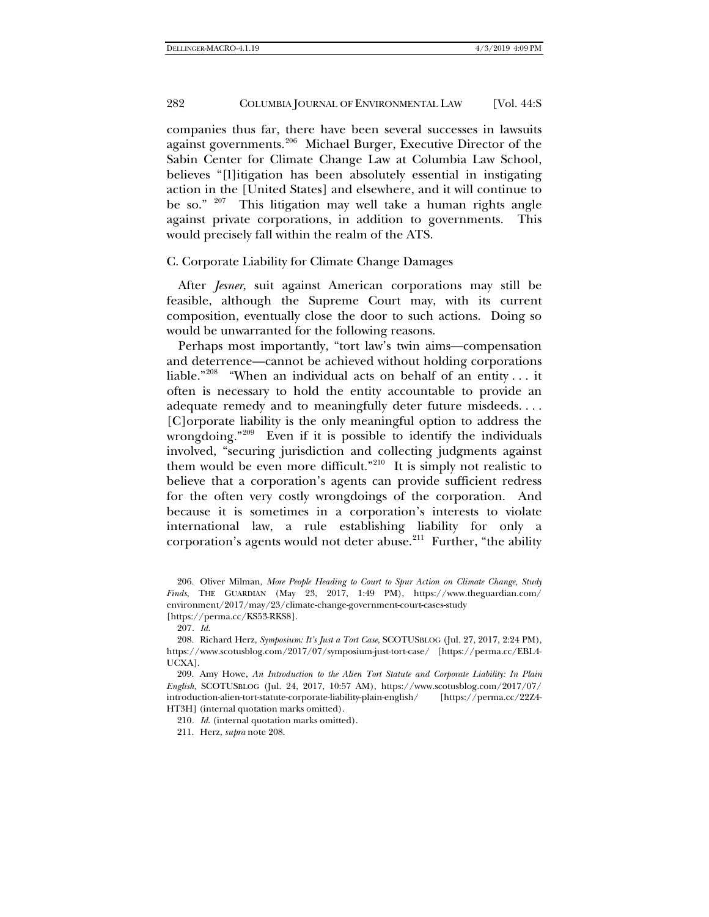companies thus far, there have been several successes in lawsuits against governments.[206] Michael Burger, Executive Director of the Sabin Center for Climate Change Law at Columbia Law School, believes "[l]itigation has been absolutely essential in instigating action in the [United States] and elsewhere, and it will continue to be so." [207] This litigation may well take a human rights angle against private corporations, in addition to governments. This would precisely fall within the realm of the ATS.

### C. Corporate Liability for Climate Change Damages

After *Jesner*, suit against American corporations may still be feasible, although the Supreme Court may, with its current composition, eventually close the door to such actions. Doing so would be unwarranted for the following reasons.

Perhaps most importantly, "tort law's twin aims—compensation and deterrence—cannot be achieved without holding corporations liable."[208] "When an individual acts on behalf of an entity . . . it often is necessary to hold the entity accountable to provide an adequate remedy and to meaningfully deter future misdeeds. . . . [C]orporate liability is the only meaningful option to address the wrongdoing."[209] Even if it is possible to identify the individuals involved, "securing jurisdiction and collecting judgments against them would be even more difficult."[210] It is simply not realistic to believe that a corporation's agents can provide sufficient redress for the often very costly wrongdoings of the corporation. And because it is sometimes in a corporation's interests to violate international law, a rule establishing liability for only a corporation's agents would not deter abuse.[211] Further, "the ability

---

206. Oliver Milman, *More People Heading to Court to Spur Action on Climate Change, Study Finds*, THE GUARDIAN (May 23, 2017, 1:49 PM), https://www.theguardian.com/environment/2017/may/23/climate-change-government-court-cases-study [https://perma.cc/KS53-RKS8].

207. *Id*.

208. Richard Herz, *Symposium: It's Just a Tort Case*, SCOTUSBLOG (Jul. 27, 2017, 2:24 PM), https://www.scotusblog.com/2017/07/symposium-just-tort-case/ [https://perma.cc/EBL4-UCXA].

209. Amy Howe, *An Introduction to the Alien Tort Statute and Corporate Liability: In Plain English*, SCOTUSBLOG (Jul. 24, 2017, 10:57 AM), https://www.scotusblog.com/2017/07/introduction-alien-tort-statute-corporate-liability-plain-english/ [https://perma.cc/22Z4-HT3H] (internal quotation marks omitted).

210. *Id*. (internal quotation marks omitted).

211. Herz, *supra* note 208.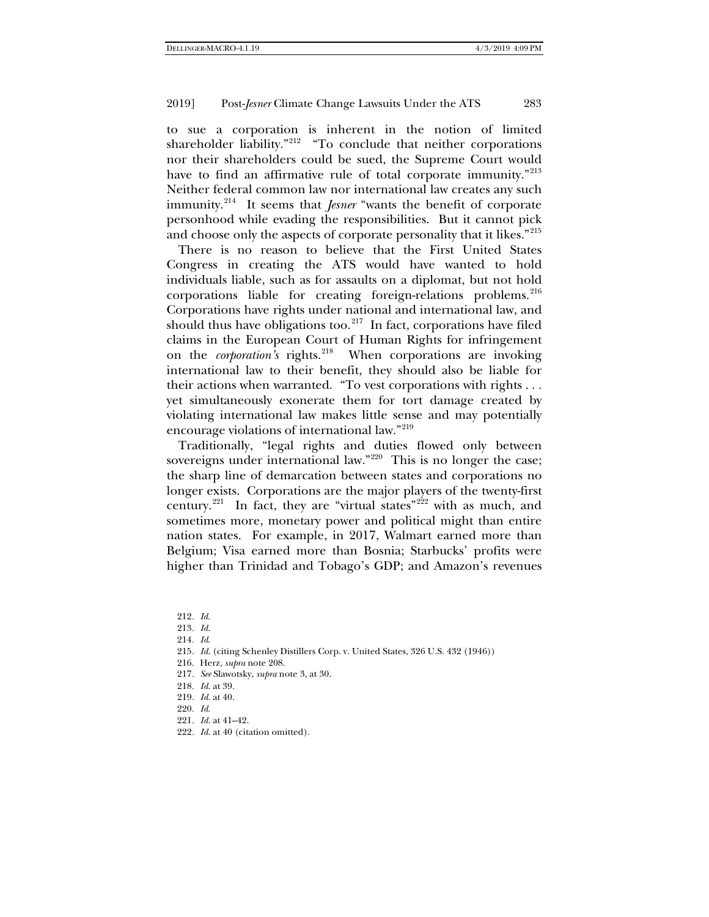to sue a corporation is inherent in the notion of limited shareholder liability."[212] "To conclude that neither corporations nor their shareholders could be sued, the Supreme Court would have to find an affirmative rule of total corporate immunity."[213] Neither federal common law nor international law creates any such immunity.[214] It seems that *Jesner* "wants the benefit of corporate personhood while evading the responsibilities. But it cannot pick and choose only the aspects of corporate personality that it likes."[215]

There is no reason to believe that the First United States Congress in creating the ATS would have wanted to hold individuals liable, such as for assaults on a diplomat, but not hold corporations liable for creating foreign-relations problems.[216] Corporations have rights under national and international law, and should thus have obligations too.[217] In fact, corporations have filed claims in the European Court of Human Rights for infringement on the *corporation's* rights.[218] When corporations are invoking international law to their benefit, they should also be liable for their actions when warranted. "To vest corporations with rights . . . yet simultaneously exonerate them for tort damage created by violating international law makes little sense and may potentially encourage violations of international law."[219]

Traditionally, "legal rights and duties flowed only between sovereigns under international law."[220] This is no longer the case; the sharp line of demarcation between states and corporations no longer exists. Corporations are the major players of the twenty-first century.[221] In fact, they are "virtual states"[222] with as much, and sometimes more, monetary power and political might than entire nation states. For example, in 2017, Walmart earned more than Belgium; Visa earned more than Bosnia; Starbucks' profits were higher than Trinidad and Tobago's GDP; and Amazon's revenues

212. *Id.*
213. *Id.*
214. *Id.*
215. *Id.* (citing Schenley Distillers Corp. v. United States, 326 U.S. 432 (1946))
216. Herz, *supra* note 208.
217. *See* Slawotsky, *supra* note 3, at 30.
218. *Id.* at 39.
219. *Id.* at 40.
220. *Id.*
221. *Id.* at 41–42.
222. *Id.* at 40 (citation omitted).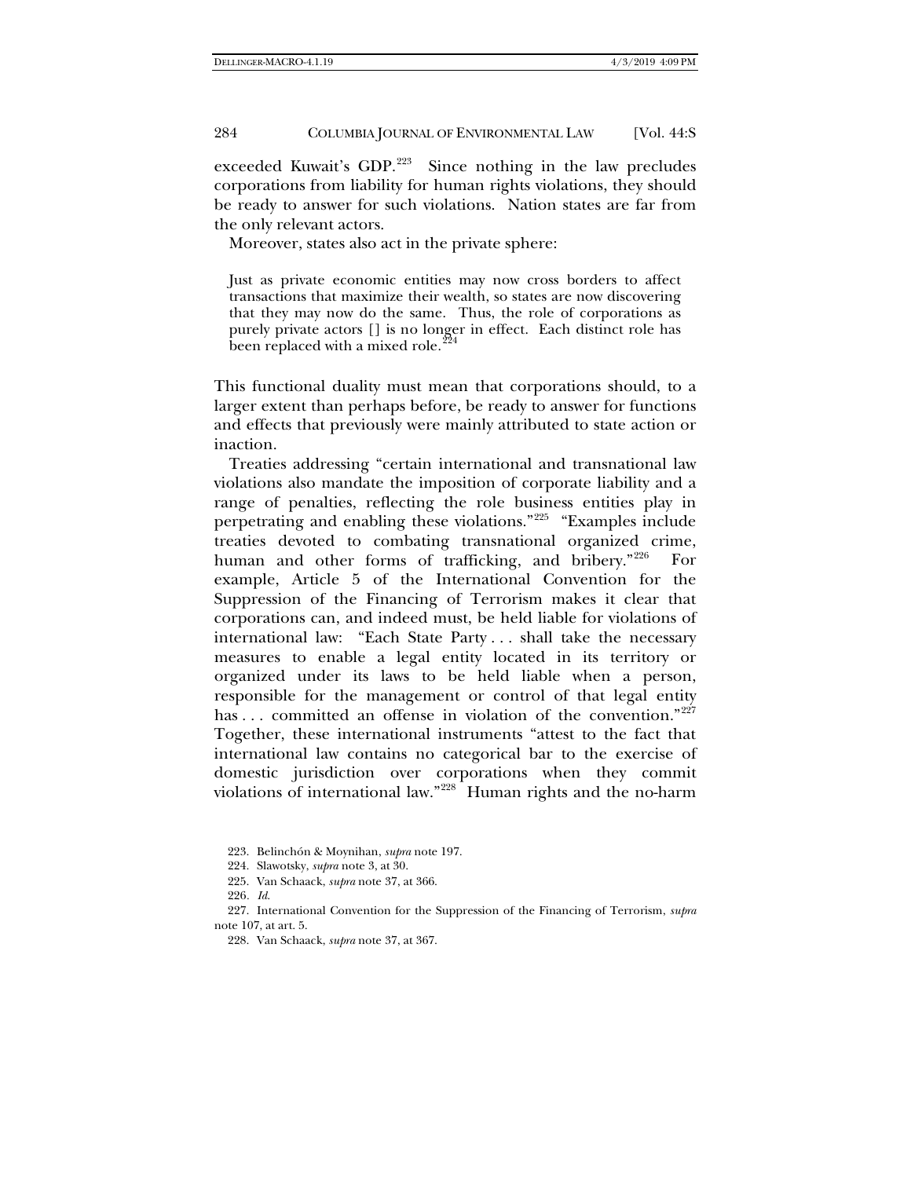exceeded Kuwait's GDP.[223] Since nothing in the law precludes corporations from liability for human rights violations, they should be ready to answer for such violations. Nation states are far from the only relevant actors.

Moreover, states also act in the private sphere:

> Just as private economic entities may now cross borders to affect transactions that maximize their wealth, so states are now discovering that they may now do the same. Thus, the role of corporations as purely private actors [] is no longer in effect. Each distinct role has been replaced with a mixed role.[224]

This functional duality must mean that corporations should, to a larger extent than perhaps before, be ready to answer for functions and effects that previously were mainly attributed to state action or inaction.

Treaties addressing "certain international and transnational law violations also mandate the imposition of corporate liability and a range of penalties, reflecting the role business entities play in perpetrating and enabling these violations."[225] "Examples include treaties devoted to combating transnational organized crime, human and other forms of trafficking, and bribery."[226] For example, Article 5 of the International Convention for the Suppression of the Financing of Terrorism makes it clear that corporations can, and indeed must, be held liable for violations of international law: "Each State Party . . . shall take the necessary measures to enable a legal entity located in its territory or organized under its laws to be held liable when a person, responsible for the management or control of that legal entity has . . . committed an offense in violation of the convention."[227] Together, these international instruments "attest to the fact that international law contains no categorical bar to the exercise of domestic jurisdiction over corporations when they commit violations of international law."[228] Human rights and the no-harm

223. Belinchón & Moynihan, *supra* note 197.

224. Slawotsky, *supra* note 3, at 30.

225. Van Schaack, *supra* note 37, at 366.

226. *Id.*

227. International Convention for the Suppression of the Financing of Terrorism, *supra* note 107, at art. 5.

228. Van Schaack, *supra* note 37, at 367.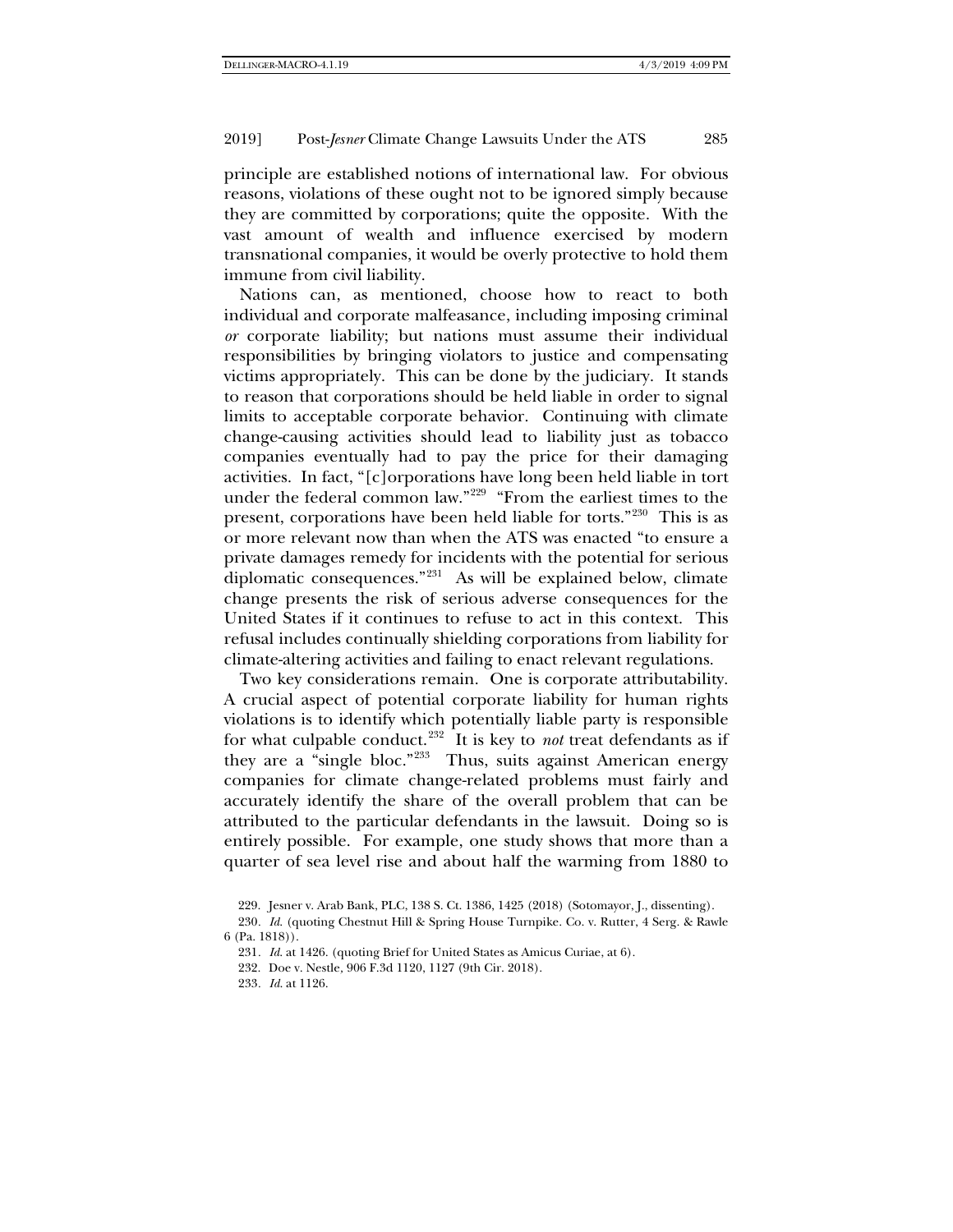principle are established notions of international law. For obvious reasons, violations of these ought not to be ignored simply because they are committed by corporations; quite the opposite. With the vast amount of wealth and influence exercised by modern transnational companies, it would be overly protective to hold them immune from civil liability.

Nations can, as mentioned, choose how to react to both individual and corporate malfeasance, including imposing criminal *or* corporate liability; but nations must assume their individual responsibilities by bringing violators to justice and compensating victims appropriately. This can be done by the judiciary. It stands to reason that corporations should be held liable in order to signal limits to acceptable corporate behavior. Continuing with climate change-causing activities should lead to liability just as tobacco companies eventually had to pay the price for their damaging activities. In fact, "[c]orporations have long been held liable in tort under the federal common law."[229] "From the earliest times to the present, corporations have been held liable for torts."[230] This is as or more relevant now than when the ATS was enacted "to ensure a private damages remedy for incidents with the potential for serious diplomatic consequences."[231] As will be explained below, climate change presents the risk of serious adverse consequences for the United States if it continues to refuse to act in this context. This refusal includes continually shielding corporations from liability for climate-altering activities and failing to enact relevant regulations.

Two key considerations remain. One is corporate attributability. A crucial aspect of potential corporate liability for human rights violations is to identify which potentially liable party is responsible for what culpable conduct.[232] It is key to *not* treat defendants as if they are a "single bloc."[233] Thus, suits against American energy companies for climate change-related problems must fairly and accurately identify the share of the overall problem that can be attributed to the particular defendants in the lawsuit. Doing so is entirely possible. For example, one study shows that more than a quarter of sea level rise and about half the warming from 1880 to

229. Jesner v. Arab Bank, PLC, 138 S. Ct. 1386, 1425 (2018) (Sotomayor, J., dissenting).

230. *Id.* (quoting Chestnut Hill & Spring House Turnpike. Co. v. Rutter, 4 Serg. & Rawle 6 (Pa. 1818)).

231. *Id.* at 1426. (quoting Brief for United States as Amicus Curiae, at 6).

232. Doe v. Nestle, 906 F.3d 1120, 1127 (9th Cir. 2018).

233. *Id.* at 1126.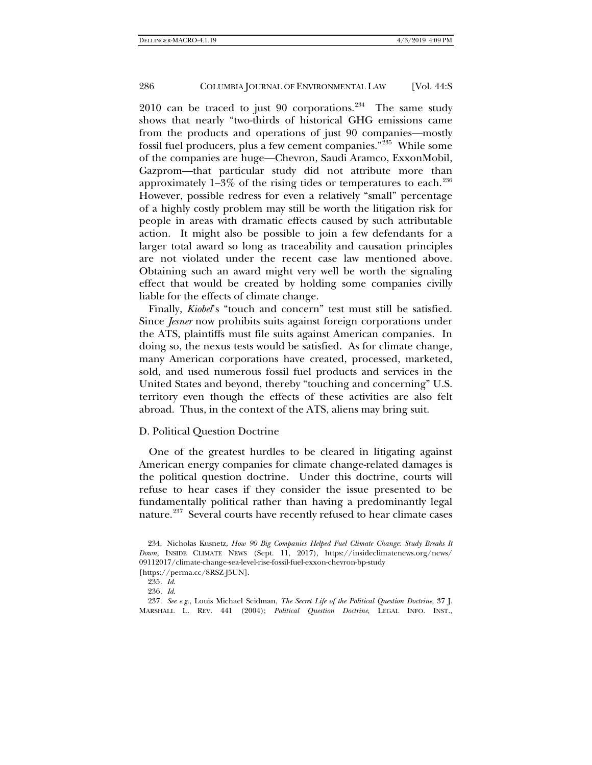2010 can be traced to just 90 corporations.[234] The same study shows that nearly "two-thirds of historical GHG emissions came from the products and operations of just 90 companies—mostly fossil fuel producers, plus a few cement companies."[235] While some of the companies are huge—Chevron, Saudi Aramco, ExxonMobil, Gazprom—that particular study did not attribute more than approximately 1–3% of the rising tides or temperatures to each.[236] However, possible redress for even a relatively "small" percentage of a highly costly problem may still be worth the litigation risk for people in areas with dramatic effects caused by such attributable action. It might also be possible to join a few defendants for a larger total award so long as traceability and causation principles are not violated under the recent case law mentioned above. Obtaining such an award might very well be worth the signaling effect that would be created by holding some companies civilly liable for the effects of climate change.

Finally, *Kiobel*'s "touch and concern" test must still be satisfied. Since *Jesner* now prohibits suits against foreign corporations under the ATS, plaintiffs must file suits against American companies. In doing so, the nexus tests would be satisfied. As for climate change, many American corporations have created, processed, marketed, sold, and used numerous fossil fuel products and services in the United States and beyond, thereby "touching and concerning" U.S. territory even though the effects of these activities are also felt abroad. Thus, in the context of the ATS, aliens may bring suit.

### D. Political Question Doctrine

One of the greatest hurdles to be cleared in litigating against American energy companies for climate change-related damages is the political question doctrine. Under this doctrine, courts will refuse to hear cases if they consider the issue presented to be fundamentally political rather than having a predominantly legal nature.[237] Several courts have recently refused to hear climate cases

---

234. Nicholas Kusnetz, *How 90 Big Companies Helped Fuel Climate Change: Study Breaks It Down*, INSIDE CLIMATE NEWS (Sept. 11, 2017), https://insideclimatenews.org/news/09112017/climate-change-sea-level-rise-fossil-fuel-exxon-chevron-bp-study [https://perma.cc/8RSZ-J5UN].

235. *Id.*

236. *Id.*

237. *See e.g.*, Louis Michael Seidman, *The Secret Life of the Political Question Doctrine*, 37 J. MARSHALL L. REV. 441 (2004); *Political Question Doctrine*, LEGAL INFO. INST.,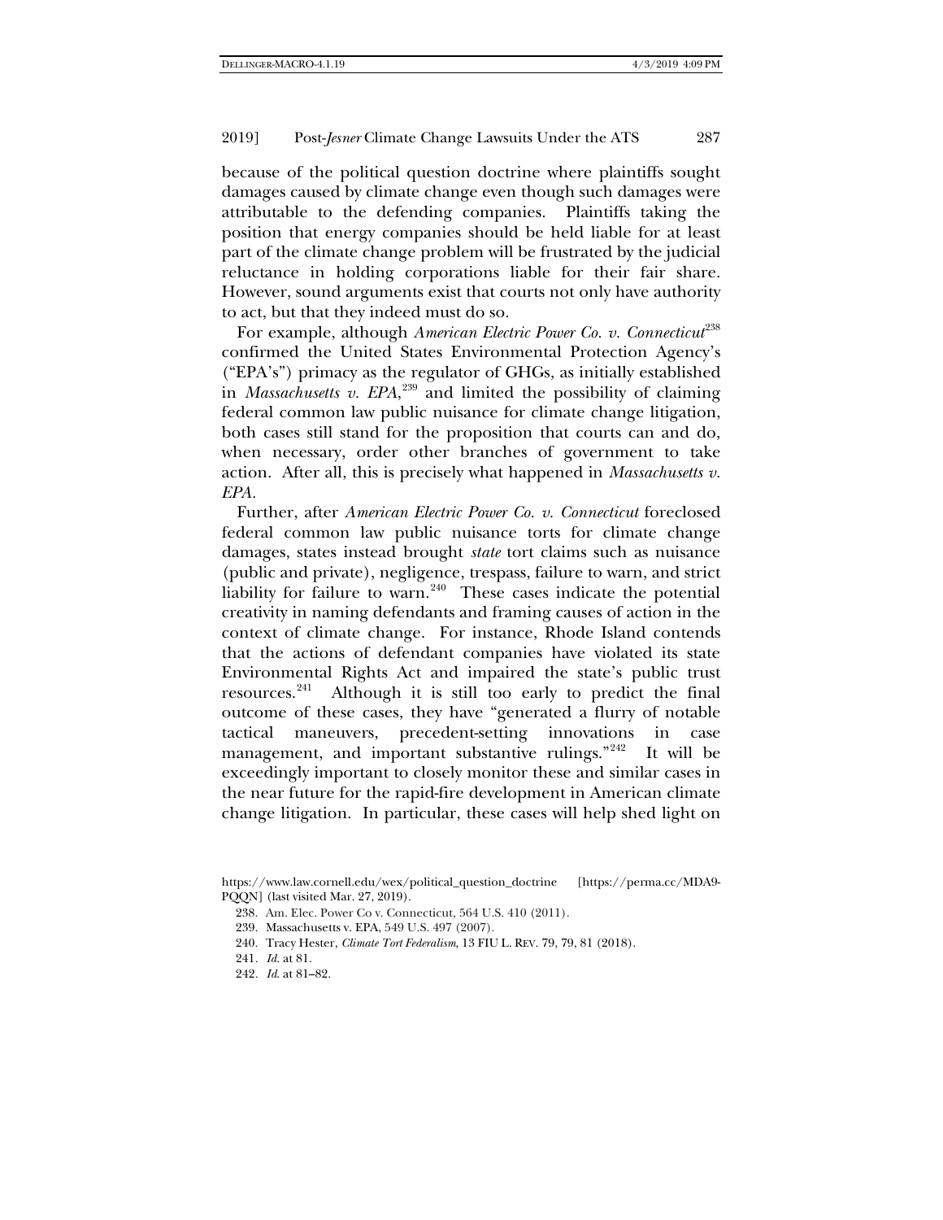because of the political question doctrine where plaintiffs sought damages caused by climate change even though such damages were attributable to the defending companies. Plaintiffs taking the position that energy companies should be held liable for at least part of the climate change problem will be frustrated by the judicial reluctance in holding corporations liable for their fair share. However, sound arguments exist that courts not only have authority to act, but that they indeed must do so.

For example, although *American Electric Power Co. v. Connecticut*[238] confirmed the United States Environmental Protection Agency's ("EPA's") primacy as the regulator of GHGs, as initially established in *Massachusetts v. EPA*,[239] and limited the possibility of claiming federal common law public nuisance for climate change litigation, both cases still stand for the proposition that courts can and do, when necessary, order other branches of government to take action. After all, this is precisely what happened in *Massachusetts v. EPA*.

Further, after *American Electric Power Co. v. Connecticut* foreclosed federal common law public nuisance torts for climate change damages, states instead brought *state* tort claims such as nuisance (public and private), negligence, trespass, failure to warn, and strict liability for failure to warn.[240] These cases indicate the potential creativity in naming defendants and framing causes of action in the context of climate change. For instance, Rhode Island contends that the actions of defendant companies have violated its state Environmental Rights Act and impaired the state's public trust resources.[241] Although it is still too early to predict the final outcome of these cases, they have "generated a flurry of notable tactical maneuvers, precedent-setting innovations in case management, and important substantive rulings."[242] It will be exceedingly important to closely monitor these and similar cases in the near future for the rapid-fire development in American climate change litigation. In particular, these cases will help shed light on

---

https://www.law.cornell.edu/wex/political_question_doctrine [https://perma.cc/MDA9-PQQN] (last visited Mar. 27, 2019).

238. Am. Elec. Power Co v. Connecticut, 564 U.S. 410 (2011).

239. Massachusetts v. EPA, 549 U.S. 497 (2007).

240. Tracy Hester, *Climate Tort Federalism*, 13 FIU L. REV. 79, 79, 81 (2018).

241. *Id*. at 81.

242. *Id*. at 81–82.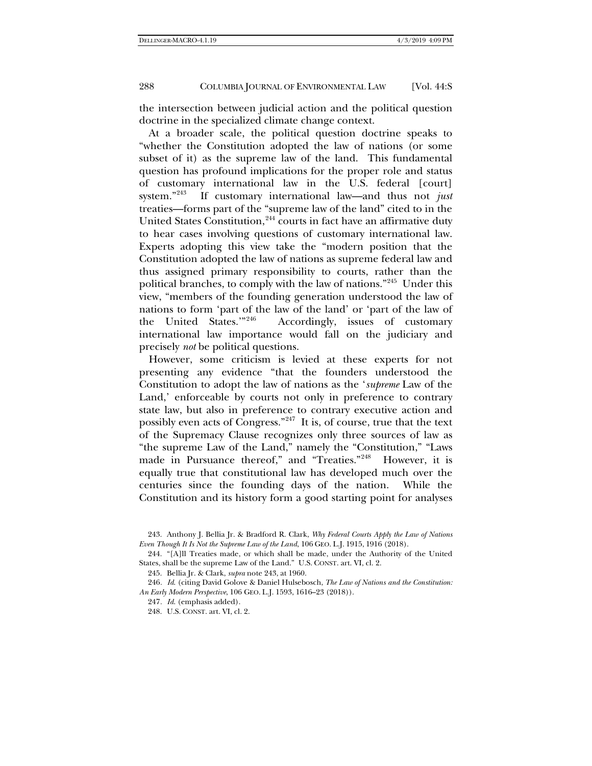the intersection between judicial action and the political question doctrine in the specialized climate change context.

At a broader scale, the political question doctrine speaks to "whether the Constitution adopted the law of nations (or some subset of it) as the supreme law of the land. This fundamental question has profound implications for the proper role and status of customary international law in the U.S. federal [court] system."[243] If customary international law—and thus not *just* treaties—forms part of the "supreme law of the land" cited to in the United States Constitution,[244] courts in fact have an affirmative duty to hear cases involving questions of customary international law. Experts adopting this view take the "modern position that the Constitution adopted the law of nations as supreme federal law and thus assigned primary responsibility to courts, rather than the political branches, to comply with the law of nations."[245] Under this view, "members of the founding generation understood the law of nations to form 'part of the law of the land' or 'part of the law of the United States.'"[246] Accordingly, issues of customary international law importance would fall on the judiciary and precisely *not* be political questions.

However, some criticism is levied at these experts for not presenting any evidence "that the founders understood the Constitution to adopt the law of nations as the '*supreme* Law of the Land,' enforceable by courts not only in preference to contrary state law, but also in preference to contrary executive action and possibly even acts of Congress."[247] It is, of course, true that the text of the Supremacy Clause recognizes only three sources of law as "the supreme Law of the Land," namely the "Constitution," "Laws made in Pursuance thereof," and "Treaties."[248] However, it is equally true that constitutional law has developed much over the centuries since the founding days of the nation. While the Constitution and its history form a good starting point for analyses

243. Anthony J. Bellia Jr. & Bradford R. Clark, *Why Federal Courts Apply the Law of Nations Even Though It Is Not the Supreme Law of the Land*, 106 GEO. L.J. 1915, 1916 (2018).

244. "[A]ll Treaties made, or which shall be made, under the Authority of the United States, shall be the supreme Law of the Land." U.S. CONST. art. VI, cl. 2.

245. Bellia Jr. & Clark, *supra* note 243, at 1960.

246. *Id.* (citing David Golove & Daniel Hulsebosch, *The Law of Nations and the Constitution: An Early Modern Perspective*, 106 GEO. L.J. 1593, 1616–23 (2018)).

247. *Id.* (emphasis added).

248. U.S. CONST. art. VI, cl. 2.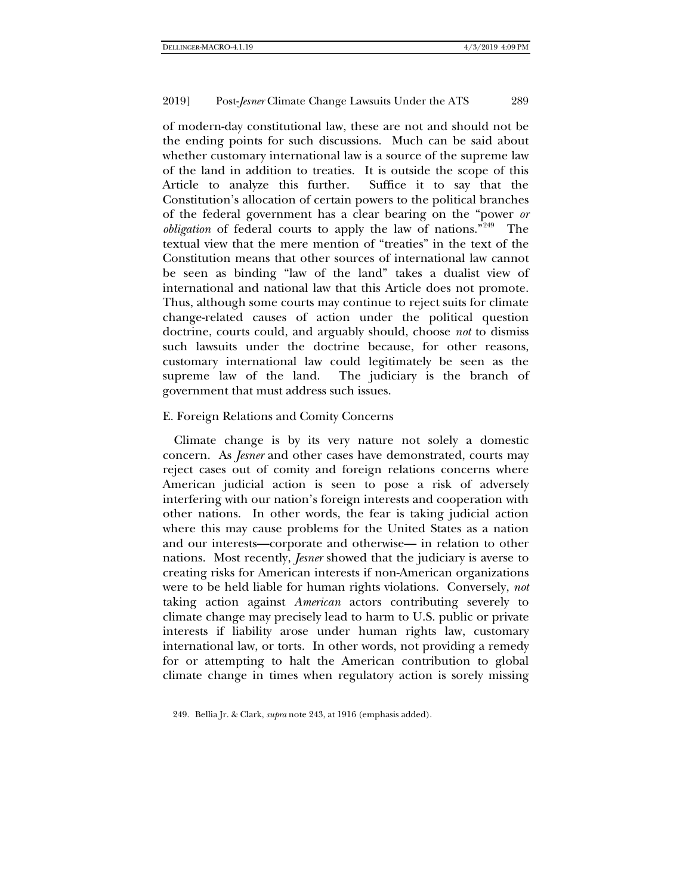of modern-day constitutional law, these are not and should not be the ending points for such discussions. Much can be said about whether customary international law is a source of the supreme law of the land in addition to treaties. It is outside the scope of this Article to analyze this further. Suffice it to say that the Constitution's allocation of certain powers to the political branches of the federal government has a clear bearing on the "power *or obligation* of federal courts to apply the law of nations."[249] The textual view that the mere mention of "treaties" in the text of the Constitution means that other sources of international law cannot be seen as binding "law of the land" takes a dualist view of international and national law that this Article does not promote. Thus, although some courts may continue to reject suits for climate change-related causes of action under the political question doctrine, courts could, and arguably should, choose *not* to dismiss such lawsuits under the doctrine because, for other reasons, customary international law could legitimately be seen as the supreme law of the land. The judiciary is the branch of government that must address such issues.

### E. Foreign Relations and Comity Concerns

Climate change is by its very nature not solely a domestic concern. As *Jesner* and other cases have demonstrated, courts may reject cases out of comity and foreign relations concerns where American judicial action is seen to pose a risk of adversely interfering with our nation's foreign interests and cooperation with other nations. In other words, the fear is taking judicial action where this may cause problems for the United States as a nation and our interests—corporate and otherwise— in relation to other nations. Most recently, *Jesner* showed that the judiciary is averse to creating risks for American interests if non-American organizations were to be held liable for human rights violations. Conversely, *not* taking action against *American* actors contributing severely to climate change may precisely lead to harm to U.S. public or private interests if liability arose under human rights law, customary international law, or torts. In other words, not providing a remedy for or attempting to halt the American contribution to global climate change in times when regulatory action is sorely missing

249. Bellia Jr. & Clark, *supra* note 243, at 1916 (emphasis added).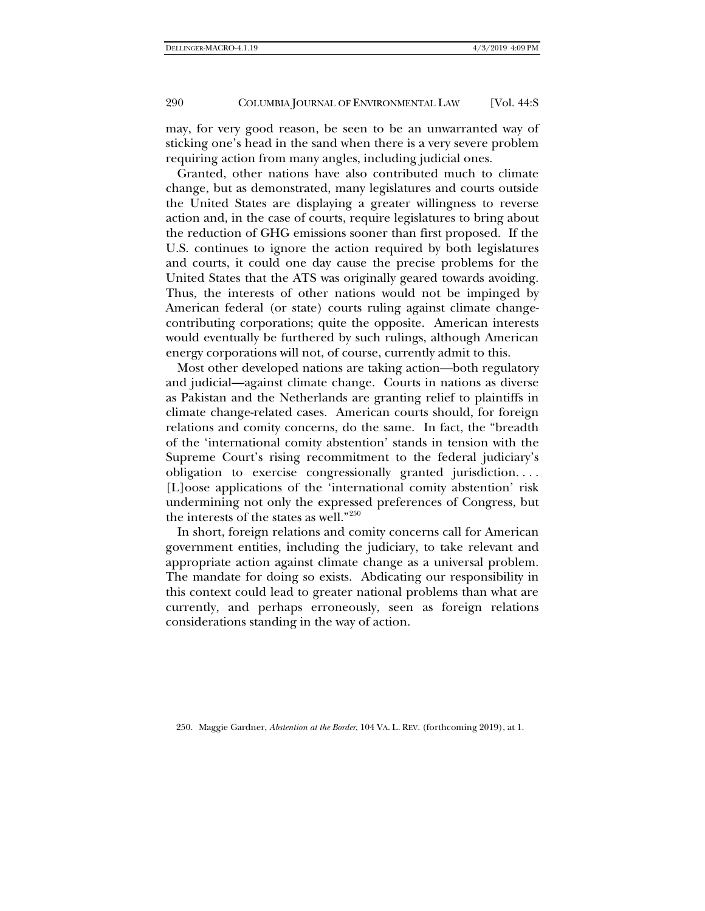may, for very good reason, be seen to be an unwarranted way of sticking one's head in the sand when there is a very severe problem requiring action from many angles, including judicial ones.

Granted, other nations have also contributed much to climate change, but as demonstrated, many legislatures and courts outside the United States are displaying a greater willingness to reverse action and, in the case of courts, require legislatures to bring about the reduction of GHG emissions sooner than first proposed. If the U.S. continues to ignore the action required by both legislatures and courts, it could one day cause the precise problems for the United States that the ATS was originally geared towards avoiding. Thus, the interests of other nations would not be impinged by American federal (or state) courts ruling against climate change-contributing corporations; quite the opposite. American interests would eventually be furthered by such rulings, although American energy corporations will not, of course, currently admit to this.

Most other developed nations are taking action—both regulatory and judicial—against climate change. Courts in nations as diverse as Pakistan and the Netherlands are granting relief to plaintiffs in climate change-related cases. American courts should, for foreign relations and comity concerns, do the same. In fact, the "breadth of the 'international comity abstention' stands in tension with the Supreme Court's rising recommitment to the federal judiciary's obligation to exercise congressionally granted jurisdiction. . . . [L]oose applications of the 'international comity abstention' risk undermining not only the expressed preferences of Congress, but the interests of the states as well."[250]

In short, foreign relations and comity concerns call for American government entities, including the judiciary, to take relevant and appropriate action against climate change as a universal problem. The mandate for doing so exists. Abdicating our responsibility in this context could lead to greater national problems than what are currently, and perhaps erroneously, seen as foreign relations considerations standing in the way of action.

250. Maggie Gardner, *Abstention at the Border*, 104 VA. L. REV. (forthcoming 2019), at 1.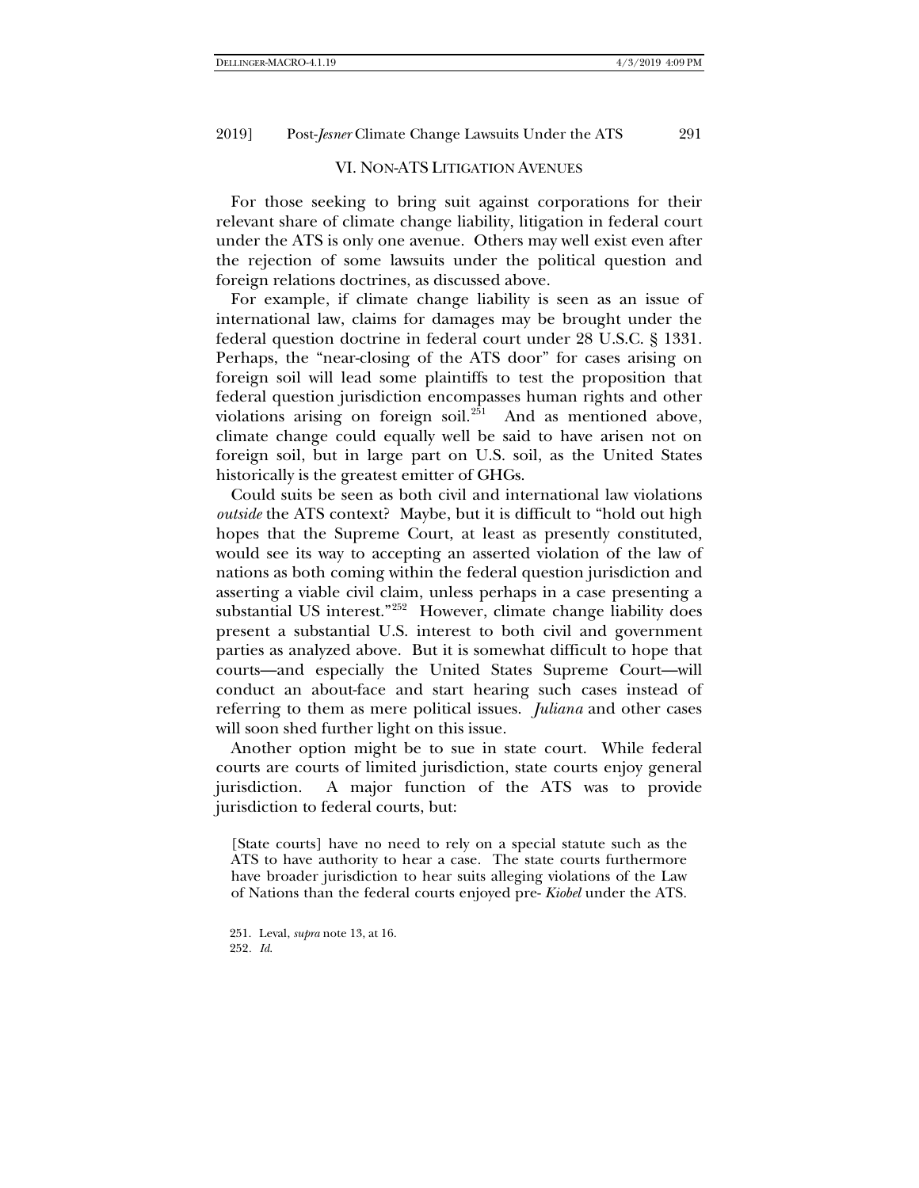## VI. NON-ATS LITIGATION AVENUES

For those seeking to bring suit against corporations for their relevant share of climate change liability, litigation in federal court under the ATS is only one avenue. Others may well exist even after the rejection of some lawsuits under the political question and foreign relations doctrines, as discussed above.

For example, if climate change liability is seen as an issue of international law, claims for damages may be brought under the federal question doctrine in federal court under 28 U.S.C. § 1331. Perhaps, the "near-closing of the ATS door" for cases arising on foreign soil will lead some plaintiffs to test the proposition that federal question jurisdiction encompasses human rights and other violations arising on foreign soil.[251] And as mentioned above, climate change could equally well be said to have arisen not on foreign soil, but in large part on U.S. soil, as the United States historically is the greatest emitter of GHGs.

Could suits be seen as both civil and international law violations *outside* the ATS context? Maybe, but it is difficult to "hold out high hopes that the Supreme Court, at least as presently constituted, would see its way to accepting an asserted violation of the law of nations as both coming within the federal question jurisdiction and asserting a viable civil claim, unless perhaps in a case presenting a substantial US interest."[252] However, climate change liability does present a substantial U.S. interest to both civil and government parties as analyzed above. But it is somewhat difficult to hope that courts—and especially the United States Supreme Court—will conduct an about-face and start hearing such cases instead of referring to them as mere political issues. *Juliana* and other cases will soon shed further light on this issue.

Another option might be to sue in state court. While federal courts are courts of limited jurisdiction, state courts enjoy general jurisdiction. A major function of the ATS was to provide jurisdiction to federal courts, but:

> [State courts] have no need to rely on a special statute such as the ATS to have authority to hear a case. The state courts furthermore have broader jurisdiction to hear suits alleging violations of the Law of Nations than the federal courts enjoyed pre- *Kiobel* under the ATS.

251. Leval, *supra* note 13, at 16.

252. *Id.*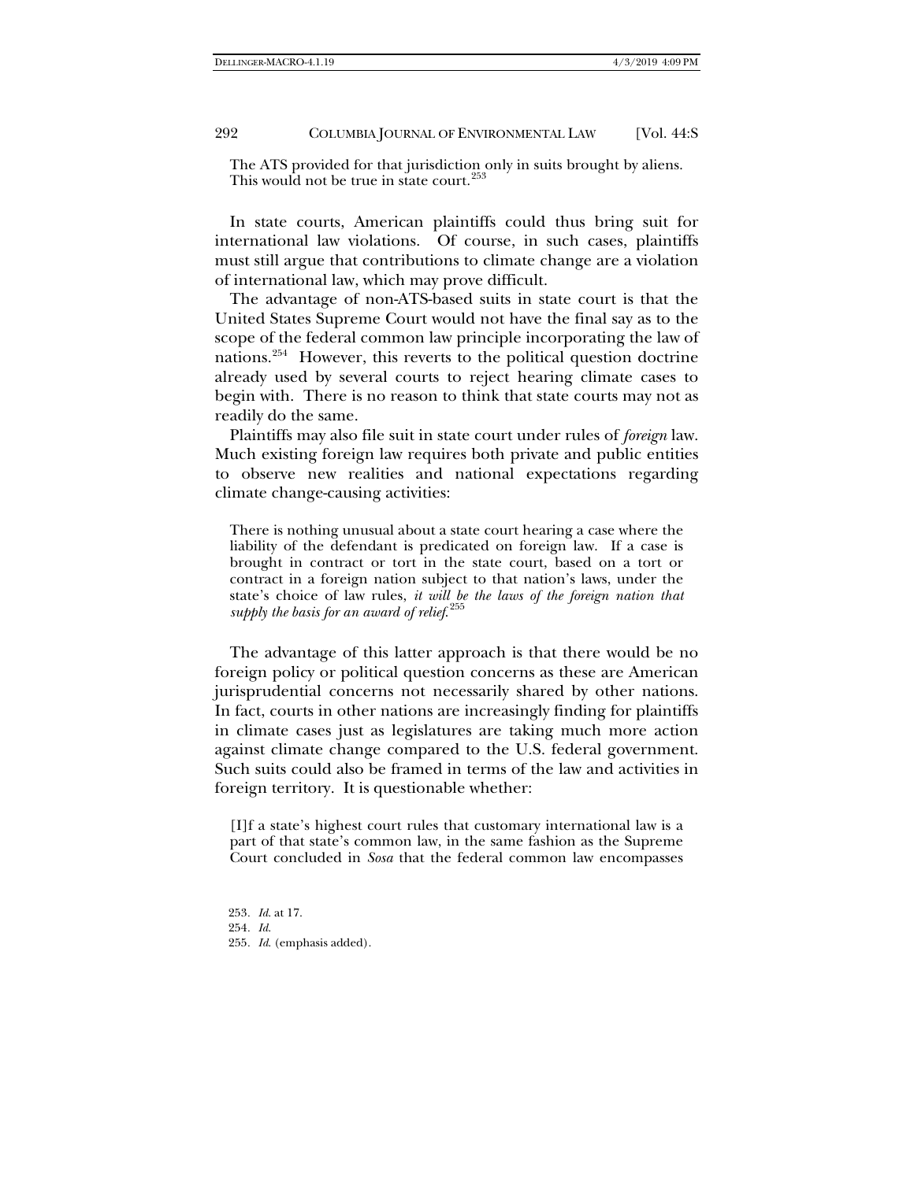> The ATS provided for that jurisdiction only in suits brought by aliens. This would not be true in state court.[253]

In state courts, American plaintiffs could thus bring suit for international law violations. Of course, in such cases, plaintiffs must still argue that contributions to climate change are a violation of international law, which may prove difficult.

The advantage of non-ATS-based suits in state court is that the United States Supreme Court would not have the final say as to the scope of the federal common law principle incorporating the law of nations.[254] However, this reverts to the political question doctrine already used by several courts to reject hearing climate cases to begin with. There is no reason to think that state courts may not as readily do the same.

Plaintiffs may also file suit in state court under rules of *foreign* law. Much existing foreign law requires both private and public entities to observe new realities and national expectations regarding climate change-causing activities:

> There is nothing unusual about a state court hearing a case where the liability of the defendant is predicated on foreign law. If a case is brought in contract or tort in the state court, based on a tort or contract in a foreign nation subject to that nation's laws, under the state's choice of law rules, *it will be the laws of the foreign nation that supply the basis for an award of relief.*[255]

The advantage of this latter approach is that there would be no foreign policy or political question concerns as these are American jurisprudential concerns not necessarily shared by other nations. In fact, courts in other nations are increasingly finding for plaintiffs in climate cases just as legislatures are taking much more action against climate change compared to the U.S. federal government. Such suits could also be framed in terms of the law and activities in foreign territory. It is questionable whether:

> [I]f a state's highest court rules that customary international law is a part of that state's common law, in the same fashion as the Supreme Court concluded in *Sosa* that the federal common law encompasses

253. *Id.* at 17.
254. *Id.*
255. *Id.* (emphasis added).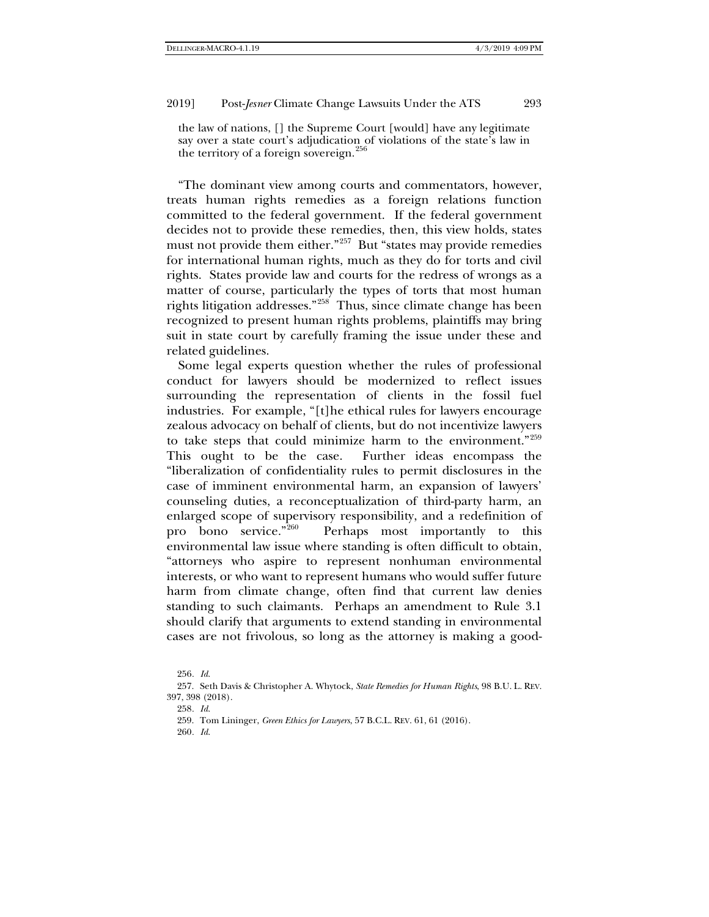the law of nations, [] the Supreme Court [would] have any legitimate say over a state court's adjudication of violations of the state's law in the territory of a foreign sovereign.[256]

"The dominant view among courts and commentators, however, treats human rights remedies as a foreign relations function committed to the federal government. If the federal government decides not to provide these remedies, then, this view holds, states must not provide them either."[257] But "states may provide remedies for international human rights, much as they do for torts and civil rights. States provide law and courts for the redress of wrongs as a matter of course, particularly the types of torts that most human rights litigation addresses."[258] Thus, since climate change has been recognized to present human rights problems, plaintiffs may bring suit in state court by carefully framing the issue under these and related guidelines.

Some legal experts question whether the rules of professional conduct for lawyers should be modernized to reflect issues surrounding the representation of clients in the fossil fuel industries. For example, "[t]he ethical rules for lawyers encourage zealous advocacy on behalf of clients, but do not incentivize lawyers to take steps that could minimize harm to the environment."[259] This ought to be the case. Further ideas encompass the "liberalization of confidentiality rules to permit disclosures in the case of imminent environmental harm, an expansion of lawyers' counseling duties, a reconceptualization of third-party harm, an enlarged scope of supervisory responsibility, and a redefinition of pro bono service."[260] Perhaps most importantly to this environmental law issue where standing is often difficult to obtain, "attorneys who aspire to represent nonhuman environmental interests, or who want to represent humans who would suffer future harm from climate change, often find that current law denies standing to such claimants. Perhaps an amendment to Rule 3.1 should clarify that arguments to extend standing in environmental cases are not frivolous, so long as the attorney is making a good-

256. *Id.*

257. Seth Davis & Christopher A. Whytock, *State Remedies for Human Rights*, 98 B.U. L. REV. 397, 398 (2018).

258. *Id.*

259. Tom Lininger, *Green Ethics for Lawyers*, 57 B.C.L. REV. 61, 61 (2016).

260. *Id.*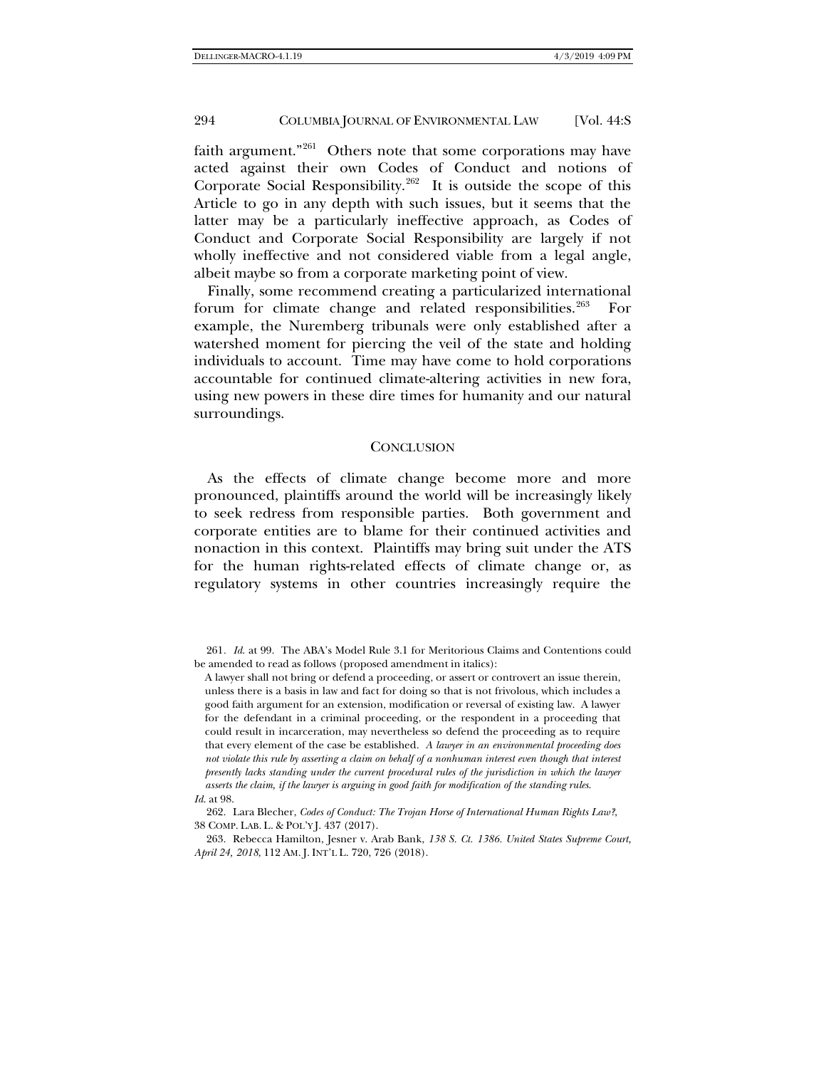faith argument."[261] Others note that some corporations may have acted against their own Codes of Conduct and notions of Corporate Social Responsibility.[262] It is outside the scope of this Article to go in any depth with such issues, but it seems that the latter may be a particularly ineffective approach, as Codes of Conduct and Corporate Social Responsibility are largely if not wholly ineffective and not considered viable from a legal angle, albeit maybe so from a corporate marketing point of view.

Finally, some recommend creating a particularized international forum for climate change and related responsibilities.[263] For example, the Nuremberg tribunals were only established after a watershed moment for piercing the veil of the state and holding individuals to account. Time may have come to hold corporations accountable for continued climate-altering activities in new fora, using new powers in these dire times for humanity and our natural surroundings.

## CONCLUSION

As the effects of climate change become more and more pronounced, plaintiffs around the world will be increasingly likely to seek redress from responsible parties. Both government and corporate entities are to blame for their continued activities and nonaction in this context. Plaintiffs may bring suit under the ATS for the human rights-related effects of climate change or, as regulatory systems in other countries increasingly require the

---

261. *Id.* at 99. The ABA's Model Rule 3.1 for Meritorious Claims and Contentions could be amended to read as follows (proposed amendment in italics):

> A lawyer shall not bring or defend a proceeding, or assert or controvert an issue therein, unless there is a basis in law and fact for doing so that is not frivolous, which includes a good faith argument for an extension, modification or reversal of existing law. A lawyer for the defendant in a criminal proceeding, or the respondent in a proceeding that could result in incarceration, may nevertheless so defend the proceeding as to require that every element of the case be established. *A lawyer in an environmental proceeding does not violate this rule by asserting a claim on behalf of a nonhuman interest even though that interest presently lacks standing under the current procedural rules of the jurisdiction in which the lawyer asserts the claim, if the lawyer is arguing in good faith for modification of the standing rules.*

*Id.* at 98.

262. Lara Blecher, *Codes of Conduct: The Trojan Horse of International Human Rights Law?*, 38 COMP. LAB. L. & POL'Y J. 437 (2017).

263. Rebecca Hamilton, Jesner v. Arab Bank, *138 S. Ct. 1386. United States Supreme Court, April 24, 2018*, 112 AM. J. INT'L L. 720, 726 (2018).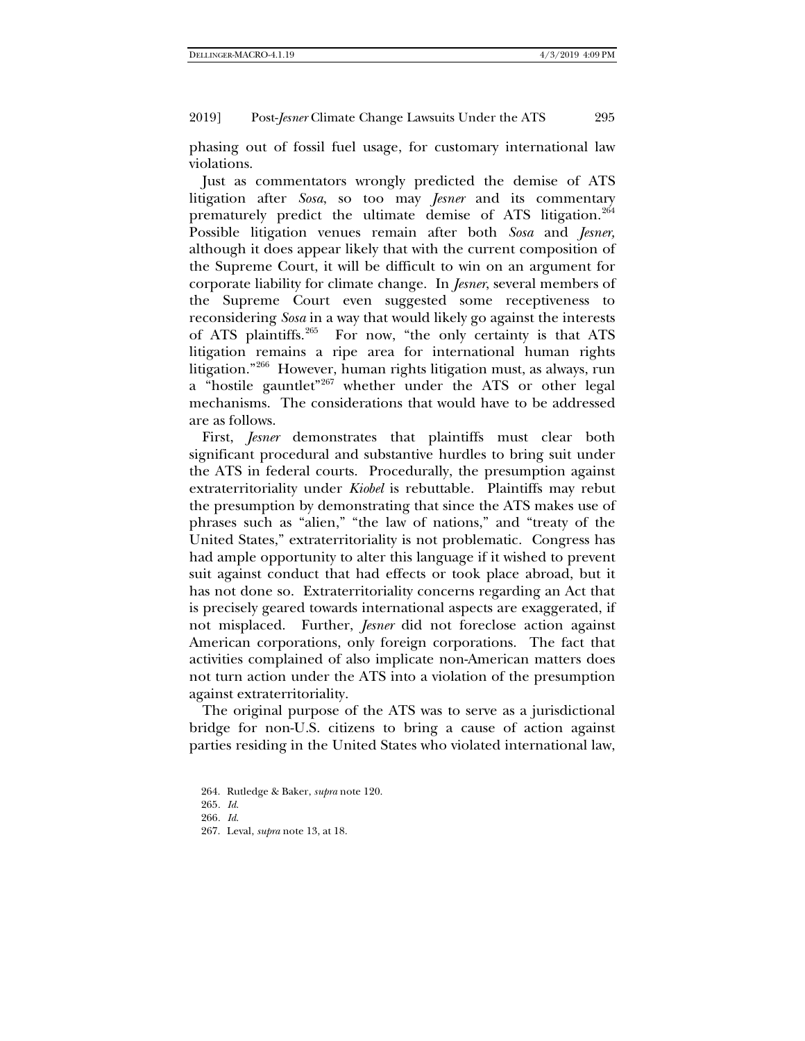phasing out of fossil fuel usage, for customary international law violations.

Just as commentators wrongly predicted the demise of ATS litigation after *Sosa*, so too may *Jesner* and its commentary prematurely predict the ultimate demise of ATS litigation.[264] Possible litigation venues remain after both *Sosa* and *Jesner,* although it does appear likely that with the current composition of the Supreme Court, it will be difficult to win on an argument for corporate liability for climate change. In *Jesner*, several members of the Supreme Court even suggested some receptiveness to reconsidering *Sosa* in a way that would likely go against the interests of ATS plaintiffs.[265] For now, "the only certainty is that ATS litigation remains a ripe area for international human rights litigation."[266] However, human rights litigation must, as always, run a "hostile gauntlet"[267] whether under the ATS or other legal mechanisms. The considerations that would have to be addressed are as follows.

First, *Jesner* demonstrates that plaintiffs must clear both significant procedural and substantive hurdles to bring suit under the ATS in federal courts. Procedurally, the presumption against extraterritoriality under *Kiobel* is rebuttable. Plaintiffs may rebut the presumption by demonstrating that since the ATS makes use of phrases such as "alien," "the law of nations," and "treaty of the United States," extraterritoriality is not problematic. Congress has had ample opportunity to alter this language if it wished to prevent suit against conduct that had effects or took place abroad, but it has not done so. Extraterritoriality concerns regarding an Act that is precisely geared towards international aspects are exaggerated, if not misplaced. Further, *Jesner* did not foreclose action against American corporations, only foreign corporations. The fact that activities complained of also implicate non-American matters does not turn action under the ATS into a violation of the presumption against extraterritoriality.

The original purpose of the ATS was to serve as a jurisdictional bridge for non-U.S. citizens to bring a cause of action against parties residing in the United States who violated international law,

264. Rutledge & Baker, *supra* note 120.

265. *Id.*

266. *Id.*

267. Leval, *supra* note 13, at 18.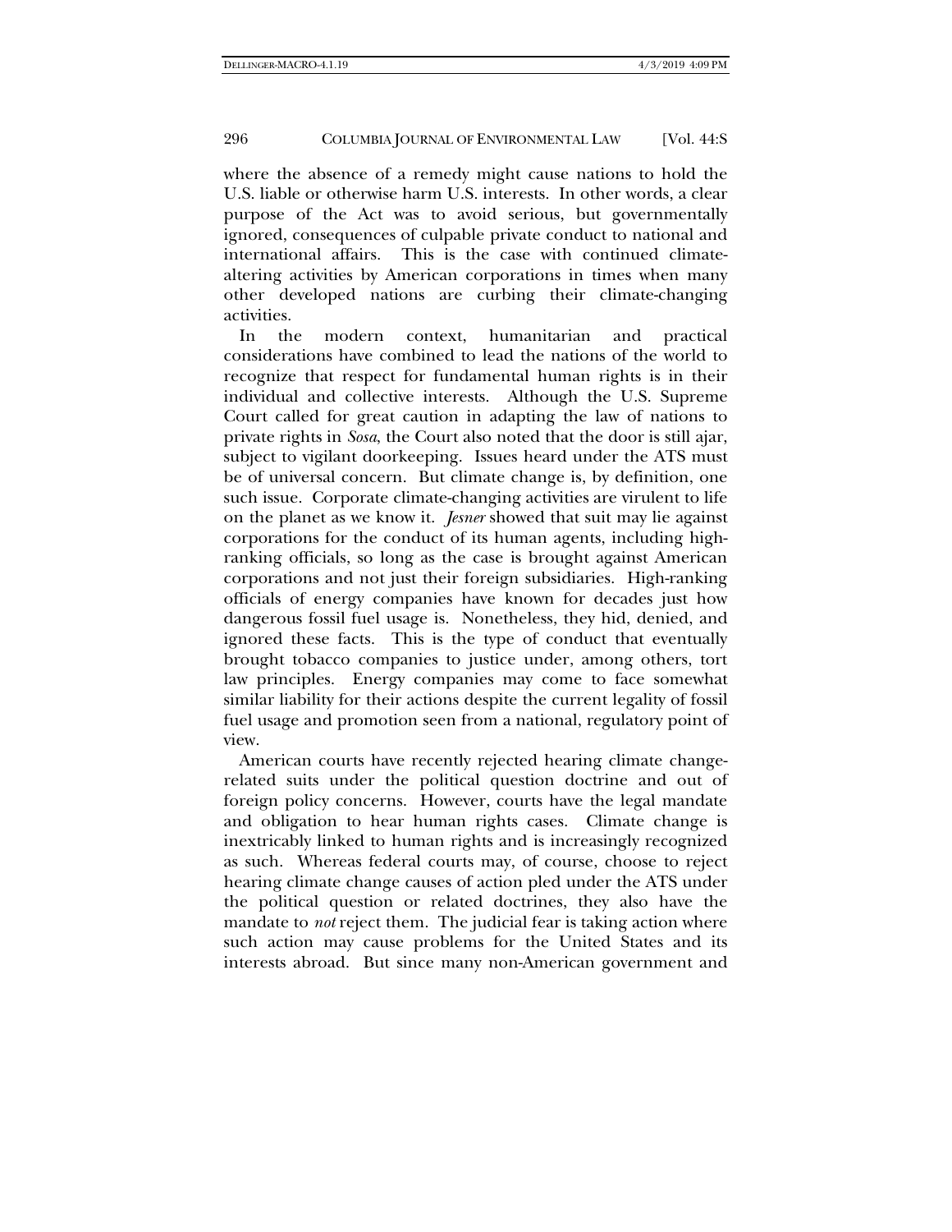where the absence of a remedy might cause nations to hold the U.S. liable or otherwise harm U.S. interests. In other words, a clear purpose of the Act was to avoid serious, but governmentally ignored, consequences of culpable private conduct to national and international affairs. This is the case with continued climate-altering activities by American corporations in times when many other developed nations are curbing their climate-changing activities.

In the modern context, humanitarian and practical considerations have combined to lead the nations of the world to recognize that respect for fundamental human rights is in their individual and collective interests. Although the U.S. Supreme Court called for great caution in adapting the law of nations to private rights in *Sosa*, the Court also noted that the door is still ajar, subject to vigilant doorkeeping. Issues heard under the ATS must be of universal concern. But climate change is, by definition, one such issue. Corporate climate-changing activities are virulent to life on the planet as we know it. *Jesner* showed that suit may lie against corporations for the conduct of its human agents, including high-ranking officials, so long as the case is brought against American corporations and not just their foreign subsidiaries. High-ranking officials of energy companies have known for decades just how dangerous fossil fuel usage is. Nonetheless, they hid, denied, and ignored these facts. This is the type of conduct that eventually brought tobacco companies to justice under, among others, tort law principles. Energy companies may come to face somewhat similar liability for their actions despite the current legality of fossil fuel usage and promotion seen from a national, regulatory point of view.

American courts have recently rejected hearing climate change-related suits under the political question doctrine and out of foreign policy concerns. However, courts have the legal mandate and obligation to hear human rights cases. Climate change is inextricably linked to human rights and is increasingly recognized as such. Whereas federal courts may, of course, choose to reject hearing climate change causes of action pled under the ATS under the political question or related doctrines, they also have the mandate to *not* reject them. The judicial fear is taking action where such action may cause problems for the United States and its interests abroad. But since many non-American government and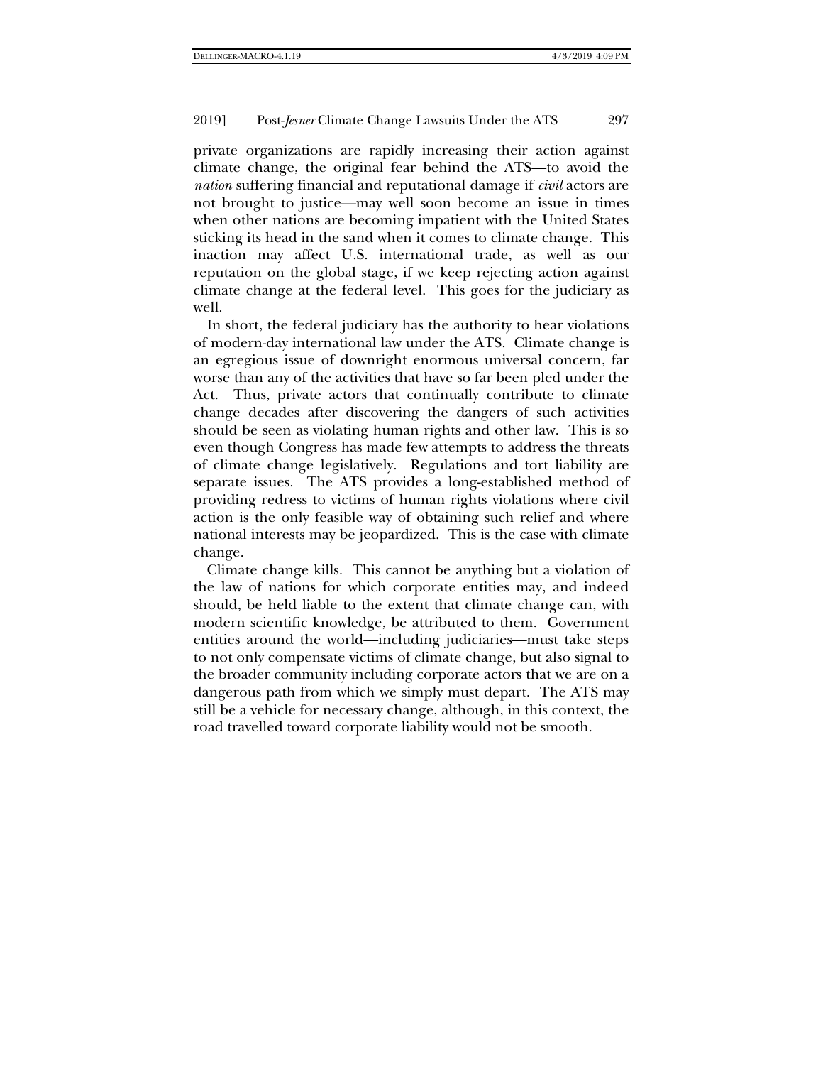private organizations are rapidly increasing their action against climate change, the original fear behind the ATS—to avoid the *nation* suffering financial and reputational damage if *civil* actors are not brought to justice—may well soon become an issue in times when other nations are becoming impatient with the United States sticking its head in the sand when it comes to climate change. This inaction may affect U.S. international trade, as well as our reputation on the global stage, if we keep rejecting action against climate change at the federal level. This goes for the judiciary as well.

In short, the federal judiciary has the authority to hear violations of modern-day international law under the ATS. Climate change is an egregious issue of downright enormous universal concern, far worse than any of the activities that have so far been pled under the Act. Thus, private actors that continually contribute to climate change decades after discovering the dangers of such activities should be seen as violating human rights and other law. This is so even though Congress has made few attempts to address the threats of climate change legislatively. Regulations and tort liability are separate issues. The ATS provides a long-established method of providing redress to victims of human rights violations where civil action is the only feasible way of obtaining such relief and where national interests may be jeopardized. This is the case with climate change.

Climate change kills. This cannot be anything but a violation of the law of nations for which corporate entities may, and indeed should, be held liable to the extent that climate change can, with modern scientific knowledge, be attributed to them. Government entities around the world—including judiciaries—must take steps to not only compensate victims of climate change, but also signal to the broader community including corporate actors that we are on a dangerous path from which we simply must depart. The ATS may still be a vehicle for necessary change, although, in this context, the road travelled toward corporate liability would not be smooth.